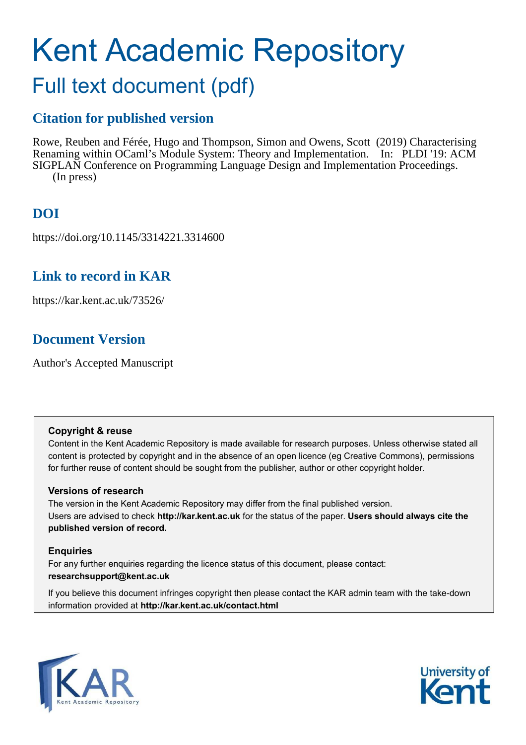# Kent Academic Repository

## Full text document (pdf)

### Citation for published version

Rowe, Reuben and Férée, Hugo and Thompson, Simon and Owens, Scott (2019) Characterising Renaming within OCaml's Module System: Theory and Implementation. In: PLDI '19: ACM SIGPLAN Conference on Programming Language Design and Implementation Proceedings. (In press)

### DOI

https://doi.org/10.1145/3314221.3314600

### Link to record in KAR

https://kar.kent.ac.uk/73526/

### Document Version

Author's Accepted Manuscript

**Copyright & reuse**

Content in the Kent Academic Repository is made available for research purposes. Unless otherwise stated all content is protected by copyright and in the absence of an open licence (eg Creative Commons), permissions for further reuse of content should be sought from the publisher, author or other copyright holder.

**Versions of research**

The version in the Kent Academic Repository may differ from the final published version. Users are advised to check **http://kar.kent.ac.uk** for the status of the paper. **Users should always cite the published version of record.**

**Enquiries**

For any further enquiries regarding the licence status of this document, please contact: **researchsupport@kent.ac.uk**

If you believe this document infringes copyright then please contact the KAR admin team with the take-down information provided at **http://kar.kent.ac.uk/contact.html**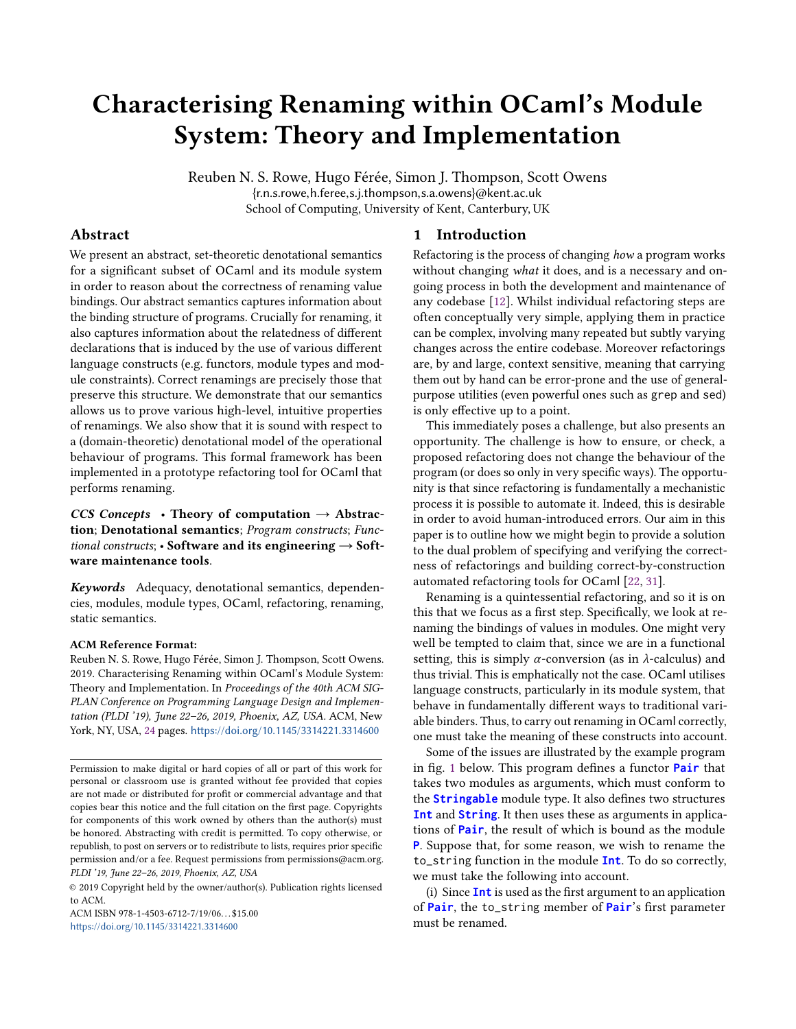# Characterising Renaming within OCaml's Module System: Theory and Implementation

Reuben N. S. Rowe, Hugo Férée, Simon J. Thompson, Scott Owens

{r.n.s.rowe,h.feree,s.j.thompson,s.a.owens}@kent.ac.uk

School of Computing, University of Kent, Canterbury, UK

## Abstract

We present an abstract, set-theoretic denotational semantics for a significant subset of OCaml and its module system in order to reason about the correctness of renaming value bindings. Our abstract semantics captures information about the binding structure of programs. Crucially for renaming, it also captures information about the relatedness of different declarations that is induced by the use of various different language constructs (e.g. functors, module types and module constraints). Correct renamings are precisely those that preserve this structure. We demonstrate that our semantics allows us to prove various high-level, intuitive properties of renamings. We also show that it is sound with respect to a (domain-theoretic) denotational model of the operational behaviour of programs. This formal framework has been implemented in a prototype refactoring tool for OCaml that performs renaming.

***CCS Concepts*** • **Theory of computation** → **Abstraction**; **Denotational semantics**; *Program constructs*; *Functional constructs*; • **Software and its engineering** → **Software maintenance tools**.

***Keywords*** Adequacy, denotational semantics, dependencies, modules, module types, OCaml, refactoring, renaming, static semantics.

**ACM Reference Format:**

Reuben N. S. Rowe, Hugo Férée, Simon J. Thompson, Scott Owens. 2019. Characterising Renaming within OCaml's Module System: Theory and Implementation. In *Proceedings of the 40th ACM SIGPLAN Conference on Programming Language Design and Implementation (PLDI '19), June 22–26, 2019, Phoenix, AZ, USA.* ACM, New York, NY, USA, 24 pages. https://doi.org/10.1145/3314221.3314600

Permission to make digital or hard copies of all or part of this work for personal or classroom use is granted without fee provided that copies are not made or distributed for profit or commercial advantage and that copies bear this notice and the full citation on the first page. Copyrights for components of this work owned by others than the author(s) must be honored. Abstracting with credit is permitted. To copy otherwise, or republish, to post on servers or to redistribute to lists, requires prior specific permission and/or a fee. Request permissions from permissions@acm.org.

*PLDI '19, June 22–26, 2019, Phoenix, AZ, USA*

© 2019 Copyright held by the owner/author(s). Publication rights licensed to ACM.

ACM ISBN 978-1-4503-6712-7/19/06…$15.00

https://doi.org/10.1145/3314221.3314600

## 1 Introduction

Refactoring is the process of changing *how* a program works without changing *what* it does, and is a necessary and ongoing process in both the development and maintenance of any codebase [12]. Whilst individual refactoring steps are often conceptually very simple, applying them in practice can be complex, involving many repeated but subtly varying changes across the entire codebase. Moreover refactorings are, by and large, context sensitive, meaning that carrying them out by hand can be error-prone and the use of general-purpose utilities (even powerful ones such as `grep` and `sed`) is only effective up to a point.

This immediately poses a challenge, but also presents an opportunity. The challenge is how to ensure, or check, a proposed refactoring does not change the behaviour of the program (or does so only in very specific ways). The opportunity is that since refactoring is fundamentally a mechanistic process it is possible to automate it. Indeed, this is desirable in order to avoid human-introduced errors. Our aim in this paper is to outline how we might begin to provide a solution to the dual problem of specifying and verifying the correctness of refactorings and building correct-by-construction automated refactoring tools for OCaml [22, 31].

Renaming is a quintessential refactoring, and so it is on this that we focus as a first step. Specifically, we look at renaming the bindings of values in modules. One might very well be tempted to claim that, since we are in a functional setting, this is simply $\alpha$-conversion (as in $\lambda$-calculus) and thus trivial. This is emphatically not the case. OCaml utilises language constructs, particularly in its module system, that behave in fundamentally different ways to traditional variable binders. Thus, to carry out renaming in OCaml correctly, one must take the meaning of these constructs into account.

Some of the issues are illustrated by the example program in fig. 1 below. This program defines a functor **`Pair`** that takes two modules as arguments, which must conform to the **`Stringable`** module type. It also defines two structures **`Int`** and **`String`**. It then uses these as arguments in applications of **`Pair`**, the result of which is bound as the module **`P`**. Suppose that, for some reason, we wish to rename the `to_string` function in the module **`Int`**. To do so correctly, we must take the following into account.

(i) Since **`Int`** is used as the first argument to an application of **`Pair`**, the `to_string` member of **`Pair`**'s first parameter must be renamed.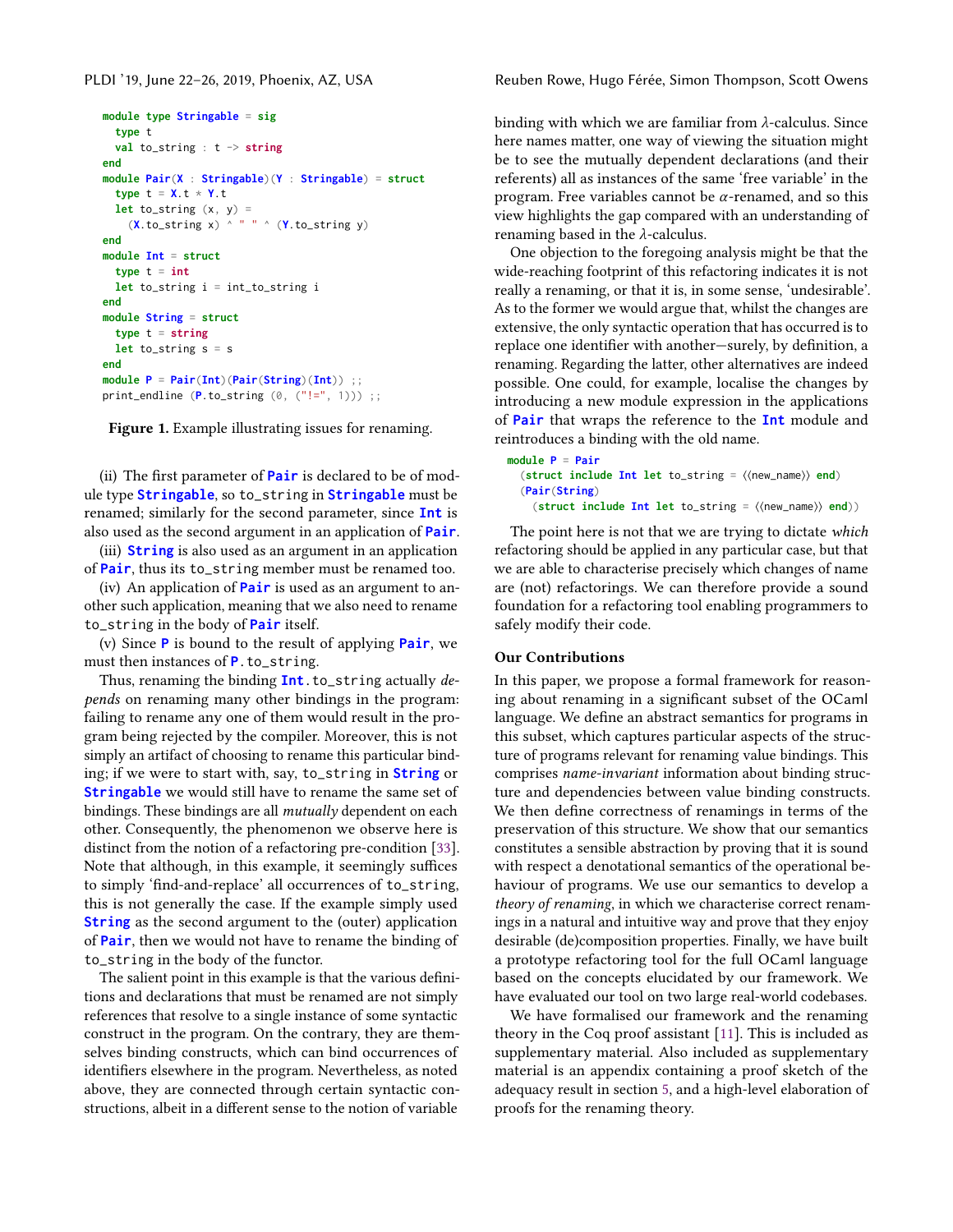```
module type Stringable = sig
  type t
  val to_string : t -> string
end
module Pair(X : Stringable)(Y : Stringable) = struct
  type t = X.t * Y.t
  let to_string (x, y) =
    (X.to_string x) ^ " " ^ (Y.to_string y)
end
module Int = struct
  type t = int
  let to_string i = int_to_string i
end
module String = struct
  type t = string
  let to_string s = s
end
module P = Pair(Int)(Pair(String)(Int)) ;;
print_endline (P.to_string (0, ("!=", 1))) ;;
```

**Figure 1.** Example illustrating issues for renaming.

(ii) The first parameter of **Pair** is declared to be of module type **Stringable**, so to_string in **Stringable** must be renamed; similarly for the second parameter, since **Int** is also used as the second argument in an application of **Pair**.

(iii) **String** is also used as an argument in an application of **Pair**, thus its to_string member must be renamed too.

(iv) An application of **Pair** is used as an argument to another such application, meaning that we also need to rename to_string in the body of **Pair** itself.

(v) Since **P** is bound to the result of applying **Pair**, we must then instances of **P**.to_string.

Thus, renaming the binding **Int**.to_string actually *depends* on renaming many other bindings in the program: failing to rename any one of them would result in the program being rejected by the compiler. Moreover, this is not simply an artifact of choosing to rename this particular binding; if we were to start with, say, to_string in **String** or **Stringable** we would still have to rename the same set of bindings. These bindings are all *mutually* dependent on each other. Consequently, the phenomenon we observe here is distinct from the notion of a refactoring pre-condition [33]. Note that although, in this example, it seemingly suffices to simply 'find-and-replace' all occurrences of to_string, this is not generally the case. If the example simply used **String** as the second argument to the (outer) application of **Pair**, then we would not have to rename the binding of to_string in the body of the functor.

The salient point in this example is that the various definitions and declarations that must be renamed are not simply references that resolve to a single instance of some syntactic construct in the program. On the contrary, they are themselves binding constructs, which can bind occurrences of identifiers elsewhere in the program. Nevertheless, as noted above, they are connected through certain syntactic constructions, albeit in a different sense to the notion of variable binding with which we are familiar from $\lambda$-calculus. Since here names matter, one way of viewing the situation might be to see the mutually dependent declarations (and their referents) all as instances of the same 'free variable' in the program. Free variables cannot be $\alpha$-renamed, and so this view highlights the gap compared with an understanding of renaming based in the $\lambda$-calculus.

One objection to the foregoing analysis might be that the wide-reaching footprint of this refactoring indicates it is not really a renaming, or that it is, in some sense, 'undesirable'. As to the former we would argue that, whilst the changes are extensive, the only syntactic operation that has occurred is to replace one identifier with another—surely, by definition, a renaming. Regarding the latter, other alternatives are indeed possible. One could, for example, localise the changes by introducing a new module expression in the applications of **Pair** that wraps the reference to the **Int** module and reintroduces a binding with the old name.

```
module P = Pair
  (struct include Int let to_string = ⟨⟨new_name⟩⟩ end)
  (Pair(String)
    (struct include Int let to_string = ⟨⟨new_name⟩⟩ end))
```

The point here is not that we are trying to dictate *which* refactoring should be applied in any particular case, but that we are able to characterise precisely which changes of name are (not) refactorings. We can therefore provide a sound foundation for a refactoring tool enabling programmers to safely modify their code.

### Our Contributions

In this paper, we propose a formal framework for reasoning about renaming in a significant subset of the OCaml language. We define an abstract semantics for programs in this subset, which captures particular aspects of the structure of programs relevant for renaming value bindings. This comprises *name-invariant* information about binding structure and dependencies between value binding constructs. We then define correctness of renamings in terms of the preservation of this structure. We show that our semantics constitutes a sensible abstraction by proving that it is sound with respect a denotational semantics of the operational behaviour of programs. We use our semantics to develop a *theory of renaming*, in which we characterise correct renamings in a natural and intuitive way and prove that they enjoy desirable (de)composition properties. Finally, we have built a prototype refactoring tool for the full OCaml language based on the concepts elucidated by our framework. We have evaluated our tool on two large real-world codebases.

We have formalised our framework and the renaming theory in the Coq proof assistant [11]. This is included as supplementary material. Also included as supplementary material is an appendix containing a proof sketch of the adequacy result in section 5, and a high-level elaboration of proofs for the renaming theory.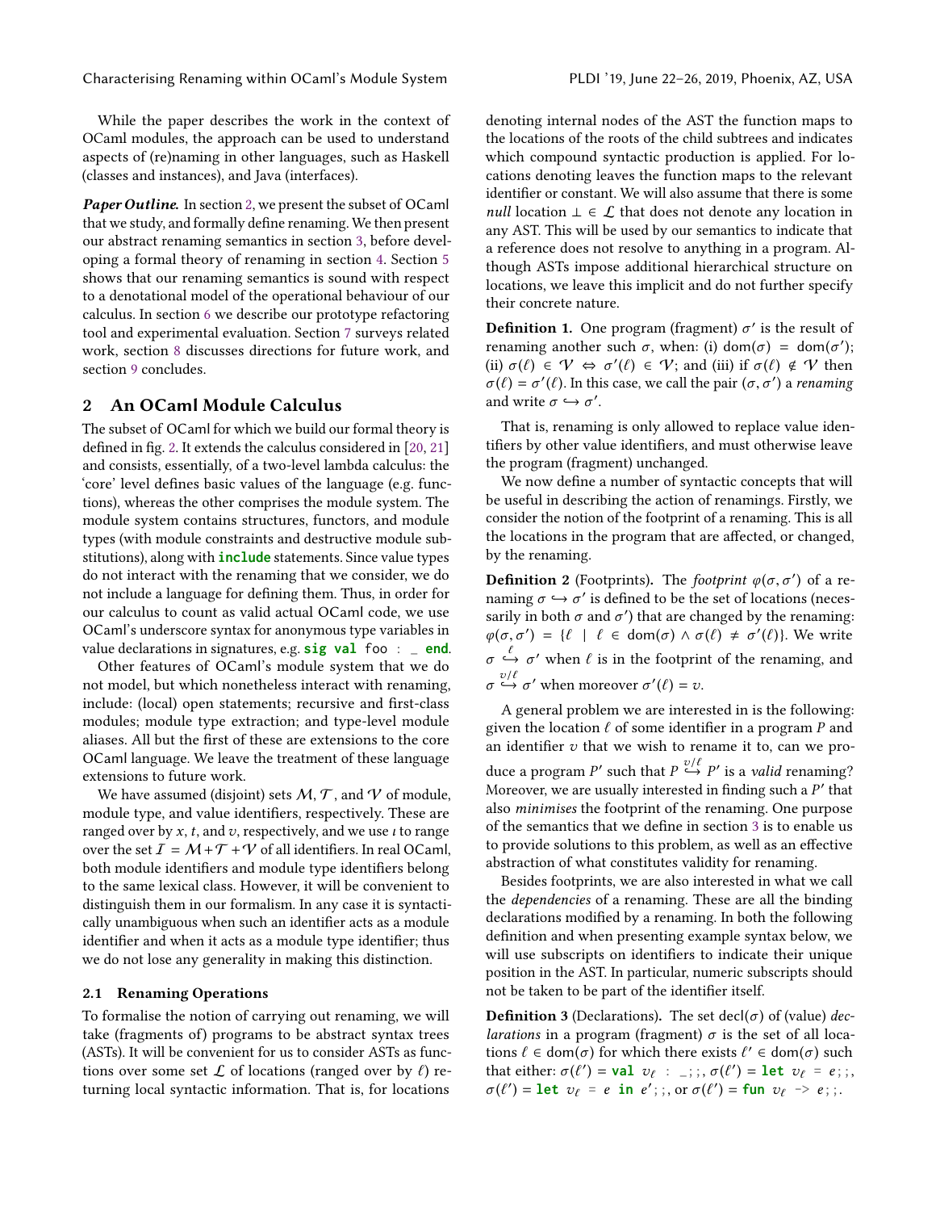While the paper describes the work in the context of OCaml modules, the approach can be used to understand aspects of (re)naming in other languages, such as Haskell (classes and instances), and Java (interfaces).

***Paper Outline.*** In section 2, we present the subset of OCaml that we study, and formally define renaming. We then present our abstract renaming semantics in section 3, before developing a formal theory of renaming in section 4. Section 5 shows that our renaming semantics is sound with respect to a denotational model of the operational behaviour of our calculus. In section 6 we describe our prototype refactoring tool and experimental evaluation. Section 7 surveys related work, section 8 discusses directions for future work, and section 9 concludes.

## 2 An OCaml Module Calculus

The subset of OCaml for which we build our formal theory is defined in fig. 2. It extends the calculus considered in [20, 21] and consists, essentially, of a two-level lambda calculus: the 'core' level defines basic values of the language (e.g. functions), whereas the other comprises the module system. The module system contains structures, functors, and module types (with module constraints and destructive module substitutions), along with **include** statements. Since value types do not interact with the renaming that we consider, we do not include a language for defining them. Thus, in order for our calculus to count as valid actual OCaml code, we use OCaml's underscore syntax for anonymous type variables in value declarations in signatures, e.g. `sig val foo : _ end`.

Other features of OCaml's module system that we do not model, but which nonetheless interact with renaming, include: (local) open statements; recursive and first-class modules; module type extraction; and type-level module aliases. All but the first of these are extensions to the core OCaml language. We leave the treatment of these language extensions to future work.

We have assumed (disjoint) sets $\mathcal{M}$, $\mathcal{T}$, and $\mathcal{V}$ of module, module type, and value identifiers, respectively. These are ranged over by $x$, $t$, and $v$, respectively, and we use $\iota$ to range over the set $\mathcal{I} = \mathcal{M} + \mathcal{T} + \mathcal{V}$ of all identifiers. In real OCaml, both module identifiers and module type identifiers belong to the same lexical class. However, it will be convenient to distinguish them in our formalism. In any case it is syntactically unambiguous when such an identifier acts as a module identifier and when it acts as a module type identifier; thus we do not lose any generality in making this distinction.

### 2.1 Renaming Operations

To formalise the notion of carrying out renaming, we will take (fragments of) programs to be abstract syntax trees (ASTs). It will be convenient for us to consider ASTs as functions over some set $\mathcal{L}$ of locations (ranged over by $\ell$) returning local syntactic information. That is, for locations denoting internal nodes of the AST the function maps to the locations of the roots of the child subtrees and indicates which compound syntactic production is applied. For locations denoting leaves the function maps to the relevant identifier or constant. We will also assume that there is some *null* location $\perp \in \mathcal{L}$ that does not denote any location in any AST. This will be used by our semantics to indicate that a reference does not resolve to anything in a program. Although ASTs impose additional hierarchical structure on locations, we leave this implicit and do not further specify their concrete nature.

**Definition 1.** One program (fragment) $\sigma'$ is the result of renaming another such $\sigma$, when: (i) $\mathrm{dom}(\sigma) = \mathrm{dom}(\sigma')$; (ii) $\sigma(\ell) \in \mathcal{V} \Leftrightarrow \sigma'(\ell) \in \mathcal{V}$; and (iii) if $\sigma(\ell) \notin \mathcal{V}$ then $\sigma(\ell) = \sigma'(\ell)$. In this case, we call the pair $(\sigma, \sigma')$ a *renaming* and write $\sigma \hookrightarrow \sigma'$.

That is, renaming is only allowed to replace value identifiers by other value identifiers, and must otherwise leave the program (fragment) unchanged.

We now define a number of syntactic concepts that will be useful in describing the action of renamings. Firstly, we consider the notion of the footprint of a renaming. This is all the locations in the program that are affected, or changed, by the renaming.

**Definition 2** (Footprints)**.** The *footprint* $\varphi(\sigma, \sigma')$ of a renaming $\sigma \hookrightarrow \sigma'$ is defined to be the set of locations (necessarily in both $\sigma$ and $\sigma'$) that are changed by the renaming: $\varphi(\sigma, \sigma') = \{\ell \mid \ell \in \mathrm{dom}(\sigma) \wedge \sigma(\ell) \neq \sigma'(\ell)\}$. We write $\sigma \overset{\ell}{\hookrightarrow} \sigma'$ when $\ell$ is in the footprint of the renaming, and $\sigma \overset{v/\ell}{\hookrightarrow} \sigma'$ when moreover $\sigma'(\ell) = v$.

A general problem we are interested in is the following: given the location $\ell$ of some identifier in a program $P$ and an identifier $v$ that we wish to rename it to, can we produce a program $P'$ such that $P \overset{v/\ell}{\hookrightarrow} P'$ is a *valid* renaming? Moreover, we are usually interested in finding such a $P'$ that also *minimises* the footprint of the renaming. One purpose of the semantics that we define in section 3 is to enable us to provide solutions to this problem, as well as an effective abstraction of what constitutes validity for renaming.

Besides footprints, we are also interested in what we call the *dependencies* of a renaming. These are all the binding declarations modified by a renaming. In both the following definition and when presenting example syntax below, we will use subscripts on identifiers to indicate their unique position in the AST. In particular, numeric subscripts should not be taken to be part of the identifier itself.

**Definition 3** (Declarations)**.** The set $\mathrm{decl}(\sigma)$ of (value) *declarations* in a program (fragment) $\sigma$ is the set of all locations $\ell \in \mathrm{dom}(\sigma)$ for which there exists $\ell' \in \mathrm{dom}(\sigma)$ such that either: $\sigma(\ell') =$ **val** $v_\ell$ : _;;, $\sigma(\ell') =$ **let** $v_\ell$ = $e$;;, $\sigma(\ell') =$ **let** $v_\ell$ = $e$ **in** $e'$;;, or $\sigma(\ell') =$ **fun** $v_\ell$ -> $e$;;.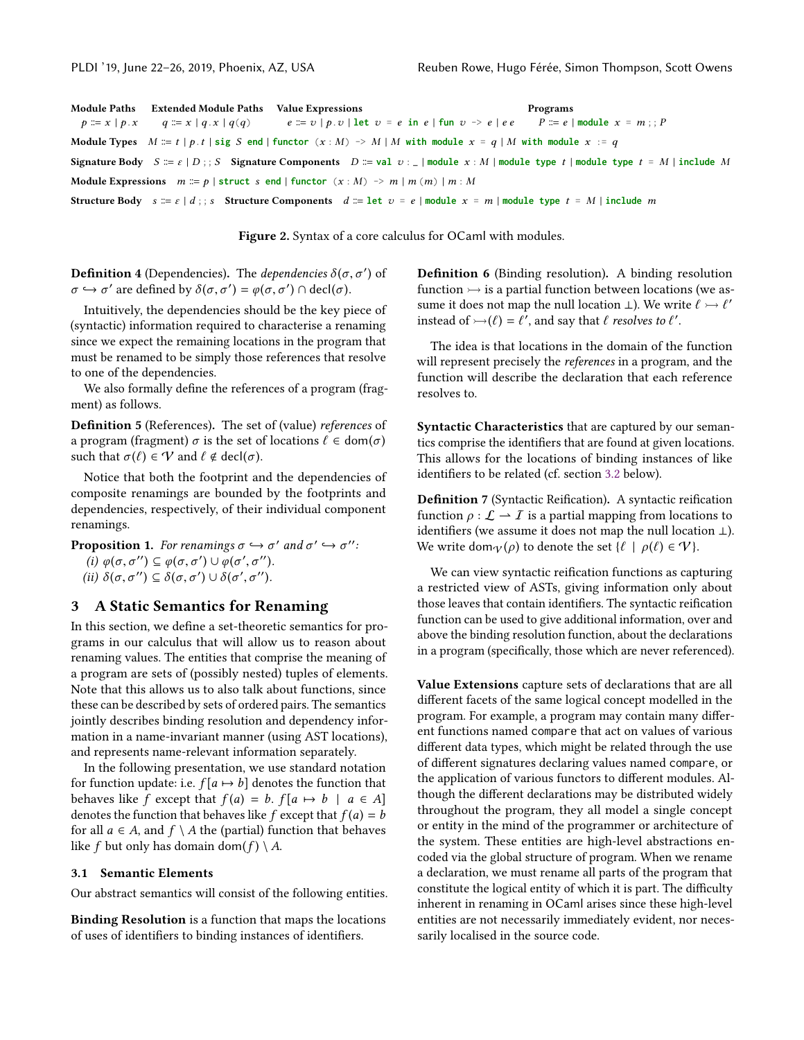**Module Paths** $p ::= x \mid p.x$ **Extended Module Paths** $q ::= x \mid q.x \mid q(q)$ **Value Expressions** $e ::= v \mid p.v \mid \texttt{let}\ v = e\ \texttt{in}\ e \mid \texttt{fun}\ v\ \texttt{->}\ e \mid e\ e$ **Programs** $P ::= e \mid \texttt{module}\ x = m\ ;;\ P$

**Module Types** $M ::= t \mid p.t \mid \texttt{sig}\ S\ \texttt{end} \mid \texttt{functor}\ (x : M)\ \texttt{->}\ M \mid M\ \texttt{with module}\ x = q \mid M\ \texttt{with module}\ x := q$

**Signature Body** $S ::= \varepsilon \mid D\ ;;\ S$ **Signature Components** $D ::= \texttt{val}\ v : \_ \mid \texttt{module}\ x : M \mid \texttt{module type}\ t \mid \texttt{module type}\ t = M \mid \texttt{include}\ M$

**Module Expressions** $m ::= p \mid \texttt{struct}\ s\ \texttt{end} \mid \texttt{functor}\ (x : M)\ \texttt{->}\ m \mid m\ (m) \mid m : M$

**Structure Body** $s ::= \varepsilon \mid d\ ;;\ s$ **Structure Components** $d ::= \texttt{let}\ v = e \mid \texttt{module}\ x = m \mid \texttt{module type}\ t = M \mid \texttt{include}\ m$

**Figure 2.** Syntax of a core calculus for OCaml with modules.

**Definition 4** (Dependencies)**.** The *dependencies* $\delta(\sigma, \sigma')$ of $\sigma \hookrightarrow \sigma'$ are defined by $\delta(\sigma, \sigma') = \varphi(\sigma, \sigma') \cap \mathrm{decl}(\sigma)$.

Intuitively, the dependencies should be the key piece of (syntactic) information required to characterise a renaming since we expect the remaining locations in the program that must be renamed to be simply those references that resolve to one of the dependencies.

We also formally define the references of a program (fragment) as follows.

**Definition 5** (References)**.** The set of (value) *references* of a program (fragment) $\sigma$ is the set of locations $\ell \in \mathrm{dom}(\sigma)$ such that $\sigma(\ell) \in \mathcal{V}$ and $\ell \notin \mathrm{decl}(\sigma)$.

Notice that both the footprint and the dependencies of composite renamings are bounded by the footprints and dependencies, respectively, of their individual component renamings.

**Proposition 1.** *For renamings $\sigma \hookrightarrow \sigma'$ and $\sigma' \hookrightarrow \sigma''$:*
*(i) $\varphi(\sigma, \sigma'') \subseteq \varphi(\sigma, \sigma') \cup \varphi(\sigma', \sigma'')$.*
*(ii) $\delta(\sigma, \sigma'') \subseteq \delta(\sigma, \sigma') \cup \delta(\sigma', \sigma'')$.*

## 3 A Static Semantics for Renaming

In this section, we define a set-theoretic semantics for programs in our calculus that will allow us to reason about renaming values. The entities that comprise the meaning of a program are sets of (possibly nested) tuples of elements. Note that this allows us to also talk about functions, since these can be described by sets of ordered pairs. The semantics jointly describes binding resolution and dependency information in a name-invariant manner (using AST locations), and represents name-relevant information separately.

In the following presentation, we use standard notation for function update: i.e. $f[a \mapsto b]$ denotes the function that behaves like $f$ except that $f(a) = b$. $f[a \mapsto b \mid a \in A]$ denotes the function that behaves like $f$ except that $f(a) = b$ for all $a \in A$, and $f \setminus A$ the (partial) function that behaves like $f$ but only has domain $\mathrm{dom}(f) \setminus A$.

### 3.1 Semantic Elements

Our abstract semantics will consist of the following entities.

**Binding Resolution** is a function that maps the locations of uses of identifiers to binding instances of identifiers.

**Definition 6** (Binding resolution)**.** A binding resolution function $\rightarrowtail$ is a partial function between locations (we assume it does not map the null location $\perp$). We write $\ell \rightarrowtail \ell'$ instead of $\rightarrowtail(\ell) = \ell'$, and say that $\ell$ *resolves to* $\ell'$.

The idea is that locations in the domain of the function will represent precisely the *references* in a program, and the function will describe the declaration that each reference resolves to.

**Syntactic Characteristics** that are captured by our semantics comprise the identifiers that are found at given locations. This allows for the locations of binding instances of like identifiers to be related (cf. section 3.2 below).

**Definition 7** (Syntactic Reification)**.** A syntactic reification function $\rho : \mathcal{L} \rightharpoonup \mathcal{I}$ is a partial mapping from locations to identifiers (we assume it does not map the null location $\perp$). We write $\mathrm{dom}_{\mathcal{V}}(\rho)$ to denote the set $\{\ell \mid \rho(\ell) \in \mathcal{V}\}$.

We can view syntactic reification functions as capturing a restricted view of ASTs, giving information only about those leaves that contain identifiers. The syntactic reification function can be used to give additional information, over and above the binding resolution function, about the declarations in a program (specifically, those which are never referenced).

**Value Extensions** capture sets of declarations that are all different facets of the same logical concept modelled in the program. For example, a program may contain many different functions named `compare` that act on values of various different data types, which might be related through the use of different signatures declaring values named `compare`, or the application of various functors to different modules. Although the different declarations may be distributed widely throughout the program, they all model a single concept or entity in the mind of the programmer or architecture of the system. These entities are high-level abstractions encoded via the global structure of program. When we rename a declaration, we must rename all parts of the program that constitute the logical entity of which it is part. The difficulty inherent in renaming in OCaml arises since these high-level entities are not necessarily immediately evident, nor necessarily localised in the source code.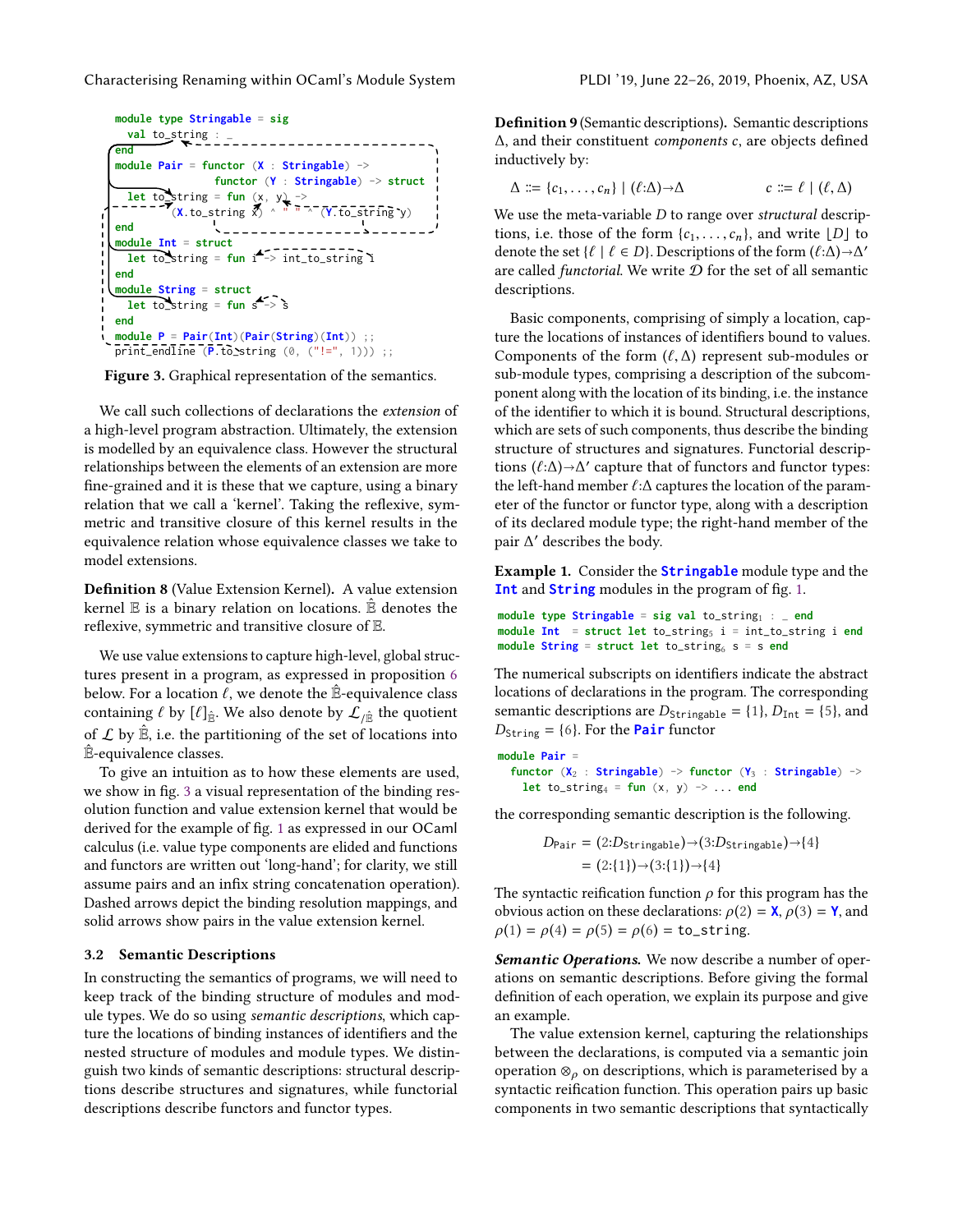```
module type Stringable = sig
  val to_string : _
end
module Pair = functor (X : Stringable) ->
              functor (Y : Stringable) -> struct
  let to_string = fun (x, y) ->
      (X.to_string x) ^ " " ^ (Y.to_string y)
end
module Int = struct
  let to_string = fun i -> int_to_string i
end
module String = struct
  let to_string = fun s -> s
end
module P = Pair(Int)(Pair(String)(Int)) ;;
print_endline (P.to_string (0, ("!=", 1))) ;;
```

**Figure 3.** Graphical representation of the semantics.

We call such collections of declarations the *extension* of a high-level program abstraction. Ultimately, the extension is modelled by an equivalence class. However the structural relationships between the elements of an extension are more fine-grained and it is these that we capture, using a binary relation that we call a 'kernel'. Taking the reflexive, symmetric and transitive closure of this kernel results in the equivalence relation whose equivalence classes we take to model extensions.

**Definition 8** (Value Extension Kernel)**.** A value extension kernel $\mathbb{E}$ is a binary relation on locations. $\hat{\mathbb{E}}$ denotes the reflexive, symmetric and transitive closure of $\mathbb{E}$.

We use value extensions to capture high-level, global structures present in a program, as expressed in proposition 6 below. For a location $\ell$, we denote the $\hat{\mathbb{E}}$-equivalence class containing $\ell$ by $[\ell]_{\hat{\mathbb{E}}}$. We also denote by $\mathcal{L}_{/\hat{\mathbb{E}}}$ the quotient of $\mathcal{L}$ by $\hat{\mathbb{E}}$, i.e. the partitioning of the set of locations into $\hat{\mathbb{E}}$-equivalence classes.

To give an intuition as to how these elements are used, we show in fig. 3 a visual representation of the binding resolution function and value extension kernel that would be derived for the example of fig. 1 as expressed in our OCaml calculus (i.e. value type components are elided and functions and functors are written out 'long-hand'; for clarity, we still assume pairs and an infix string concatenation operation). Dashed arrows depict the binding resolution mappings, and solid arrows show pairs in the value extension kernel.

### 3.2 Semantic Descriptions

In constructing the semantics of programs, we will need to keep track of the binding structure of modules and module types. We do so using *semantic descriptions*, which capture the locations of binding instances of identifiers and the nested structure of modules and module types. We distinguish two kinds of semantic descriptions: structural descriptions describe structures and signatures, while functorial descriptions describe functors and functor types.

**Definition 9** (Semantic descriptions)**.** Semantic descriptions $\Delta$, and their constituent *components* $c$, are objects defined inductively by:

$$\Delta ::= \{c_1, \ldots, c_n\} \mid (\ell{:}\Delta){\to}\Delta \qquad\qquad c ::= \ell \mid (\ell, \Delta)$$

We use the meta-variable $D$ to range over *structural* descriptions, i.e. those of the form $\{c_1, \ldots, c_n\}$, and write $\lfloor D \rfloor$ to denote the set $\{\ell \mid \ell \in D\}$. Descriptions of the form $(\ell{:}\Delta){\to}\Delta'$ are called *functorial*. We write $\mathcal{D}$ for the set of all semantic descriptions.

Basic components, comprising of simply a location, capture the locations of instances of identifiers bound to values. Components of the form $(\ell, \Delta)$ represent sub-modules or sub-module types, comprising a description of the subcomponent along with the location of its binding, i.e. the instance of the identifier to which it is bound. Structural descriptions, which are sets of such components, thus describe the binding structure of structures and signatures. Functorial descriptions $(\ell{:}\Delta){\to}\Delta'$ capture that of functors and functor types: the left-hand member $\ell{:}\Delta$ captures the location of the parameter of the functor or functor type, along with a description of its declared module type; the right-hand member of the pair $\Delta'$ describes the body.

**Example 1.** Consider the `Stringable` module type and the `Int` and `String` modules in the program of fig. 1.

```
module type Stringable = sig val to_string₁ : _ end
module Int  = struct let to_string₅ i = int_to_string i end
module String = struct let to_string₆ s = s end
```

The numerical subscripts on identifiers indicate the abstract locations of declarations in the program. The corresponding semantic descriptions are $D_{\texttt{Stringable}} = \{1\}$, $D_{\texttt{Int}} = \{5\}$, and $D_{\texttt{String}} = \{6\}$. For the `Pair` functor

```
module Pair =
  functor (X₂ : Stringable) -> functor (Y₃ : Stringable) ->
    let to_string₄ = fun (x, y) -> ... end
```

the corresponding semantic description is the following.

$$\begin{aligned} D_{\texttt{Pair}} &= (2{:}D_{\texttt{Stringable}}){\to}(3{:}D_{\texttt{Stringable}}){\to}\{4\} \\ &= (2{:}\{1\}){\to}(3{:}\{1\}){\to}\{4\} \end{aligned}$$

The syntactic reification function $\rho$ for this program has the obvious action on these declarations: $\rho(2) = $ `X`, $\rho(3) = $ `Y`, and $\rho(1) = \rho(4) = \rho(5) = \rho(6) = $ `to_string`.

***Semantic Operations.*** We now describe a number of operations on semantic descriptions. Before giving the formal definition of each operation, we explain its purpose and give an example.

The value extension kernel, capturing the relationships between the declarations, is computed via a semantic join operation $\otimes_\rho$ on descriptions, which is parameterised by a syntactic reification function. This operation pairs up basic components in two semantic descriptions that syntactically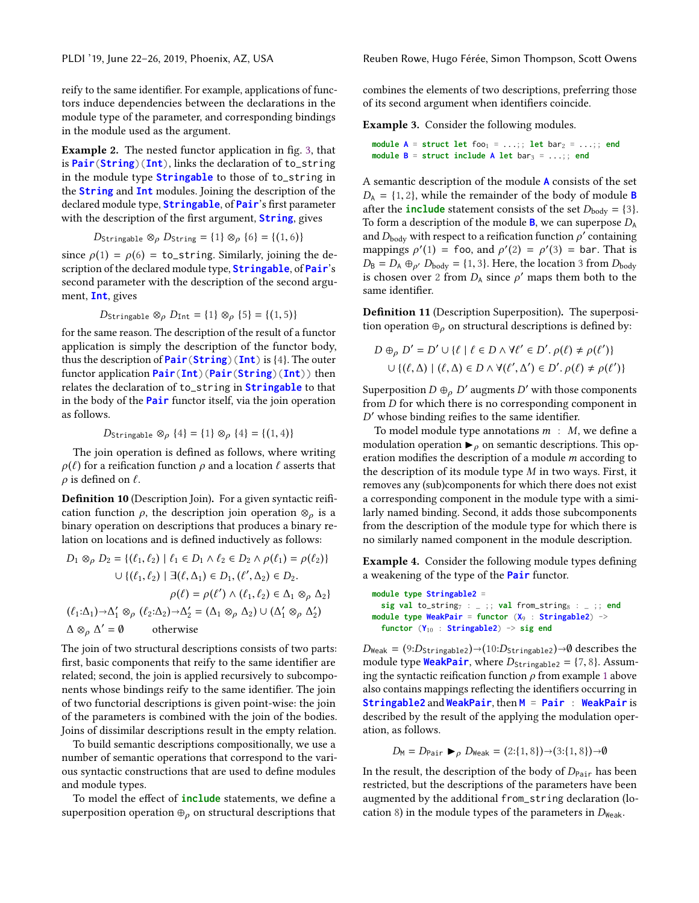reify to the same identifier. For example, applications of functors induce dependencies between the declarations in the module type of the parameter, and corresponding bindings in the module used as the argument.

**Example 2.** The nested functor application in fig. 3, that is `Pair(String)(Int)`, links the declaration of `to_string` in the module type `Stringable` to those of `to_string` in the `String` and `Int` modules. Joining the description of the declared module type, `Stringable`, of `Pair`'s first parameter with the description of the first argument, `String`, gives

$$D_{\texttt{Stringable}} \otimes_\rho D_{\texttt{String}} = \{1\} \otimes_\rho \{6\} = \{(1, 6)\}$$

since $\rho(1) = \rho(6) = \texttt{to\_string}$. Similarly, joining the description of the declared module type, `Stringable`, of `Pair`'s second parameter with the description of the second argument, `Int`, gives

$$D_{\texttt{Stringable}} \otimes_\rho D_{\texttt{Int}} = \{1\} \otimes_\rho \{5\} = \{(1, 5)\}$$

for the same reason. The description of the result of a functor application is simply the description of the functor body, thus the description of `Pair(String)(Int)` is $\{4\}$. The outer functor application `Pair(Int)(Pair(String)(Int))` then relates the declaration of `to_string` in `Stringable` to that in the body of the `Pair` functor itself, via the join operation as follows.

$$D_{\texttt{Stringable}} \otimes_\rho \{4\} = \{1\} \otimes_\rho \{4\} = \{(1, 4)\}$$

The join operation is defined as follows, where writing $\rho(\ell)$ for a reification function $\rho$ and a location $\ell$ asserts that $\rho$ is defined on $\ell$.

**Definition 10** (Description Join)**.** For a given syntactic reification function $\rho$, the description join operation $\otimes_\rho$ is a binary operation on descriptions that produces a binary relation on locations and is defined inductively as follows:

$$
\begin{aligned}
D_1 \otimes_\rho D_2 = {} & \{(\ell_1, \ell_2) \mid \ell_1 \in D_1 \wedge \ell_2 \in D_2 \wedge \rho(\ell_1) = \rho(\ell_2)\} \\
& \cup \{(\ell_1, \ell_2) \mid \exists (\ell, \Delta_1) \in D_1, (\ell', \Delta_2) \in D_2. \\
& \qquad \rho(\ell) = \rho(\ell') \wedge (\ell_1, \ell_2) \in \Delta_1 \otimes_\rho \Delta_2\} \\
(\ell_1{:}\Delta_1){\to}\Delta_1' \otimes_\rho {} & (\ell_2{:}\Delta_2){\to}\Delta_2' = (\Delta_1 \otimes_\rho \Delta_2) \cup (\Delta_1' \otimes_\rho \Delta_2') \\
\Delta \otimes_\rho \Delta' = {} & \emptyset \qquad \text{otherwise}
\end{aligned}
$$

The join of two structural descriptions consists of two parts: first, basic components that reify to the same identifier are related; second, the join is applied recursively to subcomponents whose bindings reify to the same identifier. The join of two functorial descriptions is given point-wise: the join of the parameters is combined with the join of the bodies. Joins of dissimilar descriptions result in the empty relation.

To build semantic descriptions compositionally, we use a number of semantic operations that correspond to the various syntactic constructions that are used to define modules and module types.

To model the effect of `include` statements, we define a superposition operation $\oplus_\rho$ on structural descriptions that combines the elements of two descriptions, preferring those of its second argument when identifiers coincide.

**Example 3.** Consider the following modules.

```
module A = struct let foo₁ = ...;; let bar₂ = ...;; end
module B = struct include A let bar₃ = ...;; end
```

A semantic description of the module `A` consists of the set $D_{\texttt{A}} = \{1, 2\}$, while the remainder of the body of module `B` after the `include` statement consists of the set $D_{\text{body}} = \{3\}$. To form a description of the module `B`, we can superpose $D_{\texttt{A}}$ and $D_{\text{body}}$ with respect to a reification function $\rho'$ containing mappings $\rho'(1) = \texttt{foo}$, and $\rho'(2) = \rho'(3) = \texttt{bar}$. That is $D_{\texttt{B}} = D_{\texttt{A}} \oplus_{\rho'} D_{\text{body}} = \{1, 3\}$. Here, the location 3 from $D_{\text{body}}$ is chosen over 2 from $D_{\texttt{A}}$ since $\rho'$ maps them both to the same identifier.

**Definition 11** (Description Superposition)**.** The superposition operation $\oplus_\rho$ on structural descriptions is defined by:

$$
\begin{aligned}
D \oplus_\rho D' = {} & D' \cup \{\ell \mid \ell \in D \wedge \forall \ell' \in D'. \rho(\ell) \neq \rho(\ell')\} \\
& \cup \{(\ell, \Delta) \mid (\ell, \Delta) \in D \wedge \forall (\ell', \Delta') \in D'. \rho(\ell) \neq \rho(\ell')\}
\end{aligned}
$$

Superposition $D \oplus_\rho D'$ augments $D'$ with those components from $D$ for which there is no corresponding component in $D'$ whose binding reifies to the same identifier.

To model module type annotations $m : M$, we define a modulation operation $\blacktriangleright_\rho$ on semantic descriptions. This operation modifies the description of a module $m$ according to the description of its module type $M$ in two ways. First, it removes any (sub)components for which there does not exist a corresponding component in the module type with a similarly named binding. Second, it adds those subcomponents from the description of the module type for which there is no similarly named component in the module description.

**Example 4.** Consider the following module types defining a weakening of the type of the `Pair` functor.

```
module type Stringable2 =
  sig val to_string₇ : _ ;; val from_string₈ : _ ;; end
module type WeakPair = functor (X₉ : Stringable2) ->
  functor (Y₁₀ : Stringable2) -> sig end
```

$D_{\text{Weak}} = (9{:}D_{\texttt{Stringable2}}){\to}(10{:}D_{\texttt{Stringable2}}){\to}\emptyset$ describes the module type `WeakPair`, where $D_{\texttt{Stringable2}} = \{7, 8\}$. Assuming the syntactic reification function $\rho$ from example 1 above also contains mappings reflecting the identifiers occurring in `Stringable2` and `WeakPair`, then `M = Pair : WeakPair` is described by the result of the applying the modulation operation, as follows.

$$D_{\texttt{M}} = D_{\texttt{Pair}} \blacktriangleright_\rho D_{\text{Weak}} = (2{:}\{1, 8\}){\to}(3{:}\{1, 8\}){\to}\emptyset$$

In the result, the description of the body of $D_{\texttt{Pair}}$ has been restricted, but the descriptions of the parameters have been augmented by the additional `from_string` declaration (location 8) in the module types of the parameters in $D_{\text{Weak}}$.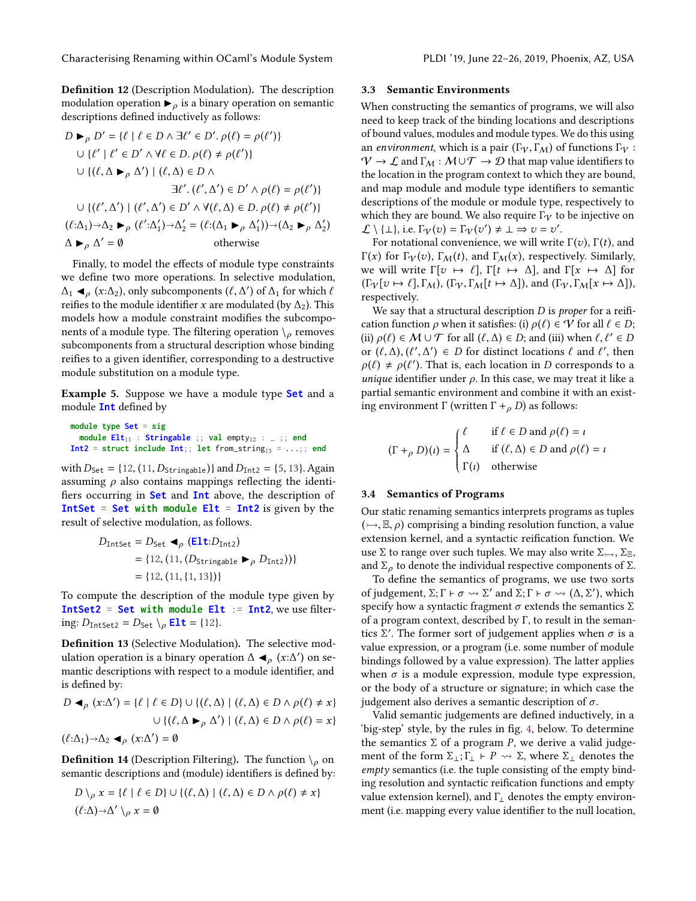**Definition 12** (Description Modulation)**.** The description modulation operation $\blacktriangleright_\rho$ is a binary operation on semantic descriptions defined inductively as follows:

$$
\begin{aligned}
D \blacktriangleright_\rho D' = \; & \{\ell \mid \ell \in D \wedge \exists \ell' \in D'.\, \rho(\ell) = \rho(\ell')\} \\
& \cup \{\ell' \mid \ell' \in D' \wedge \forall \ell \in D.\, \rho(\ell) \neq \rho(\ell')\} \\
& \cup \{(\ell, \Delta \blacktriangleright_\rho \Delta') \mid (\ell, \Delta) \in D \wedge \\
& \qquad\qquad \exists \ell'.\, (\ell', \Delta') \in D' \wedge \rho(\ell) = \rho(\ell')\} \\
& \cup \{(\ell', \Delta') \mid (\ell', \Delta') \in D' \wedge \forall (\ell, \Delta) \in D.\, \rho(\ell) \neq \rho(\ell')\} \\
(\ell{:}\Delta_1){\to}\Delta_2 \blacktriangleright_\rho (\ell'{:}\Delta_1'){\to}\Delta_2' = \; & (\ell{:}(\Delta_1 \blacktriangleright_\rho \Delta_1')){\to}(\Delta_2 \blacktriangleright_\rho \Delta_2') \\
\Delta \blacktriangleright_\rho \Delta' = \; & \emptyset \qquad\qquad \text{otherwise}
\end{aligned}
$$

Finally, to model the effects of module type constraints we define two more operations. In selective modulation, $\Delta_1 \blacktriangleleft_\rho (x{:}\Delta_2)$, only subcomponents $(\ell, \Delta')$ of $\Delta_1$ for which $\ell$ reifies to the module identifier $x$ are modulated (by $\Delta_2$). This models how a module constraint modifies the subcomponents of a module type. The filtering operation $\setminus_\rho$ removes subcomponents from a structural description whose binding reifies to a given identifier, corresponding to a destructive module substitution on a module type.

**Example 5.** Suppose we have a module type **Set** and a module **Int** defined by

```
module type Set = sig
  module Elt11 : Stringable ;; val empty12 : _ ;; end
Int2 = struct include Int;; let from_string13 = ...;; end
```

with $D_{\texttt{Set}} = \{12, (11, D_{\texttt{Stringable}})\}$ and $D_{\texttt{Int2}} = \{5, 13\}$. Again assuming $\rho$ also contains mappings reflecting the identifiers occurring in **Set** and **Int** above, the description of **IntSet** = **Set with module Elt** = **Int2** is given by the result of selective modulation, as follows.

$$
\begin{aligned}
D_{\texttt{IntSet}} &= D_{\texttt{Set}} \blacktriangleleft_\rho (\texttt{Elt}{:}D_{\texttt{Int2}}) \\
&= \{12, (11, (D_{\texttt{Stringable}} \blacktriangleright_\rho D_{\texttt{Int2}}))\} \\
&= \{12, (11, \{1, 13\})\}
\end{aligned}
$$

To compute the description of the module type given by **IntSet2** = **Set with module Elt** := **Int2**, we use filtering: $D_{\texttt{IntSet2}} = D_{\texttt{Set}} \setminus_\rho \texttt{Elt} = \{12\}$.

**Definition 13** (Selective Modulation)**.** The selective modulation operation is a binary operation $\Delta \blacktriangleleft_\rho (x{:}\Delta')$ on semantic descriptions with respect to a module identifier, and is defined by:

$$
\begin{aligned}
D \blacktriangleleft_\rho (x{:}\Delta') = \; & \{\ell \mid \ell \in D\} \cup \{(\ell, \Delta) \mid (\ell, \Delta) \in D \wedge \rho(\ell) \neq x\} \\
& \cup \{(\ell, \Delta \blacktriangleright_\rho \Delta') \mid (\ell, \Delta) \in D \wedge \rho(\ell) = x\} \\
(\ell{:}\Delta_1){\to}\Delta_2 \blacktriangleleft_\rho (x{:}\Delta') = \; & \emptyset
\end{aligned}
$$

**Definition 14** (Description Filtering)**.** The function $\setminus_\rho$ on semantic descriptions and (module) identifiers is defined by:

$$
\begin{aligned}
D \setminus_\rho x &= \{\ell \mid \ell \in D\} \cup \{(\ell, \Delta) \mid (\ell, \Delta) \in D \wedge \rho(\ell) \neq x\} \\
(\ell{:}\Delta){\to}\Delta' \setminus_\rho x &= \emptyset
\end{aligned}
$$

### 3.3 Semantic Environments

When constructing the semantics of programs, we will also need to keep track of the binding locations and descriptions of bound values, modules and module types. We do this using an *environment*, which is a pair $(\Gamma_{\mathcal{V}}, \Gamma_{\mathcal{M}})$ of functions $\Gamma_{\mathcal{V}} : \mathcal{V} \to \mathcal{L}$ and $\Gamma_{\mathcal{M}} : \mathcal{M} \cup \mathcal{T} \to \mathcal{D}$ that map value identifiers to the location in the program context to which they are bound, and map module and module type identifiers to semantic descriptions of the module or module type, respectively to which they are bound. We also require $\Gamma_{\mathcal{V}}$ to be injective on $\mathcal{L} \setminus \{\bot\}$, i.e. $\Gamma_{\mathcal{V}}(v) = \Gamma_{\mathcal{V}}(v') \neq \bot \Rightarrow v = v'$.

For notational convenience, we will write $\Gamma(v)$, $\Gamma(t)$, and $\Gamma(x)$ for $\Gamma_{\mathcal{V}}(v)$, $\Gamma_{\mathcal{M}}(t)$, and $\Gamma_{\mathcal{M}}(x)$, respectively. Similarly, we will write $\Gamma[v \mapsto \ell]$, $\Gamma[t \mapsto \Delta]$, and $\Gamma[x \mapsto \Delta]$ for $(\Gamma_{\mathcal{V}}[v \mapsto \ell], \Gamma_{\mathcal{M}})$, $(\Gamma_{\mathcal{V}}, \Gamma_{\mathcal{M}}[t \mapsto \Delta])$, and $(\Gamma_{\mathcal{V}}, \Gamma_{\mathcal{M}}[x \mapsto \Delta])$, respectively.

We say that a structural description $D$ is *proper* for a reification function $\rho$ when it satisfies: (i) $\rho(\ell) \in \mathcal{V}$ for all $\ell \in D$; (ii) $\rho(\ell) \in \mathcal{M} \cup \mathcal{T}$ for all $(\ell, \Delta) \in D$; and (iii) when $\ell, \ell' \in D$ or $(\ell, \Delta), (\ell', \Delta') \in D$ for distinct locations $\ell$ and $\ell'$, then $\rho(\ell) \neq \rho(\ell')$. That is, each location in $D$ corresponds to a *unique* identifier under $\rho$. In this case, we may treat it like a partial semantic environment and combine it with an existing environment $\Gamma$ (written $\Gamma +_\rho D$) as follows:

$$
(\Gamma +_\rho D)(\iota) = \begin{cases} \ell & \text{if } \ell \in D \text{ and } \rho(\ell) = \iota \\ \Delta & \text{if } (\ell, \Delta) \in D \text{ and } \rho(\ell) = \iota \\ \Gamma(\iota) & \text{otherwise} \end{cases}
$$

### 3.4 Semantics of Programs

Our static renaming semantics interprets programs as tuples $(\rightarrowtail, \mathbb{E}, \rho)$ comprising a binding resolution function, a value extension kernel, and a syntactic reification function. We use $\Sigma$ to range over such tuples. We may also write $\Sigma_{\rightarrowtail}$, $\Sigma_{\mathbb{E}}$, and $\Sigma_\rho$ to denote the individual respective components of $\Sigma$.

To define the semantics of programs, we use two sorts of judgement, $\Sigma; \Gamma \vdash \sigma \rightsquigarrow \Sigma'$ and $\Sigma; \Gamma \vdash \sigma \rightsquigarrow (\Delta, \Sigma')$, which specify how a syntactic fragment $\sigma$ extends the semantics $\Sigma$ of a program context, described by $\Gamma$, to result in the semantics $\Sigma'$. The former sort of judgement applies when $\sigma$ is a value expression, or a program (i.e. some number of module bindings followed by a value expression). The latter applies when $\sigma$ is a module expression, module type expression, or the body of a structure or signature; in which case the judgement also derives a semantic description of $\sigma$.

Valid semantic judgements are defined inductively, in a 'big-step' style, by the rules in fig. 4, below. To determine the semantics $\Sigma$ of a program $P$, we derive a valid judgement of the form $\Sigma_\bot; \Gamma_\bot \vdash P \rightsquigarrow \Sigma$, where $\Sigma_\bot$ denotes the *empty* semantics (i.e. the tuple consisting of the empty binding resolution and syntactic reification functions and empty value extension kernel), and $\Gamma_\bot$ denotes the empty environment (i.e. mapping every value identifier to the null location,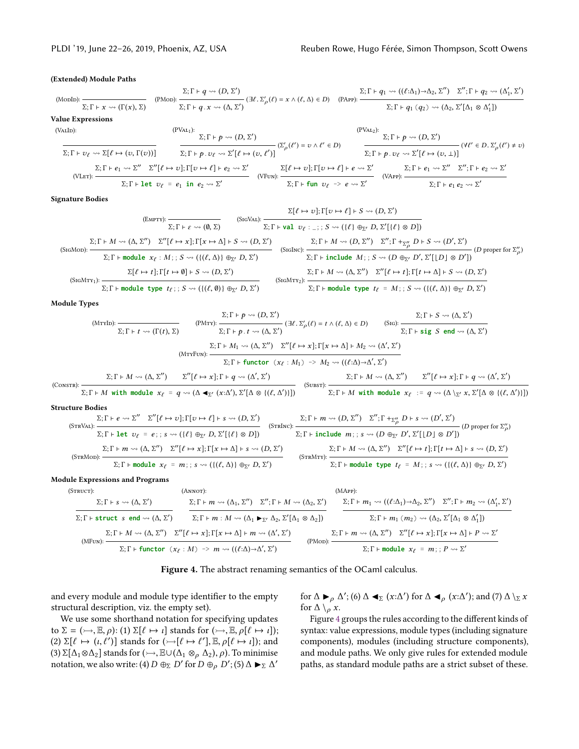**(Extended) Module Paths**

$$\text{(ModId): } \frac{}{\Sigma; \Gamma \vdash x \rightsquigarrow (\Gamma(x), \Sigma)} \qquad \text{(PMod): } \frac{\Sigma; \Gamma \vdash q \rightsquigarrow (D, \Sigma')}{\Sigma; \Gamma \vdash q\,.\,x \rightsquigarrow (\Delta, \Sigma')} \ (\exists \ell.\, \Sigma'_\rho(\ell) = x \wedge (\ell, \Delta) \in D)$$

$$\text{(PApp): } \frac{\Sigma; \Gamma \vdash q_1 \rightsquigarrow (((\ell{:}\Delta_1) \to \Delta_2, \Sigma'') \quad \Sigma''; \Gamma \vdash q_2 \rightsquigarrow (\Delta'_1, \Sigma')}{\Sigma; \Gamma \vdash q_1\ (q_2) \rightsquigarrow (\Delta_2, \Sigma'[\Delta_1 \otimes \Delta'_1])}$$

**Value Expressions**

$$\text{(ValId): } \frac{}{\Sigma; \Gamma \vdash v_\ell \rightsquigarrow \Sigma[\ell \mapsto (v, \Gamma(v))]} \qquad \text{(PVal}_1\text{): } \frac{\Sigma; \Gamma \vdash p \rightsquigarrow (D, \Sigma')}{\Sigma; \Gamma \vdash p\,.\,v_\ell \rightsquigarrow \Sigma'[\ell \mapsto (v, \ell')]} \ (\Sigma'_\rho(\ell') = v \wedge \ell' \in D)$$

$$\text{(PVal}_2\text{): } \frac{\Sigma; \Gamma \vdash p \rightsquigarrow (D, \Sigma')}{\Sigma; \Gamma \vdash p\,.\,v_\ell \rightsquigarrow \Sigma'[\ell \mapsto (v, \bot)]} \ (\forall \ell' \in D.\, \Sigma'_\rho(\ell') \neq v)$$

$$\text{(VLet): } \frac{\Sigma; \Gamma \vdash e_1 \rightsquigarrow \Sigma'' \quad \Sigma''[\ell \mapsto v]; \Gamma[v \mapsto \ell] \vdash e_2 \rightsquigarrow \Sigma'}{\Sigma; \Gamma \vdash \mathtt{let}\ v_\ell\ =\ e_1\ \mathtt{in}\ e_2 \rightsquigarrow \Sigma'} \qquad \text{(VFun): } \frac{\Sigma[\ell \mapsto v]; \Gamma[v \mapsto \ell] \vdash e \rightsquigarrow \Sigma'}{\Sigma; \Gamma \vdash \mathtt{fun}\ v_\ell\ \texttt{->}\ e \rightsquigarrow \Sigma'}$$

$$\text{(VApp): } \frac{\Sigma; \Gamma \vdash e_1 \rightsquigarrow \Sigma'' \quad \Sigma''; \Gamma \vdash e_2 \rightsquigarrow \Sigma'}{\Sigma; \Gamma \vdash e_1\ e_2 \rightsquigarrow \Sigma'}$$

**Signature Bodies**

$$\text{(Empty): } \frac{}{\Sigma; \Gamma \vdash \varepsilon \rightsquigarrow (\emptyset, \Sigma)} \qquad \text{(SigVal): } \frac{\Sigma[\ell \mapsto v]; \Gamma[v \mapsto \ell] \vdash S \rightsquigarrow (D, \Sigma')}{\Sigma; \Gamma \vdash \mathtt{val}\ v_\ell : \_;;\ S \rightsquigarrow (\{\ell\} \oplus_{\Sigma'} D, \Sigma'[\{\ell\} \otimes D])}$$

$$\text{(SigMod): } \frac{\Sigma; \Gamma \vdash M \rightsquigarrow (\Delta, \Sigma'') \quad \Sigma''[\ell \mapsto x]; \Gamma[x \mapsto \Delta] \vdash S \rightsquigarrow (D, \Sigma')}{\Sigma; \Gamma \vdash \mathtt{module}\ x_\ell : M;;\ S \rightsquigarrow (\{(\ell, \Delta)\} \oplus_{\Sigma'} D, \Sigma')}$$

$$\text{(SigInc): } \frac{\Sigma; \Gamma \vdash M \rightsquigarrow (D, \Sigma'') \quad \Sigma''; \Gamma +_{\Sigma''_\rho} D \vdash S \rightsquigarrow (D', \Sigma')}{\Sigma; \Gamma \vdash \mathtt{include}\ M;;\ S \rightsquigarrow (D \oplus_{\Sigma'} D', \Sigma'[\lfloor D \rfloor \otimes D'])} \ (D \text{ proper for } \Sigma''_\rho)$$

$$\text{(SigMty}_1\text{): } \frac{\Sigma[\ell \mapsto t]; \Gamma[t \mapsto \emptyset] \vdash S \rightsquigarrow (D, \Sigma')}{\Sigma; \Gamma \vdash \mathtt{module\ type}\ t_\ell;;\ S \rightsquigarrow (\{(\ell, \emptyset)\} \oplus_{\Sigma'} D, \Sigma')}$$

$$\text{(SigMty}_2\text{): } \frac{\Sigma; \Gamma \vdash M \rightsquigarrow (\Delta, \Sigma'') \quad \Sigma''[\ell \mapsto t]; \Gamma[t \mapsto \Delta] \vdash S \rightsquigarrow (D, \Sigma')}{\Sigma; \Gamma \vdash \mathtt{module\ type}\ t_\ell\ =\ M;;\ S \rightsquigarrow (\{(\ell, \Delta)\} \oplus_{\Sigma'} D, \Sigma')}$$

**Module Types**

$$\text{(MtyId): } \frac{}{\Sigma; \Gamma \vdash t \rightsquigarrow (\Gamma(t), \Sigma)} \qquad \text{(PMty): } \frac{\Sigma; \Gamma \vdash p \rightsquigarrow (D, \Sigma')}{\Sigma; \Gamma \vdash p\,.\,t \rightsquigarrow (\Delta, \Sigma')} \ (\exists \ell.\, \Sigma'_\rho(\ell) = t \wedge (\ell, \Delta) \in D) \qquad \text{(Sig): } \frac{\Sigma; \Gamma \vdash S \rightsquigarrow (\Delta, \Sigma')}{\Sigma; \Gamma \vdash \mathtt{sig}\ S\ \mathtt{end} \rightsquigarrow (\Delta, \Sigma')}$$

$$\text{(MtyFun): } \frac{\Sigma; \Gamma \vdash M_1 \rightsquigarrow (\Delta, \Sigma'') \quad \Sigma''[\ell \mapsto x]; \Gamma[x \mapsto \Delta] \vdash M_2 \rightsquigarrow (\Delta', \Sigma')}{\Sigma; \Gamma \vdash \mathtt{functor}\ (x_\ell : M_1)\ \texttt{->}\ M_2 \rightsquigarrow ((\ell{:}\Delta) \to \Delta', \Sigma')}$$

$$\text{(Constr): } \frac{\Sigma; \Gamma \vdash M \rightsquigarrow (\Delta, \Sigma'') \qquad \Sigma''[\ell \mapsto x]; \Gamma \vdash q \rightsquigarrow (\Delta', \Sigma')}{\Sigma; \Gamma \vdash M\ \mathtt{with\ module}\ x_\ell\ =\ q \rightsquigarrow (\Delta \blacktriangleleft_{\Sigma'} (x{:}\Delta'), \Sigma'[\Delta \otimes \{(\ell, \Delta')\}])}$$

$$\text{(Subst): } \frac{\Sigma; \Gamma \vdash M \rightsquigarrow (\Delta, \Sigma'') \qquad \Sigma''[\ell \mapsto x]; \Gamma \vdash q \rightsquigarrow (\Delta', \Sigma')}{\Sigma; \Gamma \vdash M\ \mathtt{with\ module}\ x_\ell\ :=\ q \rightsquigarrow (\Delta \setminus_{\Sigma'} x, \Sigma'[\Delta \otimes \{(\ell, \Delta')\}])}$$

**Structure Bodies**

$$\text{(StrVal): } \frac{\Sigma; \Gamma \vdash e \rightsquigarrow \Sigma'' \quad \Sigma''[\ell \mapsto v]; \Gamma[v \mapsto \ell] \vdash s \rightsquigarrow (D, \Sigma')}{\Sigma; \Gamma \vdash \mathtt{let}\ v_\ell\ =\ e;;\ s \rightsquigarrow (\{\ell\} \oplus_{\Sigma'} D, \Sigma'[\{\ell\} \otimes D])}$$

$$\text{(StrInc): } \frac{\Sigma; \Gamma \vdash m \rightsquigarrow (D, \Sigma'') \quad \Sigma''; \Gamma +_{\Sigma''_\rho} D \vdash s \rightsquigarrow (D', \Sigma')}{\Sigma; \Gamma \vdash \mathtt{include}\ m;;\ s \rightsquigarrow (D \oplus_{\Sigma'} D', \Sigma'[\lfloor D \rfloor \otimes D'])} \ (D \text{ proper for } \Sigma''_\rho)$$

$$\text{(StrMod): } \frac{\Sigma; \Gamma \vdash m \rightsquigarrow (\Delta, \Sigma'') \quad \Sigma''[\ell \mapsto x]; \Gamma[x \mapsto \Delta] \vdash s \rightsquigarrow (D, \Sigma')}{\Sigma; \Gamma \vdash \mathtt{module}\ x_\ell\ =\ m;;\ s \rightsquigarrow (\{(\ell, \Delta)\} \oplus_{\Sigma'} D, \Sigma')}$$

$$\text{(StrMty): } \frac{\Sigma; \Gamma \vdash M \rightsquigarrow (\Delta, \Sigma'') \quad \Sigma''[\ell \mapsto t]; \Gamma[t \mapsto \Delta] \vdash s \rightsquigarrow (D, \Sigma')}{\Sigma; \Gamma \vdash \mathtt{module\ type}\ t_\ell\ =\ M;;\ s \rightsquigarrow (\{(\ell, \Delta)\} \oplus_{\Sigma'} D, \Sigma')}$$

**Module Expressions and Programs**

$$\text{(Struct): } \frac{\Sigma; \Gamma \vdash s \rightsquigarrow (\Delta, \Sigma')}{\Sigma; \Gamma \vdash \mathtt{struct}\ s\ \mathtt{end} \rightsquigarrow (\Delta, \Sigma')} \qquad \text{(Annot): } \frac{\Sigma; \Gamma \vdash m \rightsquigarrow (\Delta_1, \Sigma'') \quad \Sigma''; \Gamma \vdash M \rightsquigarrow (\Delta_2, \Sigma')}{\Sigma; \Gamma \vdash m : M \rightsquigarrow (\Delta_1 \blacktriangleright_{\Sigma'} \Delta_2, \Sigma'[\Delta_1 \otimes \Delta_2])}$$

$$\text{(MApp): } \frac{\Sigma; \Gamma \vdash m_1 \rightsquigarrow (((\ell{:}\Delta_1) \to \Delta_2, \Sigma'') \quad \Sigma''; \Gamma \vdash m_2 \rightsquigarrow (\Delta'_1, \Sigma')}{\Sigma; \Gamma \vdash m_1\ (m_2) \rightsquigarrow (\Delta_2, \Sigma'[\Delta_1 \otimes \Delta'_1])}$$

$$\text{(MFun): } \frac{\Sigma; \Gamma \vdash M \rightsquigarrow (\Delta, \Sigma'') \quad \Sigma''[\ell \mapsto x]; \Gamma[x \mapsto \Delta] \vdash m \rightsquigarrow (\Delta', \Sigma')}{\Sigma; \Gamma \vdash \mathtt{functor}\ (x_\ell : M)\ \texttt{->}\ m \rightsquigarrow ((\ell{:}\Delta) \to \Delta', \Sigma')}$$

$$\text{(PMod): } \frac{\Sigma; \Gamma \vdash m \rightsquigarrow (\Delta, \Sigma'') \quad \Sigma''[\ell \mapsto x]; \Gamma[x \mapsto \Delta] \vdash P \rightsquigarrow \Sigma'}{\Sigma; \Gamma \vdash \mathtt{module}\ x_\ell\ =\ m;;\ P \rightsquigarrow \Sigma'}$$

**Figure 4.** The abstract renaming semantics of the OCaml calculus.

and every module and module type identifier to the empty structural description, viz. the empty set).

We use some shorthand notation for specifying updates to $\Sigma = (\rightarrowtail, \mathbb{E}, \rho)$: (1) $\Sigma[\ell \mapsto \iota]$ stands for $(\rightarrowtail, \mathbb{E}, \rho[\ell \mapsto \iota])$; (2) $\Sigma[\ell \mapsto (\iota, \ell')]$ stands for $(\rightarrowtail[\ell \mapsto \ell'], \mathbb{E}, \rho[\ell \mapsto \iota])$; and (3) $\Sigma[\Delta_1 \otimes \Delta_2]$ stands for $(\rightarrowtail, \mathbb{E} \cup (\Delta_1 \otimes_\rho \Delta_2), \rho)$. To minimise notation, we also write: (4) $D \oplus_\Sigma D'$ for $D \oplus_\rho D'$; (5) $\Delta \blacktriangleright_\Sigma \Delta'$ for $\Delta \blacktriangleright_\rho \Delta'$; (6) $\Delta \blacktriangleleft_\Sigma (x{:}\Delta')$ for $\Delta \blacktriangleleft_\rho (x{:}\Delta')$; and (7) $\Delta \setminus_\Sigma x$ for $\Delta \setminus_\rho x$.

Figure 4 groups the rules according to the different kinds of syntax: value expressions, module types (including signature components), modules (including structure components), and module paths. We only give rules for extended module paths, as standard module paths are a strict subset of these.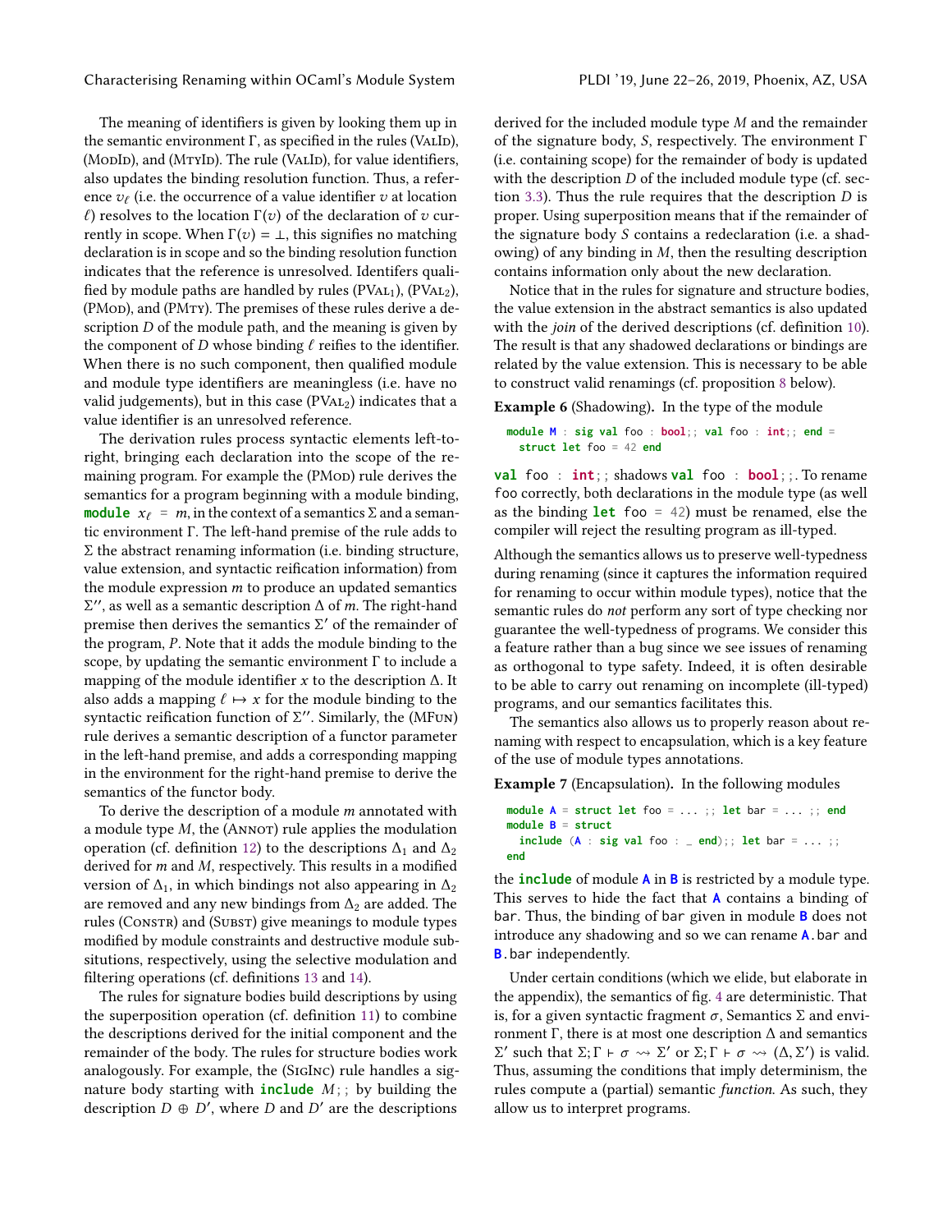The meaning of identifiers is given by looking them up in the semantic environment Γ, as specified in the rules (ValId), (ModId), and (MtyId). The rule (ValId), for value identifiers, also updates the binding resolution function. Thus, a reference $v_\ell$ (i.e. the occurrence of a value identifier $v$ at location $\ell$) resolves to the location $\Gamma(v)$ of the declaration of $v$ currently in scope. When $\Gamma(v) = \bot$, this signifies no matching declaration is in scope and so the binding resolution function indicates that the reference is unresolved. Identifers qualified by module paths are handled by rules ($\text{PVal}_1$), ($\text{PVal}_2$), (PMod), and (PMty). The premises of these rules derive a description $D$ of the module path, and the meaning is given by the component of $D$ whose binding $\ell$ reifies to the identifier. When there is no such component, then qualified module and module type identifiers are meaningless (i.e. have no valid judgements), but in this case ($\text{PVal}_2$) indicates that a value identifier is an unresolved reference.

The derivation rules process syntactic elements left-to-right, bringing each declaration into the scope of the remaining program. For example the (PMod) rule derives the semantics for a program beginning with a module binding, **module** $x_\ell$ = $m$, in the context of a semantics Σ and a semantic environment Γ. The left-hand premise of the rule adds to Σ the abstract renaming information (i.e. binding structure, value extension, and syntactic reification information) from the module expression $m$ to produce an updated semantics $\Sigma''$, as well as a semantic description Δ of $m$. The right-hand premise then derives the semantics $\Sigma'$ of the remainder of the program, $P$. Note that it adds the module binding to the scope, by updating the semantic environment Γ to include a mapping of the module identifier $x$ to the description Δ. It also adds a mapping $\ell \mapsto x$ for the module binding to the syntactic reification function of $\Sigma''$. Similarly, the (MFun) rule derives a semantic description of a functor parameter in the left-hand premise, and adds a corresponding mapping in the environment for the right-hand premise to derive the semantics of the functor body.

To derive the description of a module $m$ annotated with a module type $M$, the (Annot) rule applies the modulation operation (cf. definition 12) to the descriptions $\Delta_1$ and $\Delta_2$ derived for $m$ and $M$, respectively. This results in a modified version of $\Delta_1$, in which bindings not also appearing in $\Delta_2$ are removed and any new bindings from $\Delta_2$ are added. The rules (Constr) and (Subst) give meanings to module types modified by module constraints and destructive module subsitutions, respectively, using the selective modulation and filtering operations (cf. definitions 13 and 14).

The rules for signature bodies build descriptions by using the superposition operation (cf. definition 11) to combine the descriptions derived for the initial component and the remainder of the body. The rules for structure bodies work analogously. For example, the (SigInc) rule handles a signature body starting with **include** $M$;; by building the description $D \oplus D'$, where $D$ and $D'$ are the descriptions derived for the included module type $M$ and the remainder of the signature body, $S$, respectively. The environment Γ (i.e. containing scope) for the remainder of body is updated with the description $D$ of the included module type (cf. section 3.3). Thus the rule requires that the description $D$ is proper. Using superposition means that if the remainder of the signature body $S$ contains a redeclaration (i.e. a shadowing) of any binding in $M$, then the resulting description contains information only about the new declaration.

Notice that in the rules for signature and structure bodies, the value extension in the abstract semantics is also updated with the *join* of the derived descriptions (cf. definition 10). The result is that any shadowed declarations or bindings are related by the value extension. This is necessary to be able to construct valid renamings (cf. proposition 8 below).

**Example 6** (Shadowing)**.** In the type of the module

```
module M : sig val foo : bool;; val foo : int;; end =
  struct let foo = 42 end
```

`val foo : int;;` shadows `val foo : bool;;`. To rename `foo` correctly, both declarations in the module type (as well as the binding `let foo = 42`) must be renamed, else the compiler will reject the resulting program as ill-typed.

Although the semantics allows us to preserve well-typedness during renaming (since it captures the information required for renaming to occur within module types), notice that the semantic rules do *not* perform any sort of type checking nor guarantee the well-typedness of programs. We consider this a feature rather than a bug since we see issues of renaming as orthogonal to type safety. Indeed, it is often desirable to be able to carry out renaming on incomplete (ill-typed) programs, and our semantics facilitates this.

The semantics also allows us to properly reason about renaming with respect to encapsulation, which is a key feature of the use of module types annotations.

**Example 7** (Encapsulation)**.** In the following modules

```
module A = struct let foo = ... ;; let bar = ... ;; end
module B = struct
  include (A : sig val foo : _ end);; let bar = ... ;;
end
```

the **include** of module **A** in **B** is restricted by a module type. This serves to hide the fact that **A** contains a binding of `bar`. Thus, the binding of `bar` given in module **B** does not introduce any shadowing and so we can rename **A**`.bar` and **B**`.bar` independently.

Under certain conditions (which we elide, but elaborate in the appendix), the semantics of fig. 4 are deterministic. That is, for a given syntactic fragment $\sigma$, Semantics Σ and environment Γ, there is at most one description Δ and semantics $\Sigma'$ such that $\Sigma; \Gamma \vdash \sigma \rightsquigarrow \Sigma'$ or $\Sigma; \Gamma \vdash \sigma \rightsquigarrow (\Delta, \Sigma')$ is valid. Thus, assuming the conditions that imply determinism, the rules compute a (partial) semantic *function*. As such, they allow us to interpret programs.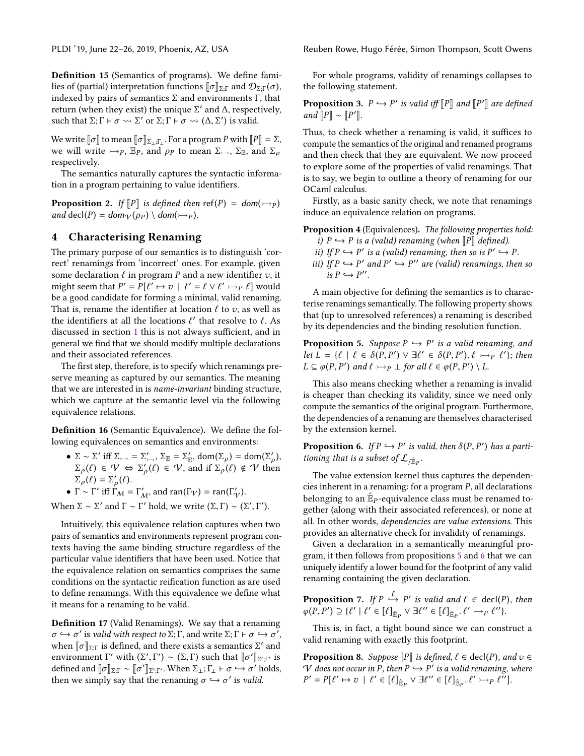**Definition 15** (Semantics of programs)**.** We define families of (partial) interpretation functions $[\![\sigma]\!]_{\Sigma;\Gamma}$ and $\mathcal{D}_{\Sigma;\Gamma}(\sigma)$, indexed by pairs of semantics $\Sigma$ and environments $\Gamma$, that return (when they exist) the unique $\Sigma'$ and $\Delta$, respectively, such that $\Sigma; \Gamma \vdash \sigma \rightsquigarrow \Sigma'$ or $\Sigma; \Gamma \vdash \sigma \rightsquigarrow (\Delta, \Sigma')$ is valid.

We write $[\![\sigma]\!]$ to mean $[\![\sigma]\!]_{\Sigma_\perp;\Gamma_\perp}$. For a program $P$ with $[\![P]\!] = \Sigma$, we will write $\rightarrowtail_P$, $\mathbb{E}_P$, and $\rho_P$ to mean $\Sigma_\rightarrowtail$, $\Sigma_\mathbb{E}$, and $\Sigma_\rho$ respectively.

The semantics naturally captures the syntactic information in a program pertaining to value identifiers.

**Proposition 2.** *If $[\![P]\!]$ is defined then* $\mathsf{ref}(P) = dom(\rightarrowtail_P)$ *and* $\mathsf{decl}(P) = dom_\mathcal{V}(\rho_P) \setminus dom(\rightarrowtail_P)$.

## 4 Characterising Renaming

The primary purpose of our semantics is to distinguish 'correct' renamings from 'incorrect' ones. For example, given some declaration $\ell$ in program $P$ and a new identifier $v$, it might seem that $P' = P[\ell' \mapsto v \mid \ell' = \ell \vee \ell' \rightarrowtail_P \ell]$ would be a good candidate for forming a minimal, valid renaming. That is, rename the identifier at location $\ell$ to $v$, as well as the identifiers at all the locations $\ell'$ that resolve to $\ell$. As discussed in section 1 this is not always sufficient, and in general we find that we should modify multiple declarations and their associated references.

The first step, therefore, is to specify which renamings preserve meaning as captured by our semantics. The meaning that we are interested in is *name-invariant* binding structure, which we capture at the semantic level via the following equivalence relations.

**Definition 16** (Semantic Equivalence)**.** We define the following equivalences on semantics and environments:

- $\Sigma \sim \Sigma'$ iff $\Sigma_\rightarrowtail = \Sigma'_\rightarrowtail$, $\Sigma_\mathbb{E} = \Sigma'_\mathbb{E}$, $\mathsf{dom}(\Sigma_\rho) = \mathsf{dom}(\Sigma'_\rho)$, $\Sigma_\rho(\ell) \in \mathcal{V} \Leftrightarrow \Sigma'_\rho(\ell) \in \mathcal{V}$, and if $\Sigma_\rho(\ell) \notin \mathcal{V}$ then $\Sigma_\rho(\ell) = \Sigma'_\rho(\ell)$.
- $\Gamma \sim \Gamma'$ iff $\Gamma_\mathcal{M} = \Gamma'_\mathcal{M}$, and $\mathsf{ran}(\Gamma_\mathcal{V}) = \mathsf{ran}(\Gamma'_\mathcal{V})$.

When $\Sigma \sim \Sigma'$ and $\Gamma \sim \Gamma'$ hold, we write $(\Sigma, \Gamma) \sim (\Sigma', \Gamma')$.

Intuitively, this equivalence relation captures when two pairs of semantics and environments represent program contexts having the same binding structure regardless of the particular value identifiers that have been used. Notice that the equivalence relation on semantics comprises the same conditions on the syntactic reification function as are used to define renamings. With this equivalence we define what it means for a renaming to be valid.

**Definition 17** (Valid Renamings)**.** We say that a renaming $\sigma \hookrightarrow \sigma'$ is *valid with respect to* $\Sigma; \Gamma$, and write $\Sigma; \Gamma \vdash \sigma \hookrightarrow \sigma'$, when $[\![\sigma]\!]_{\Sigma;\Gamma}$ is defined, and there exists a semantics $\Sigma'$ and environment $\Gamma'$ with $(\Sigma', \Gamma') \sim (\Sigma, \Gamma)$ such that $[\![\sigma']\!]_{\Sigma';\Gamma'}$ is defined and $[\![\sigma]\!]_{\Sigma;\Gamma} \sim [\![\sigma']\!]_{\Sigma';\Gamma'}$. When $\Sigma_\perp; \Gamma_\perp \vdash \sigma \hookrightarrow \sigma'$ holds, then we simply say that the renaming $\sigma \hookrightarrow \sigma'$ is *valid*.

For whole programs, validity of renamings collapses to the following statement.

**Proposition 3.** *$P \hookrightarrow P'$ is valid iff $[\![P]\!]$ and $[\![P']\!]$ are defined and $[\![P]\!] \sim [\![P']\!]$.*

Thus, to check whether a renaming is valid, it suffices to compute the semantics of the original and renamed programs and then check that they are equivalent. We now proceed to explore some of the properties of valid renamings. That is to say, we begin to outline a theory of renaming for our OCaml calculus.

Firstly, as a basic sanity check, we note that renamings induce an equivalence relation on programs.

**Proposition 4** (Equivalences)**.** *The following properties hold:*

*i) $P \hookrightarrow P$ is a (valid) renaming (when $[\![P]\!]$ defined).*
*ii) If $P \hookrightarrow P'$ is a (valid) renaming, then so is $P' \hookrightarrow P$.*
*iii) If $P \hookrightarrow P'$ and $P' \hookrightarrow P''$ are (valid) renamings, then so is $P \hookrightarrow P''$.*

A main objective for defining the semantics is to characterise renamings semantically. The following property shows that (up to unresolved references) a renaming is described by its dependencies and the binding resolution function.

**Proposition 5.** *Suppose $P \hookrightarrow P'$ is a valid renaming, and let $L = \{\ell \mid \ell \in \delta(P, P') \vee \exists \ell' \in \delta(P, P').\, \ell \rightarrowtail_P \ell'\}$; then $L \subseteq \varphi(P, P')$ and $\ell \rightarrowtail_P \perp$ for all $\ell \in \varphi(P, P') \setminus L$.*

This also means checking whether a renaming is invalid is cheaper than checking its validity, since we need only compute the semantics of the original program. Furthermore, the dependencies of a renaming are themselves characterised by the extension kernel.

**Proposition 6.** *If $P \hookrightarrow P'$ is valid, then $\delta(P, P')$ has a partitioning that is a subset of $\mathcal{L}_{/\hat{\mathbb{E}}_P}$.*

The value extension kernel thus captures the dependencies inherent in a renaming: for a program $P$, all declarations belonging to an $\hat{\mathbb{E}}_P$-equivalence class must be renamed together (along with their associated references), or none at all. In other words, *dependencies are value extensions*. This provides an alternative check for invalidity of renamings.

Given a declaration in a semantically meaningful program, it then follows from propositions 5 and 6 that we can uniquely identify a lower bound for the footprint of any valid renaming containing the given declaration.

**Proposition 7.** *If $P \overset{\ell}{\hookrightarrow} P'$ is valid and $\ell \in \mathsf{decl}(P)$, then $\varphi(P, P') \supseteq \{\ell' \mid \ell' \in [\ell]_{\hat{\mathbb{E}}_P} \vee \exists \ell'' \in [\ell]_{\hat{\mathbb{E}}_P}.\, \ell' \rightarrowtail_P \ell''\}$.*

This is, in fact, a tight bound since we can construct a valid renaming with exactly this footprint.

**Proposition 8.** *Suppose $[\![P]\!]$ is defined, $\ell \in \mathsf{decl}(P)$, and $v \in \mathcal{V}$ does not occur in $P$, then $P \hookrightarrow P'$ is a valid renaming, where $P' = P[\ell' \mapsto v \mid \ell' \in [\ell]_{\hat{\mathbb{E}}_P} \vee \exists \ell'' \in [\ell]_{\hat{\mathbb{E}}_P}.\, \ell' \rightarrowtail_P \ell'']$.*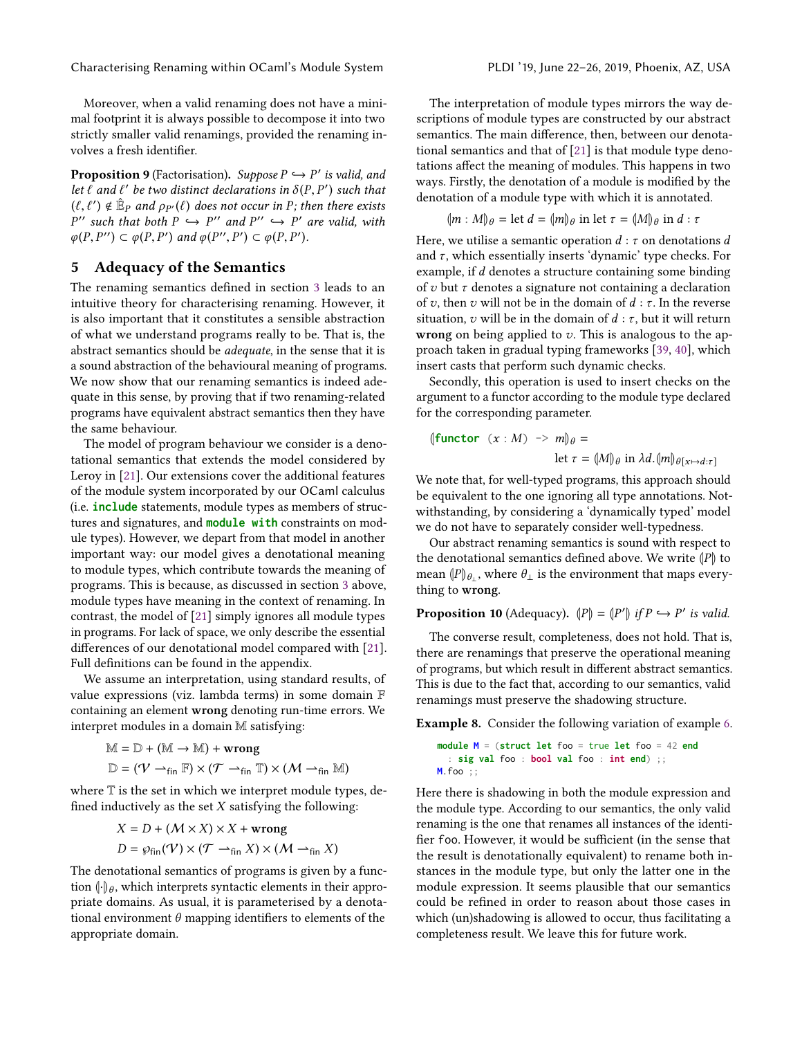Moreover, when a valid renaming does not have a minimal footprint it is always possible to decompose it into two strictly smaller valid renamings, provided the renaming involves a fresh identifier.

**Proposition 9** (Factorisation). *Suppose $P \hookrightarrow P'$ is valid, and let $\ell$ and $\ell'$ be two distinct declarations in $\delta(P, P')$ such that $(\ell, \ell') \notin \hat{\mathbb{E}}_P$ and $\rho_{P'}(\ell)$ does not occur in $P$; then there exists $P''$ such that both $P \hookrightarrow P''$ and $P'' \hookrightarrow P'$ are valid, with $\varphi(P, P'') \subset \varphi(P, P')$ and $\varphi(P'', P') \subset \varphi(P, P')$.*

## 5 Adequacy of the Semantics

The renaming semantics defined in section 3 leads to an intuitive theory for characterising renaming. However, it is also important that it constitutes a sensible abstraction of what we understand programs really to be. That is, the abstract semantics should be *adequate*, in the sense that it is a sound abstraction of the behavioural meaning of programs. We now show that our renaming semantics is indeed adequate in this sense, by proving that if two renaming-related programs have equivalent abstract semantics then they have the same behaviour.

The model of program behaviour we consider is a denotational semantics that extends the model considered by Leroy in [21]. Our extensions cover the additional features of the module system incorporated by our OCaml calculus (i.e. **include** statements, module types as members of structures and signatures, and **module with** constraints on module types). However, we depart from that model in another important way: our model gives a denotational meaning to module types, which contribute towards the meaning of programs. This is because, as discussed in section 3 above, module types have meaning in the context of renaming. In contrast, the model of [21] simply ignores all module types in programs. For lack of space, we only describe the essential differences of our denotational model compared with [21]. Full definitions can be found in the appendix.

We assume an interpretation, using standard results, of value expressions (viz. lambda terms) in some domain $\mathbb{F}$ containing an element **wrong** denoting run-time errors. We interpret modules in a domain $\mathbb{M}$ satisfying:

$$\mathbb{M} = \mathbb{D} + (\mathbb{M} \to \mathbb{M}) + \textbf{wrong}$$
$$\mathbb{D} = (\mathcal{V} \rightharpoonup_{\text{fin}} \mathbb{F}) \times (\mathcal{T} \rightharpoonup_{\text{fin}} \mathbb{T}) \times (\mathcal{M} \rightharpoonup_{\text{fin}} \mathbb{M})$$

where $\mathbb{T}$ is the set in which we interpret module types, defined inductively as the set $X$ satisfying the following:

$$X = D + (\mathcal{M} \times X) \times X + \textbf{wrong}$$
$$D = \wp_{\text{fin}}(\mathcal{V}) \times (\mathcal{T} \rightharpoonup_{\text{fin}} X) \times (\mathcal{M} \rightharpoonup_{\text{fin}} X)$$

The denotational semantics of programs is given by a function $(\!|\cdot|\!)_\theta$, which interprets syntactic elements in their appropriate domains. As usual, it is parameterised by a denotational environment $\theta$ mapping identifiers to elements of the appropriate domain.

The interpretation of module types mirrors the way descriptions of module types are constructed by our abstract semantics. The main difference, then, between our denotational semantics and that of [21] is that module type denotations affect the meaning of modules. This happens in two ways. Firstly, the denotation of a module is modified by the denotation of a module type with which it is annotated.

$$(\!|m : M|\!)_\theta = \text{let } d = (\!|m|\!)_\theta \text{ in let } \tau = (\!|M|\!)_\theta \text{ in } d : \tau$$

Here, we utilise a semantic operation $d : \tau$ on denotations $d$ and $\tau$, which essentially inserts 'dynamic' type checks. For example, if $d$ denotes a structure containing some binding of $v$ but $\tau$ denotes a signature not containing a declaration of $v$, then $v$ will not be in the domain of $d : \tau$. In the reverse situation, $v$ will be in the domain of $d : \tau$, but it will return **wrong** on being applied to $v$. This is analogous to the approach taken in gradual typing frameworks [39, 40], which insert casts that perform such dynamic checks.

Secondly, this operation is used to insert checks on the argument to a functor according to the module type declared for the corresponding parameter.

$$(\!|\textbf{functor } (x : M) \texttt{ -> } m|\!)_\theta = \text{let } \tau = (\!|M|\!)_\theta \text{ in } \lambda d.(\!|m|\!)_{\theta[x \mapsto d:\tau]}$$

We note that, for well-typed programs, this approach should be equivalent to the one ignoring all type annotations. Notwithstanding, by considering a 'dynamically typed' model we do not have to separately consider well-typedness.

Our abstract renaming semantics is sound with respect to the denotational semantics defined above. We write $(\!|P|\!)$ to mean $(\!|P|\!)_{\theta_\perp}$, where $\theta_\perp$ is the environment that maps everything to **wrong**.

**Proposition 10** (Adequacy). *$(\!|P|\!) = (\!|P'|\!)$ if $P \hookrightarrow P'$ is valid.*

The converse result, completeness, does not hold. That is, there are renamings that preserve the operational meaning of programs, but which result in different abstract semantics. This is due to the fact that, according to our semantics, valid renamings must preserve the shadowing structure.

**Example 8.** Consider the following variation of example 6.

```
module M = (struct let foo = true let foo = 42 end
  : sig val foo : bool val foo : int end) ;;
M.foo ;;
```

Here there is shadowing in both the module expression and the module type. According to our semantics, the only valid renaming is the one that renames all instances of the identifier foo. However, it would be sufficient (in the sense that the result is denotationally equivalent) to rename both instances in the module type, but only the latter one in the module expression. It seems plausible that our semantics could be refined in order to reason about those cases in which (un)shadowing is allowed to occur, thus facilitating a completeness result. We leave this for future work.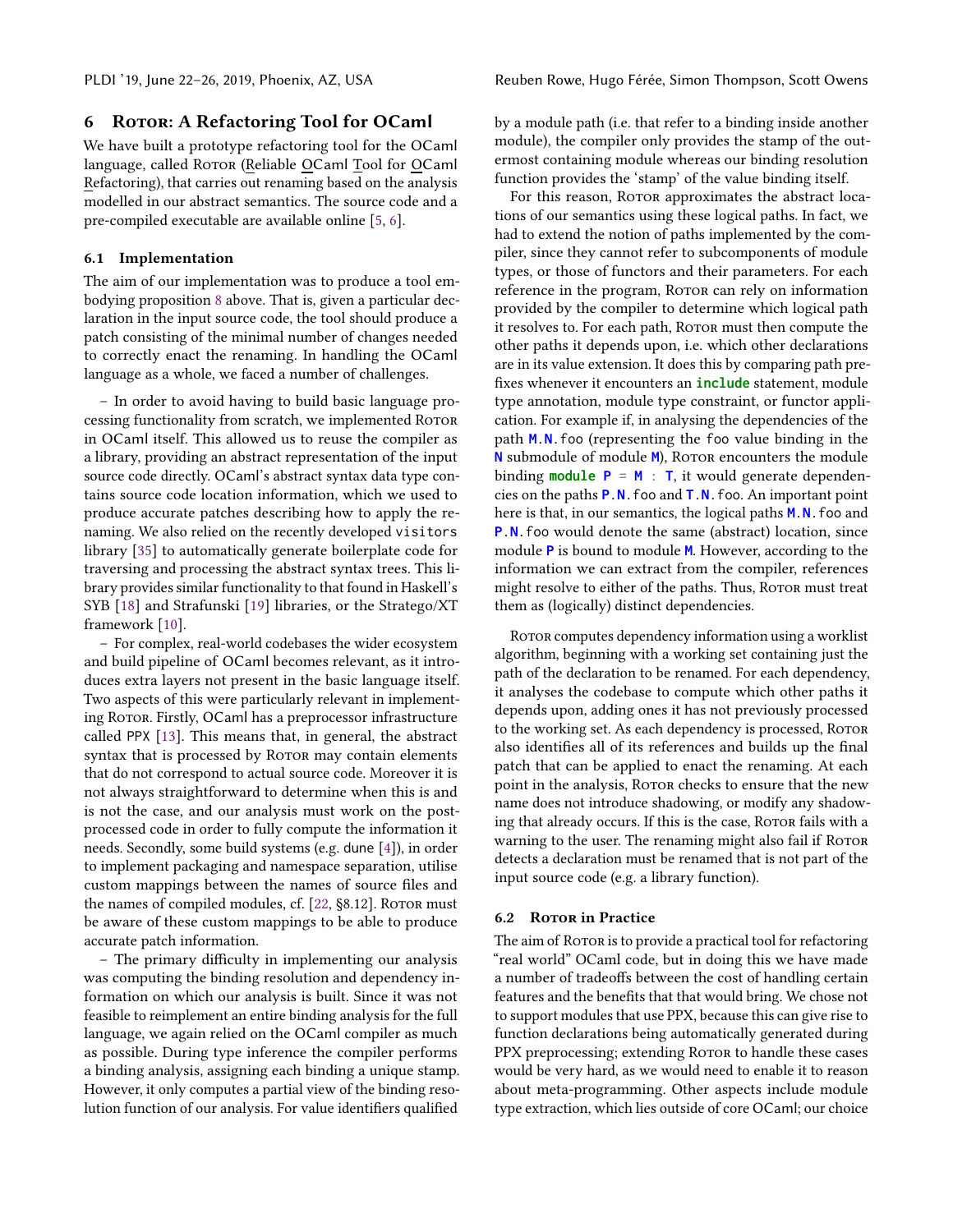## 6 Rotor: A Refactoring Tool for OCaml

We have built a prototype refactoring tool for the OCaml language, called Rotor (Reliable OCaml Tool for OCaml Refactoring), that carries out renaming based on the analysis modelled in our abstract semantics. The source code and a pre-compiled executable are available online [5, 6].

### 6.1 Implementation

The aim of our implementation was to produce a tool embodying proposition 8 above. That is, given a particular declaration in the input source code, the tool should produce a patch consisting of the minimal number of changes needed to correctly enact the renaming. In handling the OCaml language as a whole, we faced a number of challenges.

– In order to avoid having to build basic language processing functionality from scratch, we implemented Rotor in OCaml itself. This allowed us to reuse the compiler as a library, providing an abstract representation of the input source code directly. OCaml's abstract syntax data type contains source code location information, which we used to produce accurate patches describing how to apply the renaming. We also relied on the recently developed `visitors` library [35] to automatically generate boilerplate code for traversing and processing the abstract syntax trees. This library provides similar functionality to that found in Haskell's SYB [18] and Strafunski [19] libraries, or the Stratego/XT framework [10].

– For complex, real-world codebases the wider ecosystem and build pipeline of OCaml becomes relevant, as it introduces extra layers not present in the basic language itself. Two aspects of this were particularly relevant in implementing Rotor. Firstly, OCaml has a preprocessor infrastructure called PPX [13]. This means that, in general, the abstract syntax that is processed by Rotor may contain elements that do not correspond to actual source code. Moreover it is not always straightforward to determine when this is and is not the case, and our analysis must work on the post-processed code in order to fully compute the information it needs. Secondly, some build systems (e.g. dune [4]), in order to implement packaging and namespace separation, utilise custom mappings between the names of source files and the names of compiled modules, cf. [22, §8.12]. Rotor must be aware of these custom mappings to be able to produce accurate patch information.

– The primary difficulty in implementing our analysis was computing the binding resolution and dependency information on which our analysis is built. Since it was not feasible to reimplement an entire binding analysis for the full language, we again relied on the OCaml compiler as much as possible. During type inference the compiler performs a binding analysis, assigning each binding a unique stamp. However, it only computes a partial view of the binding resolution function of our analysis. For value identifiers qualified by a module path (i.e. that refer to a binding inside another module), the compiler only provides the stamp of the outermost containing module whereas our binding resolution function provides the 'stamp' of the value binding itself.

For this reason, Rotor approximates the abstract locations of our semantics using these logical paths. In fact, we had to extend the notion of paths implemented by the compiler, since they cannot refer to subcomponents of module types, or those of functors and their parameters. For each reference in the program, Rotor can rely on information provided by the compiler to determine which logical path it resolves to. For each path, Rotor must then compute the other paths it depends upon, i.e. which other declarations are in its value extension. It does this by comparing path prefixes whenever it encounters an **include** statement, module type annotation, module type constraint, or functor application. For example if, in analysing the dependencies of the path `M.N.foo` (representing the `foo` value binding in the `N` submodule of module `M`), Rotor encounters the module binding `module P = M : T`, it would generate dependencies on the paths `P.N.foo` and `T.N.foo`. An important point here is that, in our semantics, the logical paths `M.N.foo` and `P.N.foo` would denote the same (abstract) location, since module `P` is bound to module `M`. However, according to the information we can extract from the compiler, references might resolve to either of the paths. Thus, Rotor must treat them as (logically) distinct dependencies.

Rotor computes dependency information using a worklist algorithm, beginning with a working set containing just the path of the declaration to be renamed. For each dependency, it analyses the codebase to compute which other paths it depends upon, adding ones it has not previously processed to the working set. As each dependency is processed, Rotor also identifies all of its references and builds up the final patch that can be applied to enact the renaming. At each point in the analysis, Rotor checks to ensure that the new name does not introduce shadowing, or modify any shadowing that already occurs. If this is the case, Rotor fails with a warning to the user. The renaming might also fail if Rotor detects a declaration must be renamed that is not part of the input source code (e.g. a library function).

### 6.2 Rotor in Practice

The aim of Rotor is to provide a practical tool for refactoring "real world" OCaml code, but in doing this we have made a number of tradeoffs between the cost of handling certain features and the benefits that that would bring. We chose not to support modules that use PPX, because this can give rise to function declarations being automatically generated during PPX preprocessing; extending Rotor to handle these cases would be very hard, as we would need to enable it to reason about meta-programming. Other aspects include module type extraction, which lies outside of core OCaml; our choice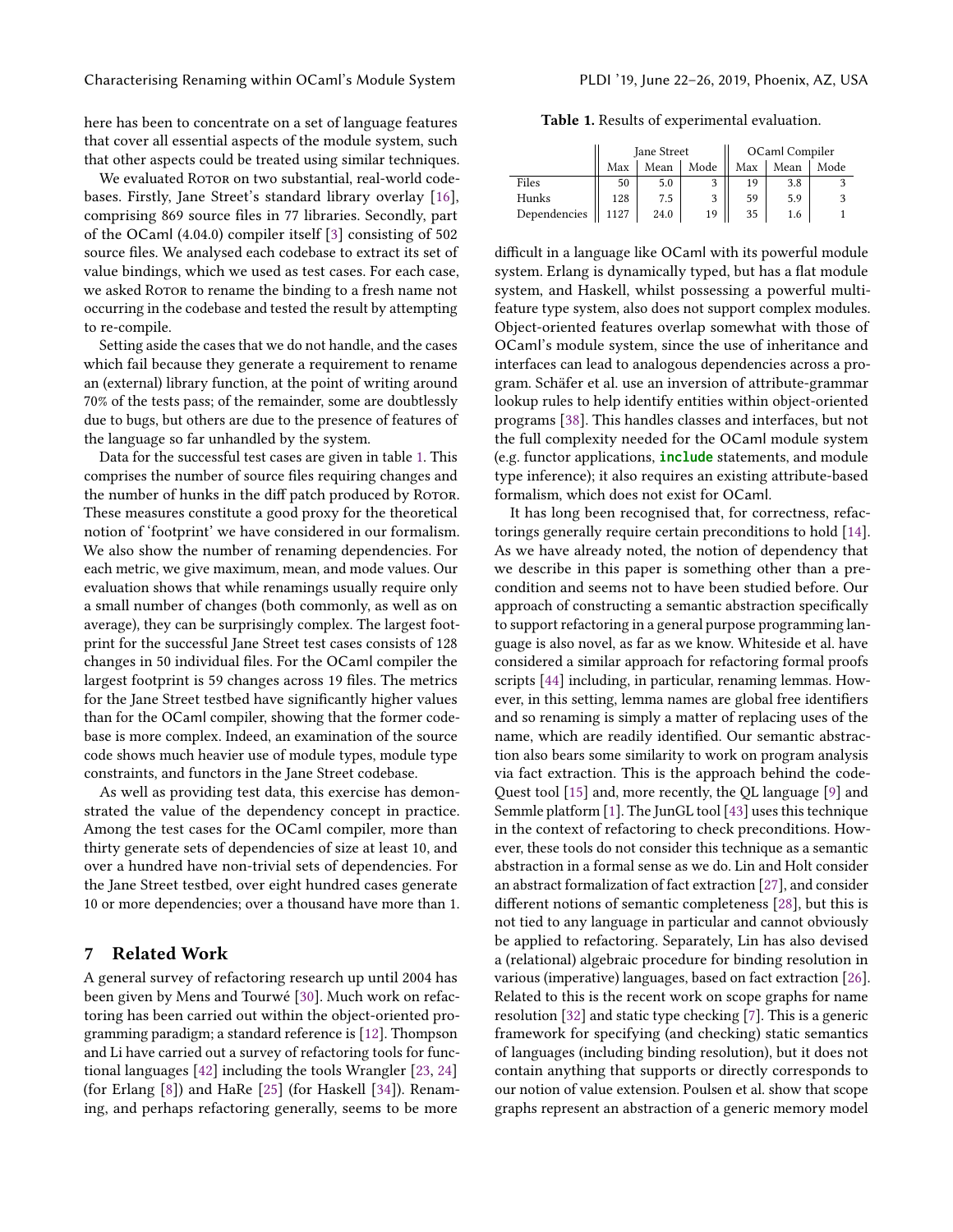here has been to concentrate on a set of language features that cover all essential aspects of the module system, such that other aspects could be treated using similar techniques.

We evaluated Rotor on two substantial, real-world codebases. Firstly, Jane Street's standard library overlay [16], comprising 869 source files in 77 libraries. Secondly, part of the OCaml (4.04.0) compiler itself [3] consisting of 502 source files. We analysed each codebase to extract its set of value bindings, which we used as test cases. For each case, we asked Rotor to rename the binding to a fresh name not occurring in the codebase and tested the result by attempting to re-compile.

Setting aside the cases that we do not handle, and the cases which fail because they generate a requirement to rename an (external) library function, at the point of writing around 70% of the tests pass; of the remainder, some are doubtlessly due to bugs, but others are due to the presence of features of the language so far unhandled by the system.

Data for the successful test cases are given in table 1. This comprises the number of source files requiring changes and the number of hunks in the diff patch produced by Rotor. These measures constitute a good proxy for the theoretical notion of 'footprint' we have considered in our formalism. We also show the number of renaming dependencies. For each metric, we give maximum, mean, and mode values. Our evaluation shows that while renamings usually require only a small number of changes (both commonly, as well as on average), they can be surprisingly complex. The largest footprint for the successful Jane Street test cases consists of 128 changes in 50 individual files. For the OCaml compiler the largest footprint is 59 changes across 19 files. The metrics for the Jane Street testbed have significantly higher values than for the OCaml compiler, showing that the former codebase is more complex. Indeed, an examination of the source code shows much heavier use of module types, module type constraints, and functors in the Jane Street codebase.

As well as providing test data, this exercise has demonstrated the value of the dependency concept in practice. Among the test cases for the OCaml compiler, more than thirty generate sets of dependencies of size at least 10, and over a hundred have non-trivial sets of dependencies. For the Jane Street testbed, over eight hundred cases generate 10 or more dependencies; over a thousand have more than 1.

**Table 1.** Results of experimental evaluation.

| | Jane Street | | | OCaml Compiler | | |
|---|---|---|---|---|---|---|
| | Max | Mean | Mode | Max | Mean | Mode |
| Files | 50 | 5.0 | 3 | 19 | 3.8 | 3 |
| Hunks | 128 | 7.5 | 3 | 59 | 5.9 | 3 |
| Dependencies | 1127 | 24.0 | 19 | 35 | 1.6 | 1 |

## 7 Related Work

A general survey of refactoring research up until 2004 has been given by Mens and Tourwé [30]. Much work on refactoring has been carried out within the object-oriented programming paradigm; a standard reference is [12]. Thompson and Li have carried out a survey of refactoring tools for functional languages [42] including the tools Wrangler [23, 24] (for Erlang [8]) and HaRe [25] (for Haskell [34]). Renaming, and perhaps refactoring generally, seems to be more difficult in a language like OCaml with its powerful module system. Erlang is dynamically typed, but has a flat module system, and Haskell, whilst possessing a powerful multi-feature type system, also does not support complex modules. Object-oriented features overlap somewhat with those of OCaml's module system, since the use of inheritance and interfaces can lead to analogous dependencies across a program. Schäfer et al. use an inversion of attribute-grammar lookup rules to help identify entities within object-oriented programs [38]. This handles classes and interfaces, but not the full complexity needed for the OCaml module system (e.g. functor applications, `include` statements, and module type inference); it also requires an existing attribute-based formalism, which does not exist for OCaml.

It has long been recognised that, for correctness, refactorings generally require certain preconditions to hold [14]. As we have already noted, the notion of dependency that we describe in this paper is something other than a precondition and seems not to have been studied before. Our approach of constructing a semantic abstraction specifically to support refactoring in a general purpose programming language is also novel, as far as we know. Whiteside et al. have considered a similar approach for refactoring formal proofs scripts [44] including, in particular, renaming lemmas. However, in this setting, lemma names are global free identifiers and so renaming is simply a matter of replacing uses of the name, which are readily identified. Our semantic abstraction also bears some similarity to work on program analysis via fact extraction. This is the approach behind the codeQuest tool [15] and, more recently, the QL language [9] and Semmle platform [1]. The JunGL tool [43] uses this technique in the context of refactoring to check preconditions. However, these tools do not consider this technique as a semantic abstraction in a formal sense as we do. Lin and Holt consider an abstract formalization of fact extraction [27], and consider different notions of semantic completeness [28], but this is not tied to any language in particular and cannot obviously be applied to refactoring. Separately, Lin has also devised a (relational) algebraic procedure for binding resolution in various (imperative) languages, based on fact extraction [26]. Related to this is the recent work on scope graphs for name resolution [32] and static type checking [7]. This is a generic framework for specifying (and checking) static semantics of languages (including binding resolution), but it does not contain anything that supports or directly corresponds to our notion of value extension. Poulsen et al. show that scope graphs represent an abstraction of a generic memory model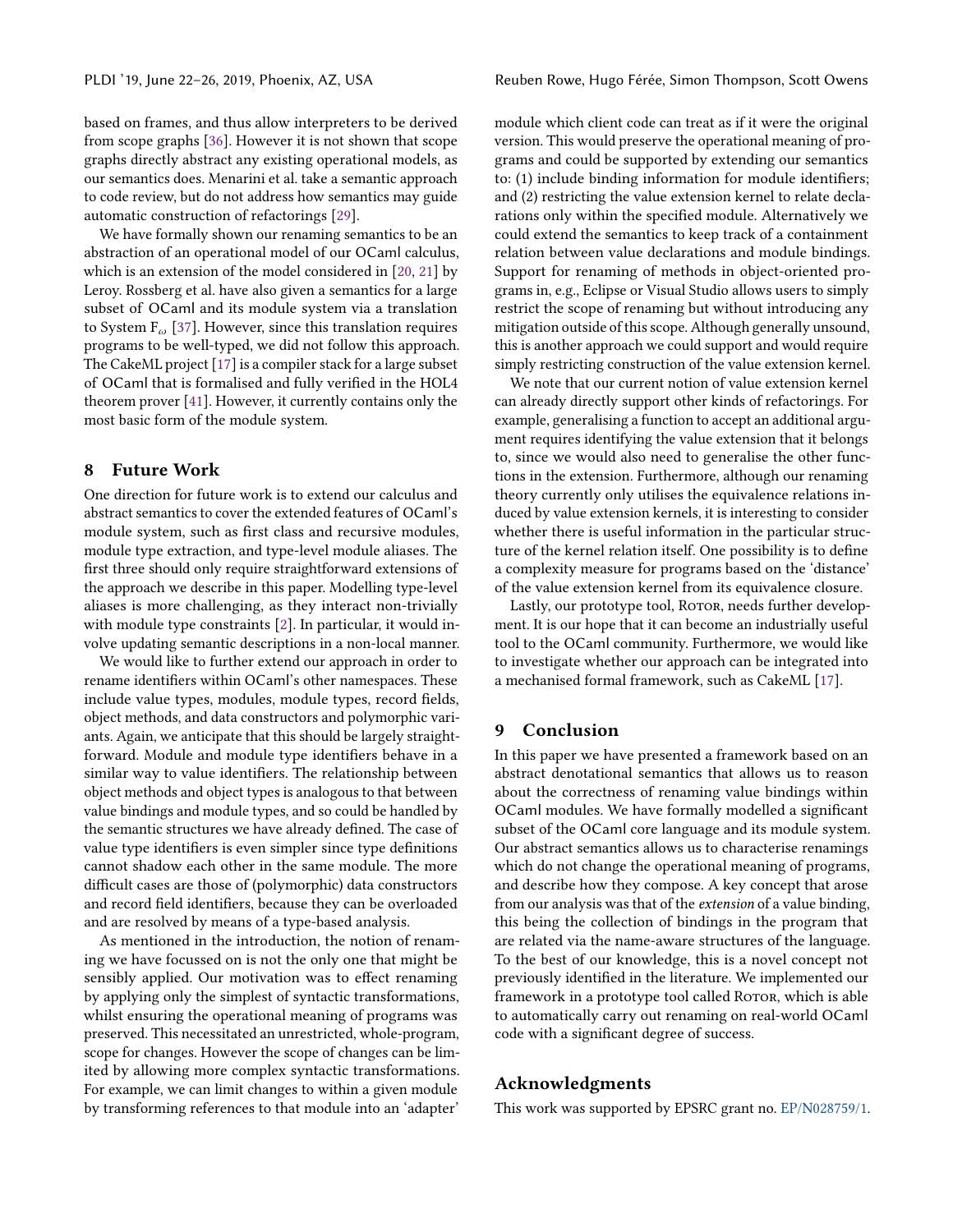based on frames, and thus allow interpreters to be derived from scope graphs [36]. However it is not shown that scope graphs directly abstract any existing operational models, as our semantics does. Menarini et al. take a semantic approach to code review, but do not address how semantics may guide automatic construction of refactorings [29].

We have formally shown our renaming semantics to be an abstraction of an operational model of our OCaml calculus, which is an extension of the model considered in [20, 21] by Leroy. Rossberg et al. have also given a semantics for a large subset of OCaml and its module system via a translation to System $F_\omega$ [37]. However, since this translation requires programs to be well-typed, we did not follow this approach. The CakeML project [17] is a compiler stack for a large subset of OCaml that is formalised and fully verified in the HOL4 theorem prover [41]. However, it currently contains only the most basic form of the module system.

## 8 Future Work

One direction for future work is to extend our calculus and abstract semantics to cover the extended features of OCaml's module system, such as first class and recursive modules, module type extraction, and type-level module aliases. The first three should only require straightforward extensions of the approach we describe in this paper. Modelling type-level aliases is more challenging, as they interact non-trivially with module type constraints [2]. In particular, it would involve updating semantic descriptions in a non-local manner.

We would like to further extend our approach in order to rename identifiers within OCaml's other namespaces. These include value types, modules, module types, record fields, object methods, and data constructors and polymorphic variants. Again, we anticipate that this should be largely straightforward. Module and module type identifiers behave in a similar way to value identifiers. The relationship between object methods and object types is analogous to that between value bindings and module types, and so could be handled by the semantic structures we have already defined. The case of value type identifiers is even simpler since type definitions cannot shadow each other in the same module. The more difficult cases are those of (polymorphic) data constructors and record field identifiers, because they can be overloaded and are resolved by means of a type-based analysis.

As mentioned in the introduction, the notion of renaming we have focussed on is not the only one that might be sensibly applied. Our motivation was to effect renaming by applying only the simplest of syntactic transformations, whilst ensuring the operational meaning of programs was preserved. This necessitated an unrestricted, whole-program, scope for changes. However the scope of changes can be limited by allowing more complex syntactic transformations. For example, we can limit changes to within a given module by transforming references to that module into an 'adapter' module which client code can treat as if it were the original version. This would preserve the operational meaning of programs and could be supported by extending our semantics to: (1) include binding information for module identifiers; and (2) restricting the value extension kernel to relate declarations only within the specified module. Alternatively we could extend the semantics to keep track of a containment relation between value declarations and module bindings. Support for renaming of methods in object-oriented programs in, e.g., Eclipse or Visual Studio allows users to simply restrict the scope of renaming but without introducing any mitigation outside of this scope. Although generally unsound, this is another approach we could support and would require simply restricting construction of the value extension kernel.

We note that our current notion of value extension kernel can already directly support other kinds of refactorings. For example, generalising a function to accept an additional argument requires identifying the value extension that it belongs to, since we would also need to generalise the other functions in the extension. Furthermore, although our renaming theory currently only utilises the equivalence relations induced by value extension kernels, it is interesting to consider whether there is useful information in the particular structure of the kernel relation itself. One possibility is to define a complexity measure for programs based on the 'distance' of the value extension kernel from its equivalence closure.

Lastly, our prototype tool, Rotor, needs further development. It is our hope that it can become an industrially useful tool to the OCaml community. Furthermore, we would like to investigate whether our approach can be integrated into a mechanised formal framework, such as CakeML [17].

## 9 Conclusion

In this paper we have presented a framework based on an abstract denotational semantics that allows us to reason about the correctness of renaming value bindings within OCaml modules. We have formally modelled a significant subset of the OCaml core language and its module system. Our abstract semantics allows us to characterise renamings which do not change the operational meaning of programs, and describe how they compose. A key concept that arose from our analysis was that of the *extension* of a value binding, this being the collection of bindings in the program that are related via the name-aware structures of the language. To the best of our knowledge, this is a novel concept not previously identified in the literature. We implemented our framework in a prototype tool called Rotor, which is able to automatically carry out renaming on real-world OCaml code with a significant degree of success.

## Acknowledgments

This work was supported by EPSRC grant no. EP/N028759/1.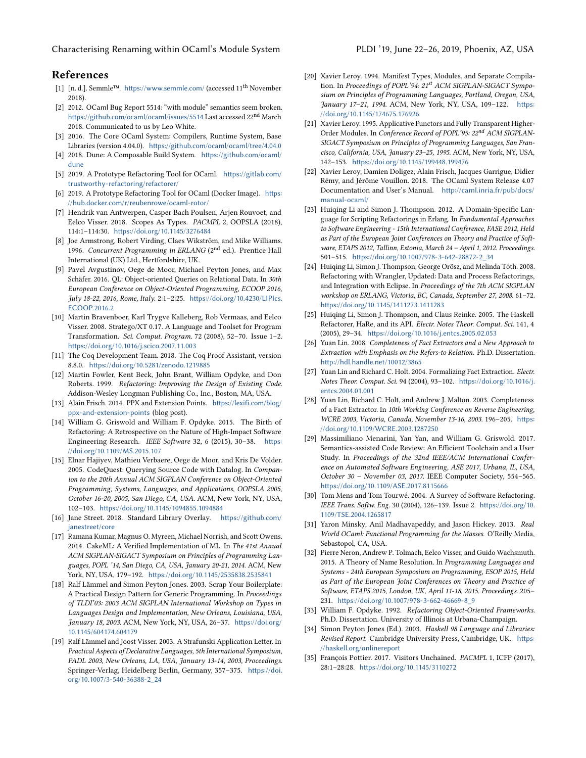## References

[1] [n. d.]. Semmle™. https://www.semmle.com/ (accessed 11th November 2018).

[2] 2012. OCaml Bug Report 5514: "with module" semantics seem broken. https://github.com/ocaml/ocaml/issues/5514 Last accessed 22nd March 2018. Communicated to us by Leo White.

[3] 2016. The Core OCaml System: Compilers, Runtime System, Base Libraries (version 4.04.0). https://github.com/ocaml/ocaml/tree/4.04.0

[4] 2018. Dune: A Composable Build System. https://github.com/ocaml/dune

[5] 2019. A Prototype Refactoring Tool for OCaml. https://gitlab.com/trustworthy-refactoring/refactorer/

[6] 2019. A Prototype Refactoring Tool for OCaml (Docker Image). https://hub.docker.com/r/reubenrowe/ocaml-rotor/

[7] Hendrik van Antwerpen, Casper Bach Poulsen, Arjen Rouvoet, and Eelco Visser. 2018. Scopes As Types. *PACMPL* 2, OOPSLA (2018), 114:1–114:30. https://doi.org/10.1145/3276484

[8] Joe Armstrong, Robert Virding, Claes Wikström, and Mike Williams. 1996. *Concurrent Programming in ERLANG* (2nd ed.). Prentice Hall International (UK) Ltd., Hertfordshire, UK.

[9] Pavel Avgustinov, Oege de Moor, Michael Peyton Jones, and Max Schäfer. 2016. QL: Object-oriented Queries on Relational Data. In *30th European Conference on Object-Oriented Programming, ECOOP 2016, July 18-22, 2016, Rome, Italy.* 2:1–2:25. https://doi.org/10.4230/LIPIcs.ECOOP.2016.2

[10] Martin Bravenboer, Karl Trygve Kalleberg, Rob Vermaas, and Eelco Visser. 2008. Stratego/XT 0.17. A Language and Toolset for Program Transformation. *Sci. Comput. Program.* 72 (2008), 52–70. Issue 1–2. https://doi.org/10.1016/j.scico.2007.11.003

[11] The Coq Development Team. 2018. The Coq Proof Assistant, version 8.8.0. https://doi.org/10.5281/zenodo.1219885

[12] Martin Fowler, Kent Beck, John Brant, William Opdyke, and Don Roberts. 1999. *Refactoring: Improving the Design of Existing Code.* Addison-Wesley Longman Publishing Co., Inc., Boston, MA, USA.

[13] Alain Frisch. 2014. PPX and Extension Points. https://lexifi.com/blog/ppx-and-extension-points (blog post).

[14] William G. Griswold and William F. Opdyke. 2015. The Birth of Refactoring: A Retrospective on the Nature of High-Impact Software Engineering Research. *IEEE Software* 32, 6 (2015), 30–38. https://doi.org/10.1109/MS.2015.107

[15] Elnar Hajiyev, Mathieu Verbaere, Oege de Moor, and Kris De Volder. 2005. CodeQuest: Querying Source Code with Datalog. In *Companion to the 20th Annual ACM SIGPLAN Conference on Object-Oriented Programming, Systems, Languages, and Applications, OOPSLA 2005, October 16-20, 2005, San Diego, CA, USA.* ACM, New York, NY, USA, 102–103. https://doi.org/10.1145/1094855.1094884

[16] Jane Street. 2018. Standard Library Overlay. https://github.com/janestreet/core

[17] Ramana Kumar, Magnus O. Myreen, Michael Norrish, and Scott Owens. 2014. CakeML: A Verified Implementation of ML. In *The 41st Annual ACM SIGPLAN-SIGACT Symposium on Principles of Programming Languages, POPL '14, San Diego, CA, USA, January 20-21, 2014.* ACM, New York, NY, USA, 179–192. https://doi.org/10.1145/2535838.2535841

[18] Ralf Lämmel and Simon Peyton Jones. 2003. Scrap Your Boilerplate: A Practical Design Pattern for Generic Programming. In *Proceedings of TLDI'03: 2003 ACM SIGPLAN International Workshop on Types in Languages Design and Implementation, New Orleans, Louisiana, USA, January 18, 2003.* ACM, New York, NY, USA, 26–37. https://doi.org/10.1145/604174.604179

[19] Ralf Lämmel and Joost Visser. 2003. A Strafunski Application Letter. In *Practical Aspects of Declarative Languages, 5th International Symposium, PADL 2003, New Orleans, LA, USA, January 13-14, 2003, Proceedings.* Springer-Verlag, Heidelberg Berlin, Germany, 357–375. https://doi.org/10.1007/3-540-36388-2_24

[20] Xavier Leroy. 1994. Manifest Types, Modules, and Separate Compilation. In *Proceedings of POPL'94: 21st ACM SIGPLAN-SIGACT Symposium on Principles of Programming Languages, Portland, Oregon, USA, January 17–21, 1994.* ACM, New York, NY, USA, 109–122. https://doi.org/10.1145/174675.176926

[21] Xavier Leroy. 1995. Applicative Functors and Fully Transparent Higher-Order Modules. In *Conference Record of POPL'95: 22nd ACM SIGPLAN-SIGACT Symposium on Principles of Programming Languages, San Francisco, California, USA, January 23–25, 1995.* ACM, New York, NY, USA, 142–153. https://doi.org/10.1145/199448.199476

[22] Xavier Leroy, Damien Doligez, Alain Frisch, Jacques Garrigue, Didier Rémy, and Jérôme Vouillon. 2018. The OCaml System Release 4.07 Documentation and User's Manual. http://caml.inria.fr/pub/docs/manual-ocaml/

[23] Huiqing Li and Simon J. Thompson. 2012. A Domain-Specific Language for Scripting Refactorings in Erlang. In *Fundamental Approaches to Software Engineering - 15th International Conference, FASE 2012, Held as Part of the European Joint Conferences on Theory and Practice of Software, ETAPS 2012, Tallinn, Estonia, March 24 – April 1, 2012. Proceedings.* 501–515. https://doi.org/10.1007/978-3-642-28872-2_34

[24] Huiqing Li, Simon J. Thompson, George Orösz, and Melinda Tóth. 2008. Refactoring with Wrangler, Updated: Data and Process Refactorings, and Integration with Eclipse. In *Proceedings of the 7th ACM SIGPLAN workshop on ERLANG, Victoria, BC, Canada, September 27, 2008.* 61–72. https://doi.org/10.1145/1411273.1411283

[25] Huiqing Li, Simon J. Thompson, and Claus Reinke. 2005. The Haskell Refactorer, HaRe, and its API. *Electr. Notes Theor. Comput. Sci.* 141, 4 (2005), 29–34. https://doi.org/10.1016/j.entcs.2005.02.053

[26] Yuan Lin. 2008. *Completeness of Fact Extractors and a New Approach to Extraction with Emphasis on the Refers-to Relation.* Ph.D. Dissertation. http://hdl.handle.net/10012/3865

[27] Yuan Lin and Richard C. Holt. 2004. Formalizing Fact Extraction. *Electr. Notes Theor. Comput. Sci.* 94 (2004), 93–102. https://doi.org/10.1016/j.entcs.2004.01.001

[28] Yuan Lin, Richard C. Holt, and Andrew J. Malton. 2003. Completeness of a Fact Extractor. In *10th Working Conference on Reverse Engineering, WCRE 2003, Victoria, Canada, November 13-16, 2003.* 196–205. https://doi.org/10.1109/WCRE.2003.1287250

[29] Massimiliano Menarini, Yan Yan, and William G. Griswold. 2017. Semantics-assisted Code Review: An Efficient Toolchain and a User Study. In *Proceedings of the 32nd IEEE/ACM International Conference on Automated Software Engineering, ASE 2017, Urbana, IL, USA, October 30 – November 03, 2017.* IEEE Computer Society, 554–565. https://doi.org/10.1109/ASE.2017.8115666

[30] Tom Mens and Tom Tourwé. 2004. A Survey of Software Refactoring. *IEEE Trans. Softw. Eng.* 30 (2004), 126–139. Issue 2. https://doi.org/10.1109/TSE.2004.1265817

[31] Yaron Minsky, Anil Madhavapeddy, and Jason Hickey. 2013. *Real World OCaml: Functional Programming for the Masses.* O'Reilly Media, Sebastopol, CA, USA.

[32] Pierre Neron, Andrew P. Tolmach, Eelco Visser, and Guido Wachsmuth. 2015. A Theory of Name Resolution. In *Programming Languages and Systems - 24th European Symposium on Programming, ESOP 2015, Held as Part of the European Joint Conferences on Theory and Practice of Software, ETAPS 2015, London, UK, April 11-18, 2015. Proceedings.* 205–231. https://doi.org/10.1007/978-3-662-46669-8_9

[33] William F. Opdyke. 1992. *Refactoring Object-Oriented Frameworks.* Ph.D. Dissertation. University of Illinois at Urbana-Champaign.

[34] Simon Peyton Jones (Ed.). 2003. *Haskell 98 Language and Libraries: Revised Report.* Cambridge University Press, Cambridge, UK. https://haskell.org/onlinereport

[35] François Pottier. 2017. Visitors Unchained. *PACMPL* 1, ICFP (2017), 28:1–28:28. https://doi.org/10.1145/3110272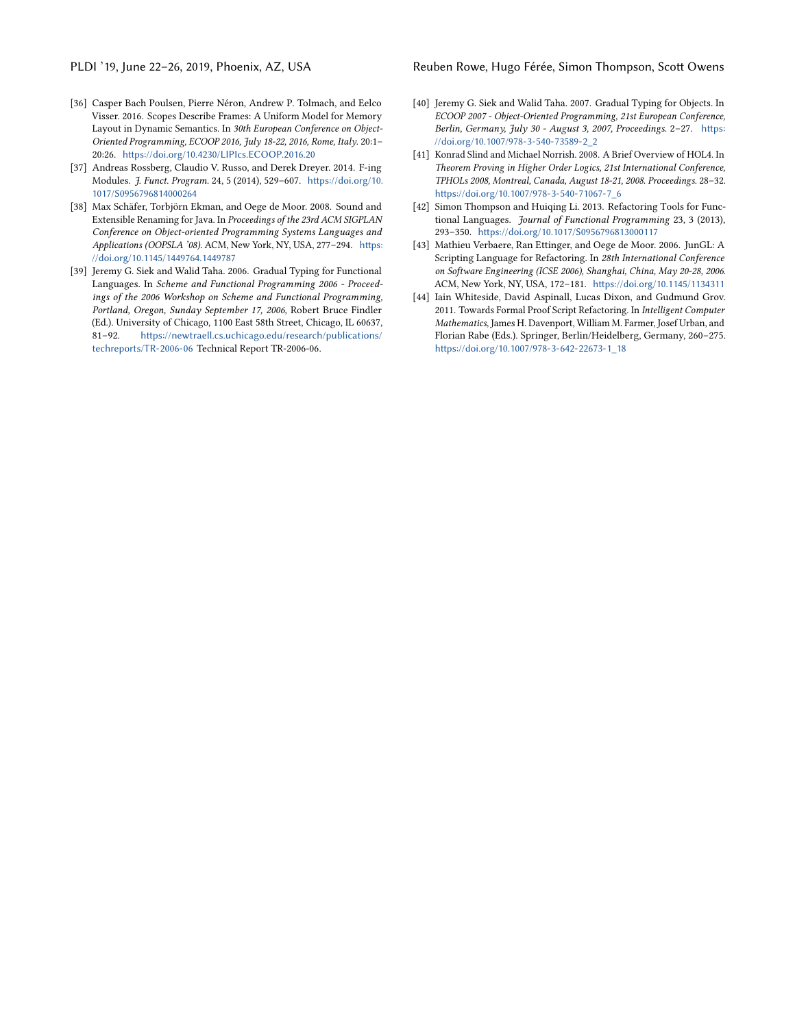[36] Casper Bach Poulsen, Pierre Néron, Andrew P. Tolmach, and Eelco Visser. 2016. Scopes Describe Frames: A Uniform Model for Memory Layout in Dynamic Semantics. In *30th European Conference on Object-Oriented Programming, ECOOP 2016, July 18-22, 2016, Rome, Italy.* 20:1–20:26. https://doi.org/10.4230/LIPIcs.ECOOP.2016.20

[37] Andreas Rossberg, Claudio V. Russo, and Derek Dreyer. 2014. F-ing Modules. *J. Funct. Program.* 24, 5 (2014), 529–607. https://doi.org/10.1017/S0956796814000264

[38] Max Schäfer, Torbjörn Ekman, and Oege de Moor. 2008. Sound and Extensible Renaming for Java. In *Proceedings of the 23rd ACM SIGPLAN Conference on Object-oriented Programming Systems Languages and Applications (OOPSLA '08)*. ACM, New York, NY, USA, 277–294. https://doi.org/10.1145/1449764.1449787

[39] Jeremy G. Siek and Walid Taha. 2006. Gradual Typing for Functional Languages. In *Scheme and Functional Programming 2006 - Proceedings of the 2006 Workshop on Scheme and Functional Programming, Portland, Oregon, Sunday September 17, 2006*, Robert Bruce Findler (Ed.). University of Chicago, 1100 East 58th Street, Chicago, IL 60637, 81–92. https://newtraell.cs.uchicago.edu/research/publications/techreports/TR-2006-06 Technical Report TR-2006-06.

[40] Jeremy G. Siek and Walid Taha. 2007. Gradual Typing for Objects. In *ECOOP 2007 - Object-Oriented Programming, 21st European Conference, Berlin, Germany, July 30 - August 3, 2007, Proceedings.* 2–27. https://doi.org/10.1007/978-3-540-73589-2_2

[41] Konrad Slind and Michael Norrish. 2008. A Brief Overview of HOL4. In *Theorem Proving in Higher Order Logics, 21st International Conference, TPHOLs 2008, Montreal, Canada, August 18-21, 2008. Proceedings.* 28–32. https://doi.org/10.1007/978-3-540-71067-7_6

[42] Simon Thompson and Huiqing Li. 2013. Refactoring Tools for Functional Languages. *Journal of Functional Programming* 23, 3 (2013), 293–350. https://doi.org/10.1017/S0956796813000117

[43] Mathieu Verbaere, Ran Ettinger, and Oege de Moor. 2006. JunGL: A Scripting Language for Refactoring. In *28th International Conference on Software Engineering (ICSE 2006), Shanghai, China, May 20-28, 2006.* ACM, New York, NY, USA, 172–181. https://doi.org/10.1145/1134311

[44] Iain Whiteside, David Aspinall, Lucas Dixon, and Gudmund Grov. 2011. Towards Formal Proof Script Refactoring. In *Intelligent Computer Mathematics*, James H. Davenport, William M. Farmer, Josef Urban, and Florian Rabe (Eds.). Springer, Berlin/Heidelberg, Germany, 260–275. https://doi.org/10.1007/978-3-642-22673-1_18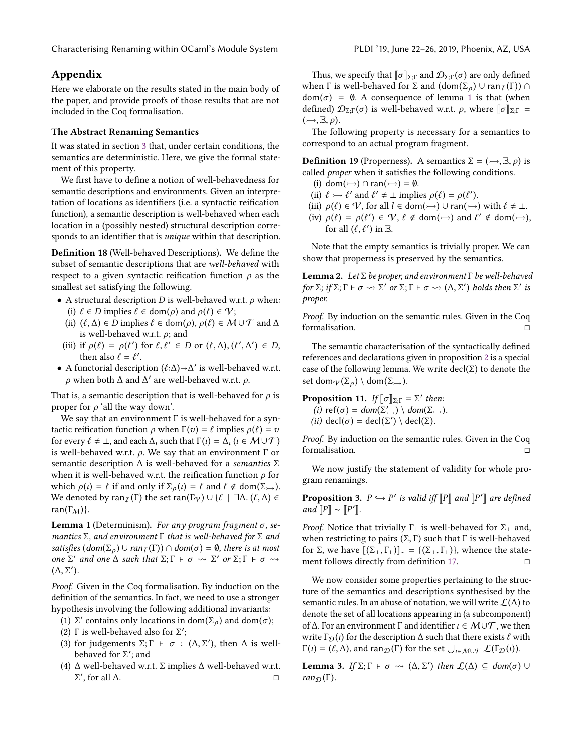## Appendix

Here we elaborate on the results stated in the main body of the paper, and provide proofs of those results that are not included in the Coq formalisation.

### The Abstract Renaming Semantics

It was stated in section 3 that, under certain conditions, the semantics are deterministic. Here, we give the formal statement of this property.

We first have to define a notion of well-behavedness for semantic descriptions and environments. Given an interpretation of locations as identifiers (i.e. a syntactic reification function), a semantic description is well-behaved when each location in a (possibly nested) structural description corresponds to an identifier that is *unique* within that description.

**Definition 18** (Well-behaved Descriptions)**.** We define the subset of semantic descriptions that are *well-behaved* with respect to a given syntactic reification function $\rho$ as the smallest set satisfying the following.

- A structural description $D$ is well-behaved w.r.t. $\rho$ when:
  (i) $\ell \in D$ implies $\ell \in \mathrm{dom}(\rho)$ and $\rho(\ell) \in \mathcal{V}$;
  (ii) $(\ell, \Delta) \in D$ implies $\ell \in \mathrm{dom}(\rho)$, $\rho(\ell) \in \mathcal{M} \cup \mathcal{T}$ and $\Delta$ is well-behaved w.r.t. $\rho$; and
  (iii) if $\rho(\ell) = \rho(\ell')$ for $\ell, \ell' \in D$ or $(\ell, \Delta), (\ell', \Delta') \in D$, then also $\ell = \ell'$.
- A functorial description $(\ell{:}\Delta) {\rightarrow} \Delta'$ is well-behaved w.r.t. $\rho$ when both $\Delta$ and $\Delta'$ are well-behaved w.r.t. $\rho$.

That is, a semantic description that is well-behaved for $\rho$ is proper for $\rho$ 'all the way down'.

We say that an environment $\Gamma$ is well-behaved for a syntactic reification function $\rho$ when $\Gamma(v) = \ell$ implies $\rho(\ell) = v$ for every $\ell \neq \bot$, and each $\Delta_\iota$ such that $\Gamma(\iota) = \Delta_\iota$ ($\iota \in \mathcal{M} \cup \mathcal{T}$) is well-behaved w.r.t. $\rho$. We say that an environment $\Gamma$ or semantic description $\Delta$ is well-behaved for a *semantics* $\Sigma$ when it is well-behaved w.r.t. the reification function $\rho$ for which $\rho(\iota) = \ell$ if and only if $\Sigma_\rho(\iota) = \ell$ and $\ell \notin \mathrm{dom}(\Sigma_\rightarrowtail)$. We denoted by $\mathrm{ran}_{\mathcal{I}}(\Gamma)$ the set $\mathrm{ran}(\Gamma_{\mathcal{V}}) \cup \{\ell \mid \exists \Delta.\ (\ell, \Delta) \in \mathrm{ran}(\Gamma_{\mathcal{M}})\}$.

**Lemma 1** (Determinism)**.** *For any program fragment $\sigma$, semantics $\Sigma$, and environment $\Gamma$ that is well-behaved for $\Sigma$ and satisfies $(\mathrm{dom}(\Sigma_\rho) \cup \mathrm{ran}_{\mathcal{I}}(\Gamma)) \cap \mathrm{dom}(\sigma) = \emptyset$, there is at most one $\Sigma'$ and one $\Delta$ such that $\Sigma; \Gamma \vdash \sigma \rightsquigarrow \Sigma'$ or $\Sigma; \Gamma \vdash \sigma \rightsquigarrow (\Delta, \Sigma')$.*

*Proof.* Given in the Coq formalisation. By induction on the definition of the semantics. In fact, we need to use a stronger hypothesis involving the following additional invariants:

1. $\Sigma'$ contains only locations in $\mathrm{dom}(\Sigma_\rho)$ and $\mathrm{dom}(\sigma)$;
2. $\Gamma$ is well-behaved also for $\Sigma'$;
3. for judgements $\Sigma; \Gamma \vdash \sigma : (\Delta, \Sigma')$, then $\Delta$ is well-behaved for $\Sigma'$; and
4. $\Delta$ well-behaved w.r.t. $\Sigma$ implies $\Delta$ well-behaved w.r.t. $\Sigma'$, for all $\Delta$. ◻

Thus, we specify that $[\![\sigma]\!]_{\Sigma;\Gamma}$ and $\mathcal{D}_{\Sigma;\Gamma}(\sigma)$ are only defined when $\Gamma$ is well-behaved for $\Sigma$ and $(\mathrm{dom}(\Sigma_\rho) \cup \mathrm{ran}_{\mathcal{I}}(\Gamma)) \cap \mathrm{dom}(\sigma) = \emptyset$. A consequence of lemma 1 is that (when defined) $\mathcal{D}_{\Sigma;\Gamma}(\sigma)$ is well-behaved w.r.t. $\rho$, where $[\![\sigma]\!]_{\Sigma;\Gamma} = (\rightarrowtail, \mathbb{E}, \rho)$.

The following property is necessary for a semantics to correspond to an actual program fragment.

**Definition 19** (Properness)**.** A semantics $\Sigma = (\rightarrowtail, \mathbb{E}, \rho)$ is called *proper* when it satisfies the following conditions.

(i) $\mathrm{dom}(\rightarrowtail) \cap \mathrm{ran}(\rightarrowtail) = \emptyset$.
(ii) $\ell \rightarrowtail \ell'$ and $\ell' \neq \bot$ implies $\rho(\ell) = \rho(\ell')$.
(iii) $\rho(\ell) \in \mathcal{V}$, for all $l \in \mathrm{dom}(\rightarrowtail) \cup \mathrm{ran}(\rightarrowtail)$ with $\ell \neq \bot$.
(iv) $\rho(\ell) = \rho(\ell') \in \mathcal{V}$, $\ell \notin \mathrm{dom}(\rightarrowtail)$ and $\ell' \notin \mathrm{dom}(\rightarrowtail)$, for all $(\ell, \ell')$ in $\mathbb{E}$.

Note that the empty semantics is trivially proper. We can show that properness is preserved by the semantics.

**Lemma 2.** *Let $\Sigma$ be proper, and environment $\Gamma$ be well-behaved for $\Sigma$; if $\Sigma; \Gamma \vdash \sigma \rightsquigarrow \Sigma'$ or $\Sigma; \Gamma \vdash \sigma \rightsquigarrow (\Delta, \Sigma')$ holds then $\Sigma'$ is proper.*

*Proof.* By induction on the semantic rules. Given in the Coq formalisation. ◻

The semantic characterisation of the syntactically defined references and declarations given in proposition 2 is a special case of the following lemma. We write $\mathrm{decl}(\Sigma)$ to denote the set $\mathrm{dom}_{\mathcal{V}}(\Sigma_\rho) \setminus \mathrm{dom}(\Sigma_\rightarrowtail)$.

**Proposition 11.** *If $[\![\sigma]\!]_{\Sigma;\Gamma} = \Sigma'$ then:*
*(i) $\mathrm{ref}(\sigma) = \mathrm{dom}(\Sigma'_\rightarrowtail) \setminus \mathrm{dom}(\Sigma_\rightarrowtail)$.*
*(ii) $\mathrm{decl}(\sigma) = \mathrm{decl}(\Sigma') \setminus \mathrm{decl}(\Sigma)$.*

*Proof.* By induction on the semantic rules. Given in the Coq formalisation. ◻

We now justify the statement of validity for whole program renamings.

**Proposition 3.** *$P \hookrightarrow P'$ is valid iff $[\![P]\!]$ and $[\![P']\!]$ are defined and $[\![P]\!] \sim [\![P']\!]$.*

*Proof.* Notice that trivially $\Gamma_\bot$ is well-behaved for $\Sigma_\bot$ and, when restricting to pairs $(\Sigma, \Gamma)$ such that $\Gamma$ is well-behaved for $\Sigma$, we have $[(\Sigma_\bot, \Gamma_\bot)]_\sim = \{(\Sigma_\bot, \Gamma_\bot)\}$, whence the statement follows directly from definition 17. ◻

We now consider some properties pertaining to the structure of the semantics and descriptions synthesised by the semantic rules. In an abuse of notation, we will write $\mathcal{L}(\Delta)$ to denote the set of all locations appearing in (a subcomponent) of $\Delta$. For an environment $\Gamma$ and identifier $\iota \in \mathcal{M} \cup \mathcal{T}$, we then write $\Gamma_{\mathcal{D}}(\iota)$ for the description $\Delta$ such that there exists $\ell$ with $\Gamma(\iota) = (\ell, \Delta)$, and $\mathrm{ran}_{\mathcal{D}}(\Gamma)$ for the set $\bigcup_{\iota \in \mathcal{M} \cup \mathcal{T}} \mathcal{L}(\Gamma_{\mathcal{D}}(\iota))$.

**Lemma 3.** *If $\Sigma; \Gamma \vdash \sigma \rightsquigarrow (\Delta, \Sigma')$ then $\mathcal{L}(\Delta) \subseteq \mathrm{dom}(\sigma) \cup \mathrm{ran}_{\mathcal{D}}(\Gamma)$.*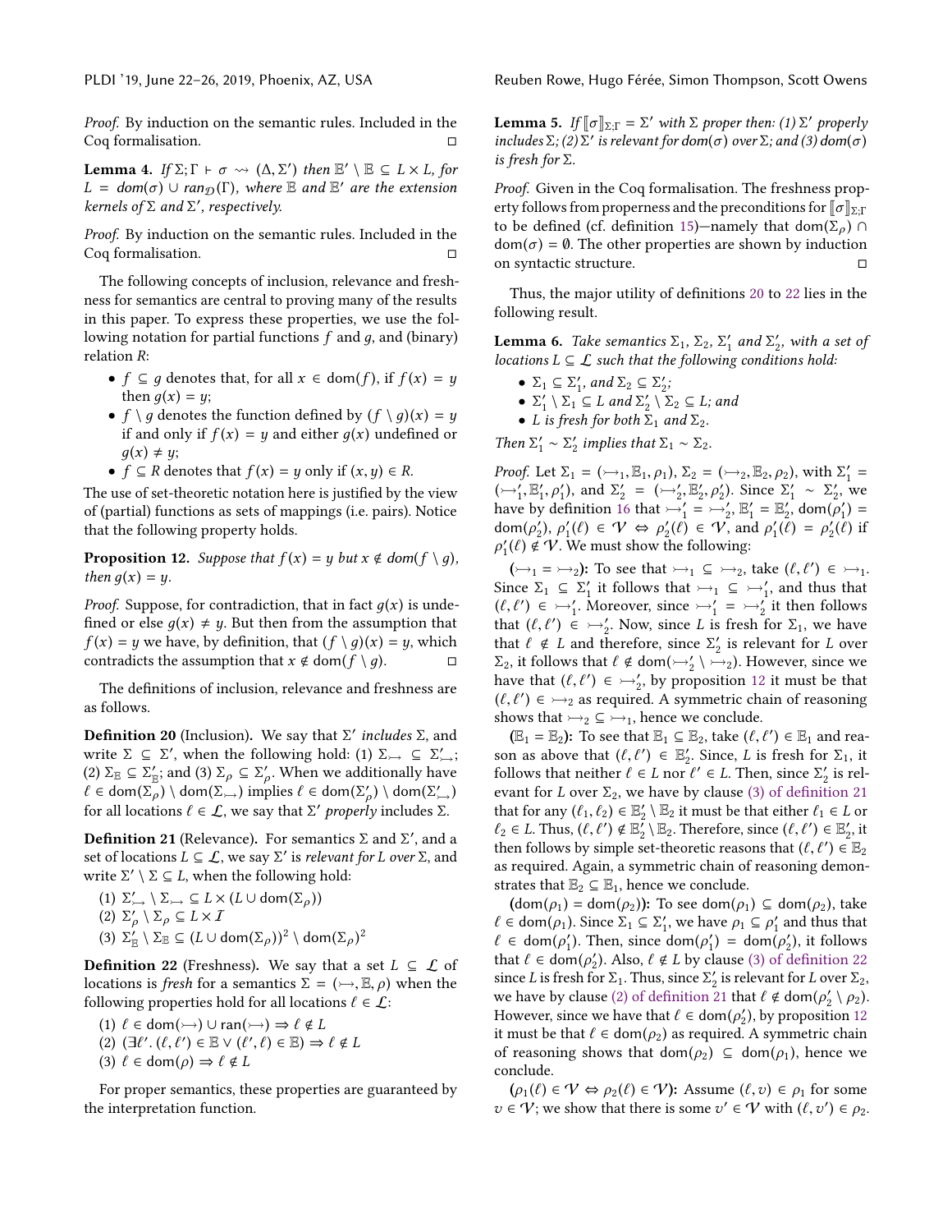*Proof.* By induction on the semantic rules. Included in the Coq formalisation. ◻

**Lemma 4.** *If $\Sigma;\Gamma \vdash \sigma \rightsquigarrow (\Delta, \Sigma')$ then $\mathbb{E}' \setminus \mathbb{E} \subseteq L \times L$, for $L = dom(\sigma) \cup ran_{\mathcal{D}}(\Gamma)$, where $\mathbb{E}$ and $\mathbb{E}'$ are the extension kernels of $\Sigma$ and $\Sigma'$, respectively.*

*Proof.* By induction on the semantic rules. Included in the Coq formalisation. ◻

The following concepts of inclusion, relevance and freshness for semantics are central to proving many of the results in this paper. To express these properties, we use the following notation for partial functions $f$ and $g$, and (binary) relation $R$:

- $f \subseteq g$ denotes that, for all $x \in \text{dom}(f)$, if $f(x) = y$ then $g(x) = y$;
- $f \setminus g$ denotes the function defined by $(f \setminus g)(x) = y$ if and only if $f(x) = y$ and either $g(x)$ undefined or $g(x) \neq y$;
- $f \subseteq R$ denotes that $f(x) = y$ only if $(x, y) \in R$.

The use of set-theoretic notation here is justified by the view of (partial) functions as sets of mappings (i.e. pairs). Notice that the following property holds.

**Proposition 12.** *Suppose that $f(x) = y$ but $x \notin dom(f \setminus g)$, then $g(x) = y$.*

*Proof.* Suppose, for contradiction, that in fact $g(x)$ is undefined or else $g(x) \neq y$. But then from the assumption that $f(x) = y$ we have, by definition, that $(f \setminus g)(x) = y$, which contradicts the assumption that $x \notin \text{dom}(f \setminus g)$. ◻

The definitions of inclusion, relevance and freshness are as follows.

**Definition 20** (Inclusion)**.** We say that $\Sigma'$ *includes* $\Sigma$, and write $\Sigma \subseteq \Sigma'$, when the following hold: (1) $\Sigma_{\rightarrowtail} \subseteq \Sigma'_{\rightarrowtail}$; (2) $\Sigma_{\mathbb{E}} \subseteq \Sigma'_{\mathbb{E}}$; and (3) $\Sigma_{\rho} \subseteq \Sigma'_{\rho}$. When we additionally have $\ell \in \text{dom}(\Sigma_{\rho}) \setminus \text{dom}(\Sigma_{\rightarrowtail})$ implies $\ell \in \text{dom}(\Sigma'_{\rho}) \setminus \text{dom}(\Sigma'_{\rightarrowtail})$ for all locations $\ell \in \mathcal{L}$, we say that $\Sigma'$ *properly* includes $\Sigma$.

**Definition 21** (Relevance)**.** For semantics $\Sigma$ and $\Sigma'$, and a set of locations $L \subseteq \mathcal{L}$, we say $\Sigma'$ is *relevant for* $L$ *over* $\Sigma$, and write $\Sigma' \setminus \Sigma \subseteq L$, when the following hold:

(1) $\Sigma'_{\rightarrowtail} \setminus \Sigma_{\rightarrowtail} \subseteq L \times (L \cup \text{dom}(\Sigma_{\rho}))$
(2) $\Sigma'_{\rho} \setminus \Sigma_{\rho} \subseteq L \times \mathcal{I}$
(3) $\Sigma'_{\mathbb{E}} \setminus \Sigma_{\mathbb{E}} \subseteq (L \cup \text{dom}(\Sigma_{\rho}))^2 \setminus \text{dom}(\Sigma_{\rho})^2$

**Definition 22** (Freshness)**.** We say that a set $L \subseteq \mathcal{L}$ of locations is *fresh* for a semantics $\Sigma = (\rightarrowtail, \mathbb{E}, \rho)$ when the following properties hold for all locations $\ell \in \mathcal{L}$:

(1) $\ell \in \text{dom}(\rightarrowtail) \cup \text{ran}(\rightarrowtail) \Rightarrow \ell \notin L$
(2) $(\exists \ell'.\, (\ell, \ell') \in \mathbb{E} \vee (\ell', \ell) \in \mathbb{E}) \Rightarrow \ell \notin L$
(3) $\ell \in \text{dom}(\rho) \Rightarrow \ell \notin L$

For proper semantics, these properties are guaranteed by the interpretation function.

**Lemma 5.** *If $[\![\sigma]\!]_{\Sigma;\Gamma} = \Sigma'$ with $\Sigma$ proper then: (1) $\Sigma'$ properly includes $\Sigma$; (2) $\Sigma'$ is relevant for $dom(\sigma)$ over $\Sigma$; and (3) $dom(\sigma)$ is fresh for $\Sigma$.*

*Proof.* Given in the Coq formalisation. The freshness property follows from properness and the preconditions for $[\![\sigma]\!]_{\Sigma;\Gamma}$ to be defined (cf. definition 15)—namely that $\text{dom}(\Sigma_{\rho}) \cap \text{dom}(\sigma) = \emptyset$. The other properties are shown by induction on syntactic structure. ◻

Thus, the major utility of definitions 20 to 22 lies in the following result.

**Lemma 6.** *Take semantics $\Sigma_1$, $\Sigma_2$, $\Sigma'_1$ and $\Sigma'_2$, with a set of locations $L \subseteq \mathcal{L}$ such that the following conditions hold:*

- *$\Sigma_1 \subseteq \Sigma'_1$, and $\Sigma_2 \subseteq \Sigma'_2$;*
- *$\Sigma'_1 \setminus \Sigma_1 \subseteq L$ and $\Sigma'_2 \setminus \Sigma_2 \subseteq L$; and*
- *$L$ is fresh for both $\Sigma_1$ and $\Sigma_2$.*

*Then $\Sigma'_1 \sim \Sigma'_2$ implies that $\Sigma_1 \sim \Sigma_2$.*

*Proof.* Let $\Sigma_1 = (\rightarrowtail_1, \mathbb{E}_1, \rho_1)$, $\Sigma_2 = (\rightarrowtail_2, \mathbb{E}_2, \rho_2)$, with $\Sigma'_1 = (\rightarrowtail'_1, \mathbb{E}'_1, \rho'_1)$, and $\Sigma'_2 = (\rightarrowtail'_2, \mathbb{E}'_2, \rho'_2)$. Since $\Sigma'_1 \sim \Sigma'_2$, we have by definition 16 that $\rightarrowtail'_1 = \rightarrowtail'_2$, $\mathbb{E}'_1 = \mathbb{E}'_2$, $\text{dom}(\rho'_1) = \text{dom}(\rho'_2)$, $\rho'_1(\ell) \in \mathcal{V} \Leftrightarrow \rho'_2(\ell) \in \mathcal{V}$, and $\rho'_1(\ell) = \rho'_2(\ell)$ if $\rho'_1(\ell) \notin \mathcal{V}$. We must show the following:

**($\rightarrowtail_1 = \rightarrowtail_2$):** To see that $\rightarrowtail_1 \subseteq \rightarrowtail_2$, take $(\ell, \ell') \in \rightarrowtail_1$. Since $\Sigma_1 \subseteq \Sigma'_1$ it follows that $\rightarrowtail_1 \subseteq \rightarrowtail'_1$, and thus that $(\ell, \ell') \in \rightarrowtail'_1$. Moreover, since $\rightarrowtail'_1 = \rightarrowtail'_2$ it then follows that $(\ell, \ell') \in \rightarrowtail'_2$. Now, since $L$ is fresh for $\Sigma_1$, we have that $\ell \notin L$ and therefore, since $\Sigma'_2$ is relevant for $L$ over $\Sigma_2$, it follows that $\ell \notin \text{dom}(\rightarrowtail'_2 \setminus \rightarrowtail_2)$. However, since we have that $(\ell, \ell') \in \rightarrowtail'_2$, by proposition 12 it must be that $(\ell, \ell') \in \rightarrowtail_2$ as required. A symmetric chain of reasoning shows that $\rightarrowtail_2 \subseteq \rightarrowtail_1$, hence we conclude.

**($\mathbb{E}_1 = \mathbb{E}_2$):** To see that $\mathbb{E}_1 \subseteq \mathbb{E}_2$, take $(\ell, \ell') \in \mathbb{E}_1$ and reason as above that $(\ell, \ell') \in \mathbb{E}'_2$. Since, $L$ is fresh for $\Sigma_1$, it follows that neither $\ell \in L$ nor $\ell' \in L$. Then, since $\Sigma'_2$ is relevant for $L$ over $\Sigma_2$, we have by clause (3) of definition 21 that for any $(\ell_1, \ell_2) \in \mathbb{E}'_2 \setminus \mathbb{E}_2$ it must be that either $\ell_1 \in L$ or $\ell_2 \in L$. Thus, $(\ell, \ell') \notin \mathbb{E}'_2 \setminus \mathbb{E}_2$. Therefore, since $(\ell, \ell') \in \mathbb{E}'_2$, it then follows by simple set-theoretic reasons that $(\ell, \ell') \in \mathbb{E}_2$ as required. Again, a symmetric chain of reasoning demonstrates that $\mathbb{E}_2 \subseteq \mathbb{E}_1$, hence we conclude.

**($\text{dom}(\rho_1) = \text{dom}(\rho_2)$):** To see $\text{dom}(\rho_1) \subseteq \text{dom}(\rho_2)$, take $\ell \in \text{dom}(\rho_1)$. Since $\Sigma_1 \subseteq \Sigma'_1$, we have $\rho_1 \subseteq \rho'_1$ and thus that $\ell \in \text{dom}(\rho'_1)$. Then, since $\text{dom}(\rho'_1) = \text{dom}(\rho'_2)$, it follows that $\ell \in \text{dom}(\rho'_2)$. Also, $\ell \notin L$ by clause (3) of definition 22 since $L$ is fresh for $\Sigma_1$. Thus, since $\Sigma'_2$ is relevant for $L$ over $\Sigma_2$, we have by clause (2) of definition 21 that $\ell \notin \text{dom}(\rho'_2 \setminus \rho_2)$. However, since we have that $\ell \in \text{dom}(\rho'_2)$, by proposition 12 it must be that $\ell \in \text{dom}(\rho_2)$ as required. A symmetric chain of reasoning shows that $\text{dom}(\rho_2) \subseteq \text{dom}(\rho_1)$, hence we conclude.

**($\rho_1(\ell) \in \mathcal{V} \Leftrightarrow \rho_2(\ell) \in \mathcal{V}$):** Assume $(\ell, v) \in \rho_1$ for some $v \in \mathcal{V}$; we show that there is some $v' \in \mathcal{V}$ with $(\ell, v') \in \rho_2$.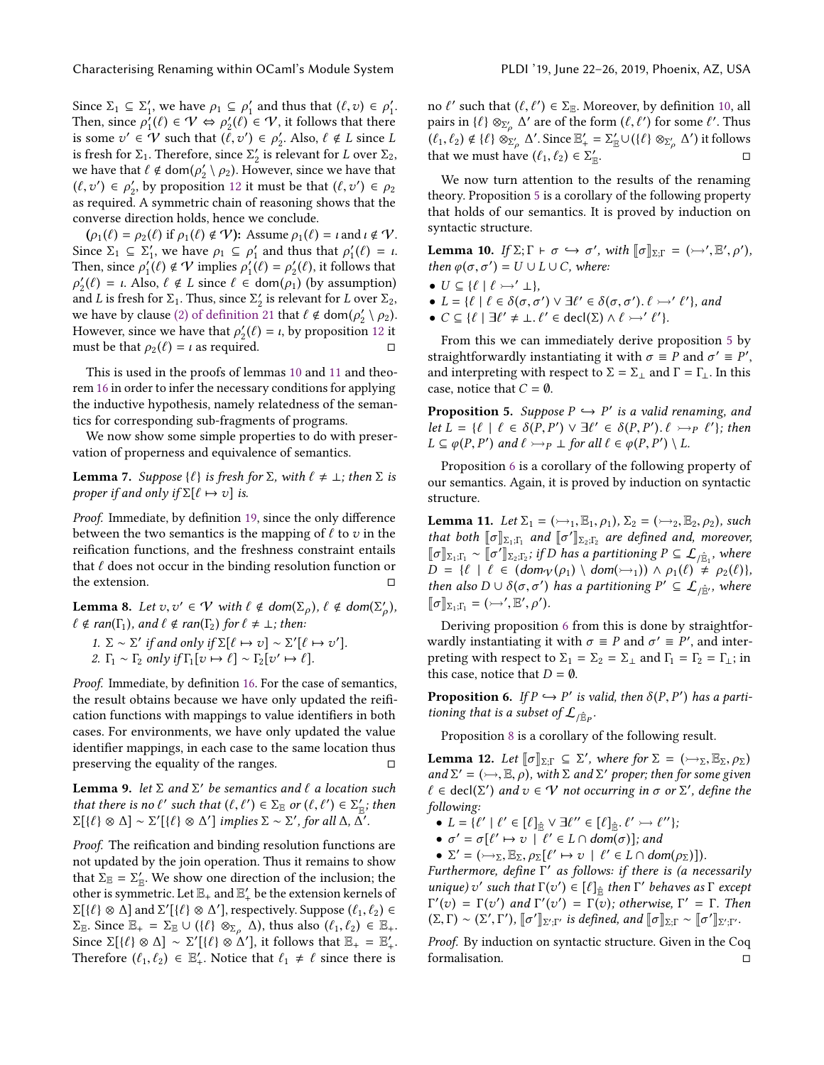Since $\Sigma_1 \subseteq \Sigma_1'$, we have $\rho_1 \subseteq \rho_1'$ and thus that $(\ell, v) \in \rho_1'$. Then, since $\rho_1'(\ell) \in \mathcal{V} \Leftrightarrow \rho_2'(\ell) \in \mathcal{V}$, it follows that there is some $v' \in \mathcal{V}$ such that $(\ell, v') \in \rho_2'$. Also, $\ell \notin L$ since $L$ is fresh for $\Sigma_1$. Therefore, since $\Sigma_2'$ is relevant for $L$ over $\Sigma_2$, we have that $\ell \notin \mathrm{dom}(\rho_2' \setminus \rho_2)$. However, since we have that $(\ell, v') \in \rho_2'$, by proposition 12 it must be that $(\ell, v') \in \rho_2$ as required. A symmetric chain of reasoning shows that the converse direction holds, hence we conclude.

**($\rho_1(\ell) = \rho_2(\ell)$ if $\rho_1(\ell) \notin \mathcal{V}$):** Assume $\rho_1(\ell) = \iota$ and $\iota \notin \mathcal{V}$. Since $\Sigma_1 \subseteq \Sigma_1'$, we have $\rho_1 \subseteq \rho_1'$ and thus that $\rho_1'(\ell) = \iota$. Then, since $\rho_1'(\ell) \notin \mathcal{V}$ implies $\rho_1'(\ell) = \rho_2'(\ell)$, it follows that $\rho_2'(\ell) = \iota$. Also, $\ell \notin L$ since $\ell \in \mathrm{dom}(\rho_1)$ (by assumption) and $L$ is fresh for $\Sigma_1$. Thus, since $\Sigma_2'$ is relevant for $L$ over $\Sigma_2$, we have by clause (2) of definition 21 that $\ell \notin \mathrm{dom}(\rho_2' \setminus \rho_2)$. However, since we have that $\rho_2'(\ell) = \iota$, by proposition 12 it must be that $\rho_2(\ell) = \iota$ as required. ◻

This is used in the proofs of lemmas 10 and 11 and theorem 16 in order to infer the necessary conditions for applying the inductive hypothesis, namely relatedness of the semantics for corresponding sub-fragments of programs.

We now show some simple properties to do with preservation of properness and equivalence of semantics.

**Lemma 7.** *Suppose $\{\ell\}$ is fresh for $\Sigma$, with $\ell \neq \bot$; then $\Sigma$ is proper if and only if $\Sigma[\ell \mapsto v]$ is.*

*Proof.* Immediate, by definition 19, since the only difference between the two semantics is the mapping of $\ell$ to $v$ in the reification functions, and the freshness constraint entails that $\ell$ does not occur in the binding resolution function or the extension. ◻

**Lemma 8.** *Let $v, v' \in \mathcal{V}$ with $\ell \notin dom(\Sigma_\rho)$, $\ell \notin dom(\Sigma_\rho')$, $\ell \notin ran(\Gamma_1)$, and $\ell \notin ran(\Gamma_2)$ for $\ell \neq \bot$; then:*

1. *$\Sigma \sim \Sigma'$ if and only if $\Sigma[\ell \mapsto v] \sim \Sigma'[\ell \mapsto v']$.*
2. *$\Gamma_1 \sim \Gamma_2$ only if $\Gamma_1[v \mapsto \ell] \sim \Gamma_2[v' \mapsto \ell]$.*

*Proof.* Immediate, by definition 16. For the case of semantics, the result obtains because we have only updated the reification functions with mappings to value identifiers in both cases. For environments, we have only updated the value identifier mappings, in each case to the same location thus preserving the equality of the ranges. ◻

**Lemma 9.** *let $\Sigma$ and $\Sigma'$ be semantics and $\ell$ a location such that there is no $\ell'$ such that $(\ell, \ell') \in \Sigma_{\mathbb{E}}$ or $(\ell, \ell') \in \Sigma_{\mathbb{E}}'$; then $\Sigma[\{\ell\} \otimes \Delta] \sim \Sigma'[\{\ell\} \otimes \Delta']$ implies $\Sigma \sim \Sigma'$, for all $\Delta$, $\Delta'$.*

*Proof.* The reification and binding resolution functions are not updated by the join operation. Thus it remains to show that $\Sigma_{\mathbb{E}} = \Sigma_{\mathbb{E}}'$. We show one direction of the inclusion; the other is symmetric. Let $\mathbb{E}_+$ and $\mathbb{E}_+'$ be the extension kernels of $\Sigma[\{\ell\} \otimes \Delta]$ and $\Sigma'[\{\ell\} \otimes \Delta']$, respectively. Suppose $(\ell_1, \ell_2) \in \Sigma_{\mathbb{E}}$. Since $\mathbb{E}_+ = \Sigma_{\mathbb{E}} \cup (\{\ell\} \otimes_{\Sigma_\rho} \Delta)$, thus also $(\ell_1, \ell_2) \in \mathbb{E}_+$. Since $\Sigma[\{\ell\} \otimes \Delta] \sim \Sigma'[\{\ell\} \otimes \Delta']$, it follows that $\mathbb{E}_+ = \mathbb{E}_+'$. Therefore $(\ell_1, \ell_2) \in \mathbb{E}_+'$. Notice that $\ell_1 \neq \ell$ since there is no $\ell'$ such that $(\ell, \ell') \in \Sigma_{\mathbb{E}}$. Moreover, by definition 10, all pairs in $\{\ell\} \otimes_{\Sigma_\rho'} \Delta'$ are of the form $(\ell, \ell')$ for some $\ell'$. Thus $(\ell_1, \ell_2) \notin \{\ell\} \otimes_{\Sigma_\rho'} \Delta'$. Since $\mathbb{E}_+' = \Sigma_{\mathbb{E}}' \cup (\{\ell\} \otimes_{\Sigma_\rho'} \Delta')$ it follows that we must have $(\ell_1, \ell_2) \in \Sigma_{\mathbb{E}}'$. ◻

We now turn attention to the results of the renaming theory. Proposition 5 is a corollary of the following property that holds of our semantics. It is proved by induction on syntactic structure.

**Lemma 10.** *If $\Sigma; \Gamma \vdash \sigma \hookrightarrow \sigma'$, with $[\![\sigma]\!]_{\Sigma;\Gamma} = (\rightarrowtail', \mathbb{E}', \rho')$, then $\varphi(\sigma, \sigma') = U \cup L \cup C$, where:*

- *$U \subseteq \{\ell \mid \ell \rightarrowtail' \bot\}$,*
- *$L = \{\ell \mid \ell \in \delta(\sigma, \sigma') \vee \exists \ell' \in \delta(\sigma, \sigma').\, \ell \rightarrowtail' \ell'\}$, and*
- *$C \subseteq \{\ell \mid \exists \ell' \neq \bot.\, \ell' \in \mathrm{decl}(\Sigma) \wedge \ell \rightarrowtail' \ell'\}$.*

From this we can immediately derive proposition 5 by straightforwardly instantiating it with $\sigma \equiv P$ and $\sigma' \equiv P'$, and interpreting with respect to $\Sigma = \Sigma_\bot$ and $\Gamma = \Gamma_\bot$. In this case, notice that $C = \emptyset$.

**Proposition 5.** *Suppose $P \hookrightarrow P'$ is a valid renaming, and let $L = \{\ell \mid \ell \in \delta(P, P') \vee \exists \ell' \in \delta(P, P').\, \ell \rightarrowtail_P \ell'\}$; then $L \subseteq \varphi(P, P')$ and $\ell \rightarrowtail_P \bot$ for all $\ell \in \varphi(P, P') \setminus L$.*

Proposition 6 is a corollary of the following property of our semantics. Again, it is proved by induction on syntactic structure.

**Lemma 11.** *Let $\Sigma_1 = (\rightarrowtail_1, \mathbb{E}_1, \rho_1)$, $\Sigma_2 = (\rightarrowtail_2, \mathbb{E}_2, \rho_2)$, such that both $[\![\sigma]\!]_{\Sigma_1;\Gamma_1}$ and $[\![\sigma']\!]_{\Sigma_2;\Gamma_2}$ are defined and, moreover, $[\![\sigma]\!]_{\Sigma_1;\Gamma_1} \sim [\![\sigma']\!]_{\Sigma_2;\Gamma_2}$; if $D$ has a partitioning $P \subseteq \mathcal{L}_{/\hat{\mathbb{E}}_1}$, where $D = \{\ell \mid \ell \in (dom_{\mathcal{V}}(\rho_1) \setminus dom(\rightarrowtail_1)) \wedge \rho_1(\ell) \neq \rho_2(\ell)\}$, then also $D \cup \delta(\sigma, \sigma')$ has a partitioning $P' \subseteq \mathcal{L}_{/\hat{\mathbb{E}}'}$, where $[\![\sigma]\!]_{\Sigma_1;\Gamma_1} = (\rightarrowtail', \mathbb{E}', \rho')$.*

Deriving proposition 6 from this is done by straightforwardly instantiating it with $\sigma \equiv P$ and $\sigma' \equiv P'$, and interpreting with respect to $\Sigma_1 = \Sigma_2 = \Sigma_\bot$ and $\Gamma_1 = \Gamma_2 = \Gamma_\bot$; in this case, notice that $D = \emptyset$.

**Proposition 6.** *If $P \hookrightarrow P'$ is valid, then $\delta(P, P')$ has a partitioning that is a subset of $\mathcal{L}_{/\hat{\mathbb{E}}_P}$.*

Proposition 8 is a corollary of the following result.

**Lemma 12.** *Let $[\![\sigma]\!]_{\Sigma;\Gamma} \subseteq \Sigma'$, where for $\Sigma = (\rightarrowtail_\Sigma, \mathbb{E}_\Sigma, \rho_\Sigma)$ and $\Sigma' = (\rightarrowtail, \mathbb{E}, \rho)$, with $\Sigma$ and $\Sigma'$ proper; then for some given $\ell \in \mathrm{decl}(\Sigma')$ and $v \in \mathcal{V}$ not occurring in $\sigma$ or $\Sigma'$, define the following:*

- *$L = \{\ell' \mid \ell' \in [\ell]_{\hat{\mathbb{E}}} \vee \exists \ell'' \in [\ell]_{\hat{\mathbb{E}}}.\, \ell' \rightarrowtail \ell''\}$;*
- *$\sigma' = \sigma[\ell' \mapsto v \mid \ell' \in L \cap dom(\sigma)]$; and*
- *$\Sigma' = (\rightarrowtail_\Sigma, \mathbb{E}_\Sigma, \rho_\Sigma[\ell' \mapsto v \mid \ell' \in L \cap dom(\rho_\Sigma)])$.*

*Furthermore, define $\Gamma'$ as follows: if there is (a necessarily unique) $v'$ such that $\Gamma(v') \in [\ell]_{\hat{\mathbb{E}}}$ then $\Gamma'$ behaves as $\Gamma$ except $\Gamma'(v) = \Gamma(v')$ and $\Gamma'(v') = \Gamma(v)$; otherwise, $\Gamma' = \Gamma$. Then $(\Sigma, \Gamma) \sim (\Sigma', \Gamma')$, $[\![\sigma']\!]_{\Sigma';\Gamma'}$ is defined, and $[\![\sigma]\!]_{\Sigma;\Gamma} \sim [\![\sigma']\!]_{\Sigma';\Gamma'}$.*

*Proof.* By induction on syntactic structure. Given in the Coq formalisation. ◻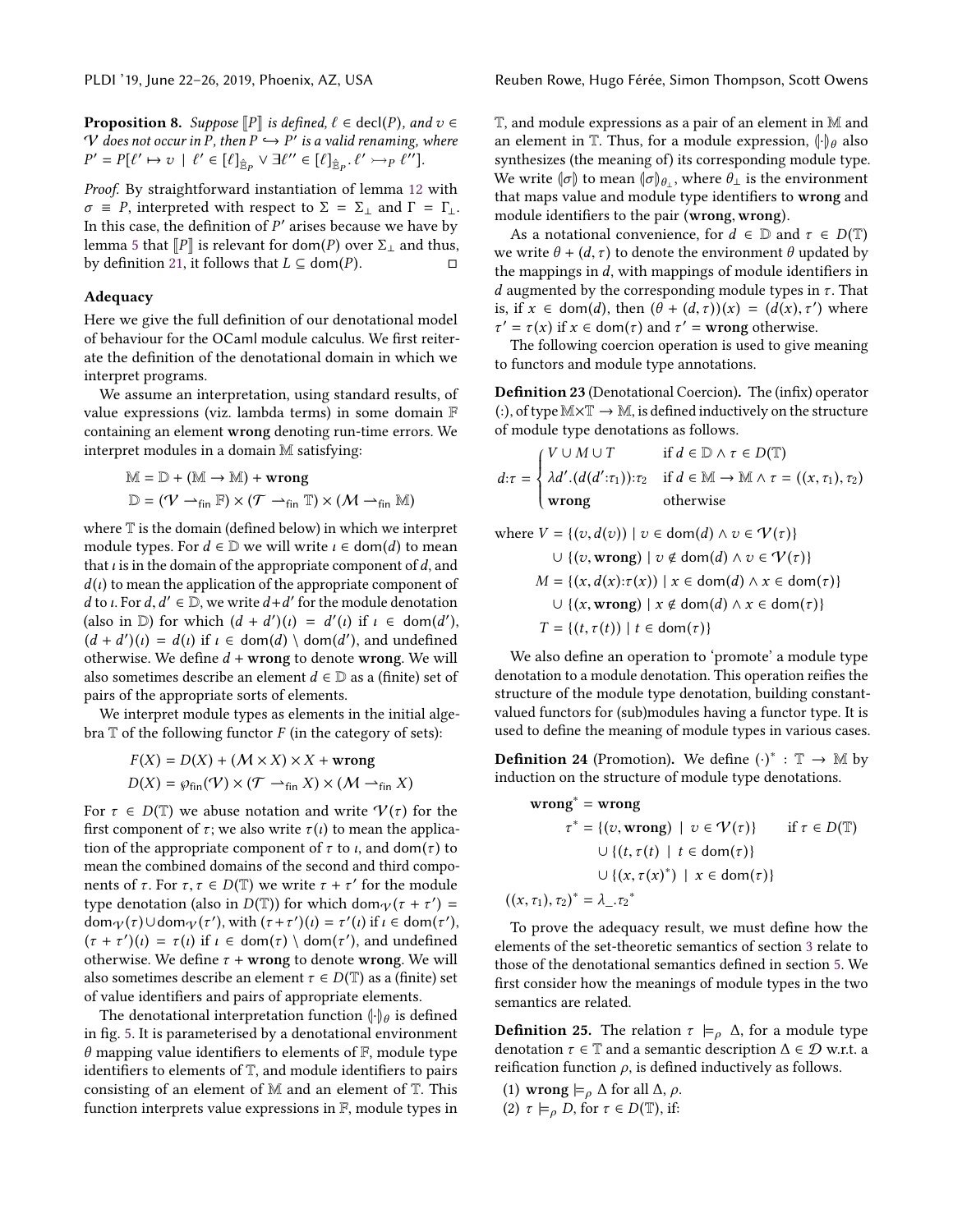**Proposition 8.** *Suppose* $[\![P]\!]$ *is defined,* $\ell \in \text{decl}(P)$*, and* $v \in \mathcal{V}$ *does not occur in* $P$*, then* $P \hookrightarrow P'$ *is a valid renaming, where* $P' = P[\ell' \mapsto v \mid \ell' \in [\ell]_{\hat{\mathbb{B}}_P} \vee \exists \ell'' \in [\ell]_{\hat{\mathbb{B}}_P}.\, \ell' \rightarrowtail_P \ell'']$.

*Proof.* By straightforward instantiation of lemma 12 with $\sigma \equiv P$, interpreted with respect to $\Sigma = \Sigma_\perp$ and $\Gamma = \Gamma_\perp$. In this case, the definition of $P'$ arises because we have by lemma 5 that $[\![P]\!]$ is relevant for dom$(P)$ over $\Sigma_\perp$ and thus, by definition 21, it follows that $L \subseteq \text{dom}(P)$. ◻

### Adequacy

Here we give the full definition of our denotational model of behaviour for the OCaml module calculus. We first reiterate the definition of the denotational domain in which we interpret programs.

We assume an interpretation, using standard results, of value expressions (viz. lambda terms) in some domain $\mathbb{F}$ containing an element **wrong** denoting run-time errors. We interpret modules in a domain $\mathbb{M}$ satisfying:

$$\mathbb{M} = \mathbb{D} + (\mathbb{M} \to \mathbb{M}) + \textbf{wrong}$$
$$\mathbb{D} = (\mathcal{V} \rightharpoonup_{\text{fin}} \mathbb{F}) \times (\mathcal{T} \rightharpoonup_{\text{fin}} \mathbb{T}) \times (\mathcal{M} \rightharpoonup_{\text{fin}} \mathbb{M})$$

where $\mathbb{T}$ is the domain (defined below) in which we interpret module types. For $d \in \mathbb{D}$ we will write $\iota \in \text{dom}(d)$ to mean that $\iota$ is in the domain of the appropriate component of $d$, and $d(\iota)$ to mean the application of the appropriate component of $d$ to $\iota$. For $d, d' \in \mathbb{D}$, we write $d+d'$ for the module denotation (also in $\mathbb{D}$) for which $(d + d')(\iota) = d'(\iota)$ if $\iota \in \text{dom}(d')$, $(d + d')(\iota) = d(\iota)$ if $\iota \in \text{dom}(d) \setminus \text{dom}(d')$, and undefined otherwise. We define $d + \textbf{wrong}$ to denote **wrong**. We will also sometimes describe an element $d \in \mathbb{D}$ as a (finite) set of pairs of the appropriate sorts of elements.

We interpret module types as elements in the initial algebra $\mathbb{T}$ of the following functor $F$ (in the category of sets):

$$F(X) = D(X) + (\mathcal{M} \times X) \times X + \textbf{wrong}$$
$$D(X) = \wp_{\text{fin}}(\mathcal{V}) \times (\mathcal{T} \rightharpoonup_{\text{fin}} X) \times (\mathcal{M} \rightharpoonup_{\text{fin}} X)$$

For $\tau \in D(\mathbb{T})$ we abuse notation and write $\mathcal{V}(\tau)$ for the first component of $\tau$; we also write $\tau(\iota)$ to mean the application of the appropriate component of $\tau$ to $\iota$, and dom$(\tau)$ to mean the combined domains of the second and third components of $\tau$. For $\tau, \tau \in D(\mathbb{T})$ we write $\tau + \tau'$ for the module type denotation (also in $D(\mathbb{T})$) for which $\text{dom}_{\mathcal{V}}(\tau + \tau') = \text{dom}_{\mathcal{V}}(\tau) \cup \text{dom}_{\mathcal{V}}(\tau')$, with $(\tau+\tau')(\iota) = \tau'(\iota)$ if $\iota \in \text{dom}(\tau')$, $(\tau + \tau')(\iota) = \tau(\iota)$ if $\iota \in \text{dom}(\tau) \setminus \text{dom}(\tau')$, and undefined otherwise. We define $\tau + \textbf{wrong}$ to denote **wrong**. We will also sometimes describe an element $\tau \in D(\mathbb{T})$ as a (finite) set of value identifiers and pairs of appropriate elements.

The denotational interpretation function $(\!|\cdot|\!)_\theta$ is defined in fig. 5. It is parameterised by a denotational environment $\theta$ mapping value identifiers to elements of $\mathbb{F}$, module type identifiers to elements of $\mathbb{T}$, and module identifiers to pairs consisting of an element of $\mathbb{M}$ and an element of $\mathbb{T}$. This function interprets value expressions in $\mathbb{F}$, module types in $\mathbb{T}$, and module expressions as a pair of an element in $\mathbb{M}$ and an element in $\mathbb{T}$. Thus, for a module expression, $(\!|\cdot|\!)_\theta$ also synthesizes (the meaning of) its corresponding module type. We write $(\!|\sigma|\!)$ to mean $(\!|\sigma|\!)_{\theta_\perp}$, where $\theta_\perp$ is the environment that maps value and module type identifiers to **wrong** and module identifiers to the pair (**wrong**, **wrong**).

As a notational convenience, for $d \in \mathbb{D}$ and $\tau \in D(\mathbb{T})$ we write $\theta + (d, \tau)$ to denote the environment $\theta$ updated by the mappings in $d$, with mappings of module identifiers in $d$ augmented by the corresponding module types in $\tau$. That is, if $x \in \text{dom}(d)$, then $(\theta + (d, \tau))(x) = (d(x), \tau')$ where $\tau' = \tau(x)$ if $x \in \text{dom}(\tau)$ and $\tau' = \textbf{wrong}$ otherwise.

The following coercion operation is used to give meaning to functors and module type annotations.

**Definition 23** (Denotational Coercion)**.** The (infix) operator $(:)$, of type $\mathbb{M}\times\mathbb{T} \to \mathbb{M}$, is defined inductively on the structure of module type denotations as follows.

$$d{:}\tau = \begin{cases} V \cup M \cup T & \text{if } d \in \mathbb{D} \wedge \tau \in D(\mathbb{T}) \\ \lambda d'.(d(d'{:}\tau_1)){:}\tau_2 & \text{if } d \in \mathbb{M} \to \mathbb{M} \wedge \tau = ((x, \tau_1), \tau_2) \\ \textbf{wrong} & \text{otherwise} \end{cases}$$

$$\begin{aligned} \text{where } V &= \{(v, d(v)) \mid v \in \text{dom}(d) \wedge v \in \mathcal{V}(\tau)\} \\ &\quad \cup \{(v, \textbf{wrong}) \mid v \notin \text{dom}(d) \wedge v \in \mathcal{V}(\tau)\} \\ M &= \{(x, d(x){:}\tau(x)) \mid x \in \text{dom}(d) \wedge x \in \text{dom}(\tau)\} \\ &\quad \cup \{(x, \textbf{wrong}) \mid x \notin \text{dom}(d) \wedge x \in \text{dom}(\tau)\} \\ T &= \{(t, \tau(t)) \mid t \in \text{dom}(\tau)\} \end{aligned}$$

We also define an operation to 'promote' a module type denotation to a module denotation. This operation reifies the structure of the module type denotation, building constant-valued functors for (sub)modules having a functor type. It is used to define the meaning of module types in various cases.

**Definition 24** (Promotion)**.** We define $(\cdot)^* : \mathbb{T} \to \mathbb{M}$ by induction on the structure of module type denotations.

$$\begin{aligned} \textbf{wrong}^* &= \textbf{wrong} \\ \tau^* &= \{(v, \textbf{wrong}) \mid v \in \mathcal{V}(\tau)\} \qquad \text{if } \tau \in D(\mathbb{T}) \\ &\quad \cup \{(t, \tau(t)) \mid t \in \text{dom}(\tau)\} \\ &\quad \cup \{(x, \tau(x)^*) \mid x \in \text{dom}(\tau)\} \\ ((x, \tau_1), \tau_2)^* &= \lambda\_.\tau_2{}^* \end{aligned}$$

To prove the adequacy result, we must define how the elements of the set-theoretic semantics of section 3 relate to those of the denotational semantics defined in section 5. We first consider how the meanings of module types in the two semantics are related.

**Definition 25.** The relation $\tau \models_\rho \Delta$, for a module type denotation $\tau \in \mathbb{T}$ and a semantic description $\Delta \in \mathcal{D}$ w.r.t. a reification function $\rho$, is defined inductively as follows.

1. **wrong** $\models_\rho \Delta$ for all $\Delta, \rho$.
2. $\tau \models_\rho D$, for $\tau \in D(\mathbb{T})$, if: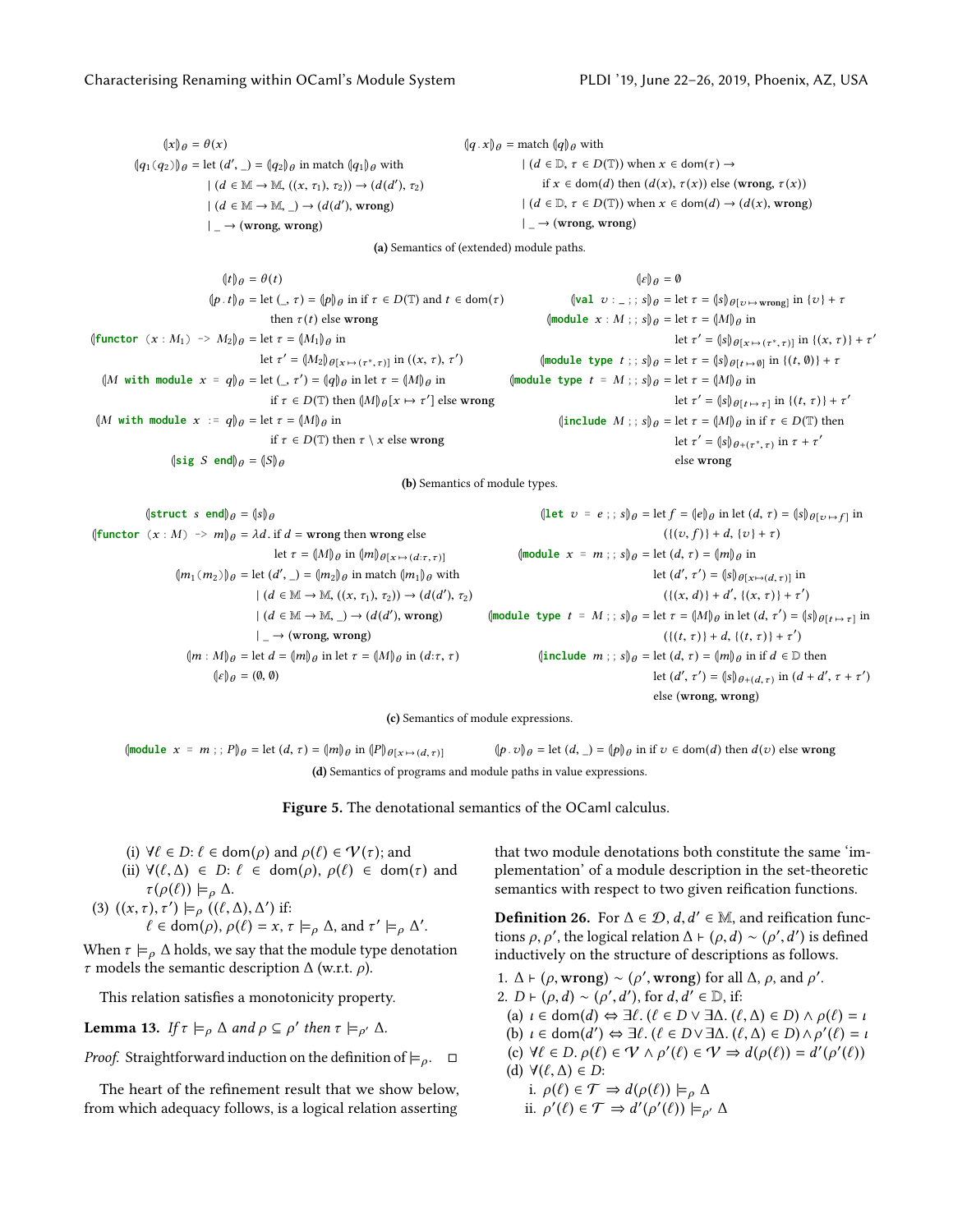$$(\!|x|\!)_\theta = \theta(x)$$

$$(\!|q_1(q_2)|\!)_\theta = \text{let } (d', \_) = (\!|q_2|\!)_\theta \text{ in match } (\!|q_1|\!)_\theta \text{ with}$$
$$\mid (d \in \mathbb{M} \to \mathbb{M}, ((x, \tau_1), \tau_2)) \to (d(d'), \tau_2)$$
$$\mid (d \in \mathbb{M} \to \mathbb{M}, \_) \to (d(d'), \textbf{wrong})$$
$$\mid \_ \to (\textbf{wrong}, \textbf{wrong})$$

$$(\!|q\,.\,x|\!)_\theta = \text{match } (\!|q|\!)_\theta \text{ with}$$
$$\mid (d \in \mathbb{D}, \tau \in D(\mathbb{T})) \text{ when } x \in \text{dom}(\tau) \to$$
$$\text{if } x \in \text{dom}(d) \text{ then } (d(x), \tau(x)) \text{ else } (\textbf{wrong}, \tau(x))$$
$$\mid (d \in \mathbb{D}, \tau \in D(\mathbb{T})) \text{ when } x \in \text{dom}(d) \to (d(x), \textbf{wrong})$$
$$\mid \_ \to (\textbf{wrong}, \textbf{wrong})$$

**(a)** Semantics of (extended) module paths.

$$(\!|t|\!)_\theta = \theta(t)$$

$$(\!|p\,.\,t|\!)_\theta = \text{let } (\_, \tau) = (\!|p|\!)_\theta \text{ in if } \tau \in D(\mathbb{T}) \text{ and } t \in \text{dom}(\tau) \text{ then } \tau(t) \text{ else } \textbf{wrong}$$

$$(\!|\texttt{functor (}x : M_1\texttt{) -> } M_2|\!)_\theta = \text{let } \tau = (\!|M_1|\!)_\theta \text{ in let } \tau' = (\!|M_2|\!)_{\theta[x \mapsto (\tau^*, \tau)]} \text{ in } ((x, \tau), \tau')$$

$$(\!|M \texttt{ with module } x \texttt{ = } q|\!)_\theta = \text{let } (\_, \tau') = (\!|q|\!)_\theta \text{ in let } \tau = (\!|M|\!)_\theta \text{ in if } \tau \in D(\mathbb{T}) \text{ then } (\!|M|\!)_\theta[x \mapsto \tau'] \text{ else } \textbf{wrong}$$

$$(\!|M \texttt{ with module } x \texttt{ := } q|\!)_\theta = \text{let } \tau = (\!|M|\!)_\theta \text{ in if } \tau \in D(\mathbb{T}) \text{ then } \tau \setminus x \text{ else } \textbf{wrong}$$

$$(\!|\texttt{sig } S \texttt{ end}|\!)_\theta = (\!|S|\!)_\theta$$

$$(\!|\varepsilon|\!)_\theta = \emptyset$$

$$(\!|\texttt{val } v : \_ \texttt{ ;; } s|\!)_\theta = \text{let } \tau = (\!|s|\!)_{\theta[v \mapsto \textbf{wrong}]} \text{ in } \{v\} + \tau$$

$$(\!|\texttt{module } x : M \texttt{ ;; } s|\!)_\theta = \text{let } \tau = (\!|M|\!)_\theta \text{ in let } \tau' = (\!|s|\!)_{\theta[x \mapsto (\tau^*, \tau)]} \text{ in } \{(x, \tau)\} + \tau'$$

$$(\!|\texttt{module type } t \texttt{ ;; } s|\!)_\theta = \text{let } \tau = (\!|s|\!)_{\theta[t \mapsto \emptyset]} \text{ in } \{(t, \emptyset)\} + \tau$$

$$(\!|\texttt{module type } t \texttt{ = } M \texttt{ ;; } s|\!)_\theta = \text{let } \tau = (\!|M|\!)_\theta \text{ in let } \tau' = (\!|s|\!)_{\theta[t \mapsto \tau]} \text{ in } \{(t, \tau)\} + \tau'$$

$$(\!|\texttt{include } M \texttt{ ;; } s|\!)_\theta = \text{let } \tau = (\!|M|\!)_\theta \text{ in if } \tau \in D(\mathbb{T}) \text{ then let } \tau' = (\!|s|\!)_{\theta + (\tau^*, \tau)} \text{ in } \tau + \tau' \text{ else } \textbf{wrong}$$

**(b)** Semantics of module types.

$$(\!|\texttt{struct } s \texttt{ end}|\!)_\theta = (\!|s|\!)_\theta$$

$$(\!|\texttt{functor (}x : M\texttt{) -> } m|\!)_\theta = \lambda d.\text{ if } d = \textbf{wrong} \text{ then } \textbf{wrong} \text{ else let } \tau = (\!|M|\!)_\theta \text{ in } (\!|m|\!)_{\theta[x \mapsto (d:\tau, \tau)]}$$

$$(\!|m_1(m_2)|\!)_\theta = \text{let } (d', \_) = (\!|m_2|\!)_\theta \text{ in match } (\!|m_1|\!)_\theta \text{ with}$$
$$\mid (d \in \mathbb{M} \to \mathbb{M}, ((x, \tau_1), \tau_2)) \to (d(d'), \tau_2)$$
$$\mid (d \in \mathbb{M} \to \mathbb{M}, \_) \to (d(d'), \textbf{wrong})$$
$$\mid \_ \to (\textbf{wrong}, \textbf{wrong})$$

$$(\!|m : M|\!)_\theta = \text{let } d = (\!|m|\!)_\theta \text{ in let } \tau = (\!|M|\!)_\theta \text{ in } (d{:}\tau, \tau)$$

$$(\!|\varepsilon|\!)_\theta = (\emptyset, \emptyset)$$

$$(\!|\texttt{let } v \texttt{ = } e \texttt{ ;; } s|\!)_\theta = \text{let } f = (\!|e|\!)_\theta \text{ in let } (d, \tau) = (\!|s|\!)_{\theta[v \mapsto f]} \text{ in } (\{(v, f)\} + d, \{v\} + \tau)$$

$$(\!|\texttt{module } x \texttt{ = } m \texttt{ ;; } s|\!)_\theta = \text{let } (d, \tau) = (\!|m|\!)_\theta \text{ in let } (d', \tau') = (\!|s|\!)_{\theta[x \mapsto (d, \tau)]} \text{ in } (\{(x, d)\} + d', \{(x, \tau)\} + \tau')$$

$$(\!|\texttt{module type } t \texttt{ = } M \texttt{ ;; } s|\!)_\theta = \text{let } \tau = (\!|M|\!)_\theta \text{ in let } (d, \tau') = (\!|s|\!)_{\theta[t \mapsto \tau]} \text{ in } (\{(t, \tau)\} + d, \{(t, \tau)\} + \tau')$$

$$(\!|\texttt{include } m \texttt{ ;; } s|\!)_\theta = \text{let } (d, \tau) = (\!|m|\!)_\theta \text{ in if } d \in \mathbb{D} \text{ then let } (d', \tau') = (\!|s|\!)_{\theta + (d, \tau)} \text{ in } (d + d', \tau + \tau') \text{ else } (\textbf{wrong}, \textbf{wrong})$$

**(c)** Semantics of module expressions.

$$(\!|\texttt{module } x \texttt{ = } m \texttt{ ;; } P|\!)_\theta = \text{let } (d, \tau) = (\!|m|\!)_\theta \text{ in } (\!|P|\!)_{\theta[x \mapsto (d, \tau)]} \qquad (\!|p\,.\,v|\!)_\theta = \text{let } (d, \_) = (\!|p|\!)_\theta \text{ in if } v \in \text{dom}(d) \text{ then } d(v) \text{ else } \textbf{wrong}$$

**(d)** Semantics of programs and module paths in value expressions.

**Figure 5.** The denotational semantics of the OCaml calculus.

(i) $\forall \ell \in D$: $\ell \in \text{dom}(\rho)$ and $\rho(\ell) \in \mathcal{V}(\tau)$; and

(ii) $\forall (\ell, \Delta) \in D$: $\ell \in \text{dom}(\rho)$, $\rho(\ell) \in \text{dom}(\tau)$ and $\tau(\rho(\ell)) \models_\rho \Delta$.

(3) $((x, \tau), \tau') \models_\rho ((\ell, \Delta), \Delta')$ if:
$\ell \in \text{dom}(\rho)$, $\rho(\ell) = x$, $\tau \models_\rho \Delta$, and $\tau' \models_\rho \Delta'$.

When $\tau \models_\rho \Delta$ holds, we say that the module type denotation $\tau$ models the semantic description $\Delta$ (w.r.t. $\rho$).

This relation satisfies a monotonicity property.

**Lemma 13.** *If $\tau \models_\rho \Delta$ and $\rho \subseteq \rho'$ then $\tau \models_{\rho'} \Delta$.*

*Proof.* Straightforward induction on the definition of $\models_\rho$. □

The heart of the refinement result that we show below, from which adequacy follows, is a logical relation asserting that two module denotations both constitute the same 'implementation' of a module description in the set-theoretic semantics with respect to two given reification functions.

**Definition 26.** For $\Delta \in \mathcal{D}$, $d, d' \in \mathbb{M}$, and reification functions $\rho, \rho'$, the logical relation $\Delta \vdash (\rho, d) \sim (\rho', d')$ is defined inductively on the structure of descriptions as follows.

1. $\Delta \vdash (\rho, \textbf{wrong}) \sim (\rho', \textbf{wrong})$ for all $\Delta$, $\rho$, and $\rho'$.
2. $D \vdash (\rho, d) \sim (\rho', d')$, for $d, d' \in \mathbb{D}$, if:
   (a) $\iota \in \text{dom}(d) \Leftrightarrow \exists \ell.\,(\ell \in D \vee \exists \Delta.\,(\ell, \Delta) \in D) \wedge \rho(\ell) = \iota$
   (b) $\iota \in \text{dom}(d') \Leftrightarrow \exists \ell.\,(\ell \in D \vee \exists \Delta.\,(\ell, \Delta) \in D) \wedge \rho'(\ell) = \iota$
   (c) $\forall \ell \in D.\,\rho(\ell) \in \mathcal{V} \wedge \rho'(\ell) \in \mathcal{V} \Rightarrow d(\rho(\ell)) = d'(\rho'(\ell))$
   (d) $\forall (\ell, \Delta) \in D$:
      i. $\rho(\ell) \in \mathcal{T} \Rightarrow d(\rho(\ell)) \models_\rho \Delta$
      ii. $\rho'(\ell) \in \mathcal{T} \Rightarrow d'(\rho'(\ell)) \models_{\rho'} \Delta$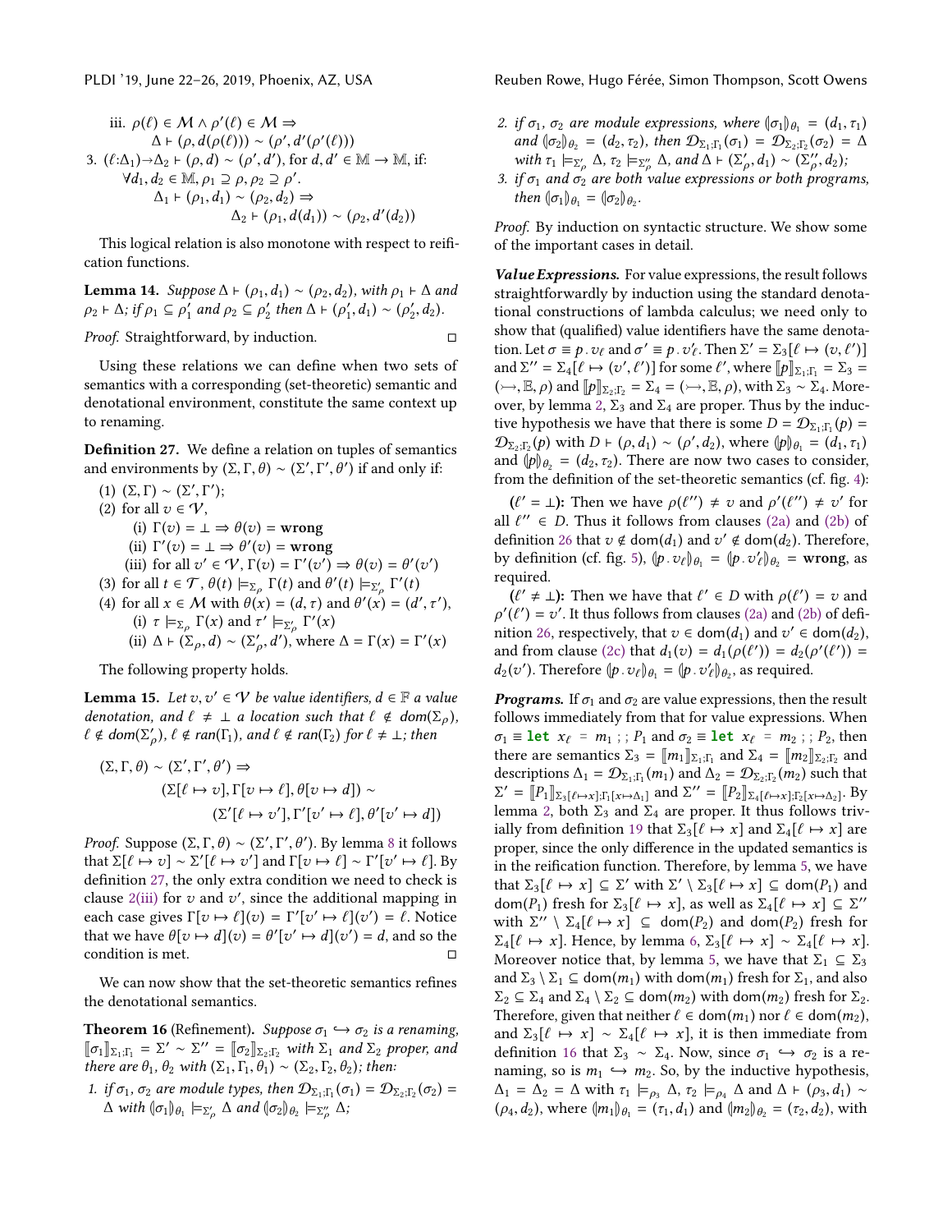iii. $\rho(\ell) \in \mathcal{M} \wedge \rho'(\ell) \in \mathcal{M} \Rightarrow$
$\Delta \vdash (\rho, d(\rho(\ell))) \sim (\rho', d'(\rho'(\ell)))$

3. $(\ell{:}\Delta_1){\rightarrow}\Delta_2 \vdash (\rho, d) \sim (\rho', d')$, for $d, d' \in \mathbb{M} \rightarrow \mathbb{M}$, if:
$\forall d_1, d_2 \in \mathbb{M}, \rho_1 \supseteq \rho, \rho_2 \supseteq \rho'.$
$\Delta_1 \vdash (\rho_1, d_1) \sim (\rho_2, d_2) \Rightarrow$
$\Delta_2 \vdash (\rho_1, d(d_1)) \sim (\rho_2, d'(d_2))$

This logical relation is also monotone with respect to reification functions.

**Lemma 14.** *Suppose $\Delta \vdash (\rho_1, d_1) \sim (\rho_2, d_2)$, with $\rho_1 \vdash \Delta$ and $\rho_2 \vdash \Delta$; if $\rho_1 \subseteq \rho_1'$ and $\rho_2 \subseteq \rho_2'$ then $\Delta \vdash (\rho_1', d_1) \sim (\rho_2', d_2)$.*

*Proof.* Straightforward, by induction. □

Using these relations we can define when two sets of semantics with a corresponding (set-theoretic) semantic and denotational environment, constitute the same context up to renaming.

**Definition 27.** We define a relation on tuples of semantics and environments by $(\Sigma, \Gamma, \theta) \sim (\Sigma', \Gamma', \theta')$ if and only if:

(1) $(\Sigma, \Gamma) \sim (\Sigma', \Gamma')$;
(2) for all $v \in \mathcal{V}$,
  (i) $\Gamma(v) = \bot \Rightarrow \theta(v) = \textbf{wrong}$
  (ii) $\Gamma'(v) = \bot \Rightarrow \theta'(v) = \textbf{wrong}$
  (iii) for all $v' \in \mathcal{V}, \Gamma(v) = \Gamma'(v') \Rightarrow \theta(v) = \theta'(v')$
(3) for all $t \in \mathcal{T}$, $\theta(t) \models_{\Sigma_\rho} \Gamma(t)$ and $\theta'(t) \models_{\Sigma_\rho'} \Gamma'(t)$
(4) for all $x \in \mathcal{M}$ with $\theta(x) = (d, \tau)$ and $\theta'(x) = (d', \tau')$,
  (i) $\tau \models_{\Sigma_\rho} \Gamma(x)$ and $\tau' \models_{\Sigma_\rho'} \Gamma'(x)$
  (ii) $\Delta \vdash (\Sigma_\rho, d) \sim (\Sigma_\rho', d')$, where $\Delta = \Gamma(x) = \Gamma'(x)$

The following property holds.

**Lemma 15.** *Let $v, v' \in \mathcal{V}$ be value identifiers, $d \in \mathbb{F}$ a value denotation, and $\ell \neq \bot$ a location such that $\ell \notin dom(\Sigma_\rho)$, $\ell \notin dom(\Sigma_\rho')$, $\ell \notin ran(\Gamma_1)$, and $\ell \notin ran(\Gamma_2)$ for $\ell \neq \bot$; then*

$$(\Sigma, \Gamma, \theta) \sim (\Sigma', \Gamma', \theta') \Rightarrow$$
$$(\Sigma[\ell \mapsto v], \Gamma[v \mapsto \ell], \theta[v \mapsto d]) \sim$$
$$(\Sigma'[\ell \mapsto v'], \Gamma'[v' \mapsto \ell], \theta'[v' \mapsto d])$$

*Proof.* Suppose $(\Sigma, \Gamma, \theta) \sim (\Sigma', \Gamma', \theta')$. By lemma 8 it follows that $\Sigma[\ell \mapsto v] \sim \Sigma'[\ell \mapsto v']$ and $\Gamma[v \mapsto \ell] \sim \Gamma'[v' \mapsto \ell]$. By definition 27, the only extra condition we need to check is clause 2(iii) for $v$ and $v'$, since the additional mapping in each case gives $\Gamma[v \mapsto \ell](v) = \Gamma'[v' \mapsto \ell](v') = \ell$. Notice that we have $\theta[v \mapsto d](v) = \theta'[v' \mapsto d](v') = d$, and so the condition is met. □

We can now show that the set-theoretic semantics refines the denotational semantics.

**Theorem 16** (Refinement). *Suppose $\sigma_1 \hookrightarrow \sigma_2$ is a renaming, $[\![\sigma_1]\!]_{\Sigma_1;\Gamma_1} = \Sigma' \sim \Sigma'' = [\![\sigma_2]\!]_{\Sigma_2;\Gamma_2}$ with $\Sigma_1$ and $\Sigma_2$ proper, and there are $\theta_1$, $\theta_2$ with $(\Sigma_1, \Gamma_1, \theta_1) \sim (\Sigma_2, \Gamma_2, \theta_2)$; then:*

1. *if $\sigma_1$, $\sigma_2$ are module types, then $\mathcal{D}_{\Sigma_1;\Gamma_1}(\sigma_1) = \mathcal{D}_{\Sigma_2;\Gamma_2}(\sigma_2) = \Delta$ with $(\!|\sigma_1|\!)_{\theta_1} \models_{\Sigma_\rho'} \Delta$ and $(\!|\sigma_2|\!)_{\theta_2} \models_{\Sigma_\rho''} \Delta$;*
2. *if $\sigma_1$, $\sigma_2$ are module expressions, where $(\!|\sigma_1|\!)_{\theta_1} = (d_1, \tau_1)$ and $(\!|\sigma_2|\!)_{\theta_2} = (d_2, \tau_2)$, then $\mathcal{D}_{\Sigma_1;\Gamma_1}(\sigma_1) = \mathcal{D}_{\Sigma_2;\Gamma_2}(\sigma_2) = \Delta$ with $\tau_1 \models_{\Sigma_\rho'} \Delta$, $\tau_2 \models_{\Sigma_\rho''} \Delta$, and $\Delta \vdash (\Sigma_\rho', d_1) \sim (\Sigma_\rho'', d_2)$;*
3. *if $\sigma_1$ and $\sigma_2$ are both value expressions or both programs, then $(\!|\sigma_1|\!)_{\theta_1} = (\!|\sigma_2|\!)_{\theta_2}$.*

*Proof.* By induction on syntactic structure. We show some of the important cases in detail.

***Value Expressions.*** For value expressions, the result follows straightforwardly by induction using the standard denotational constructions of lambda calculus; we need only to show that (qualified) value identifiers have the same denotation. Let $\sigma \equiv p \,.\, v_\ell$ and $\sigma' \equiv p \,.\, v'_\ell$. Then $\Sigma' = \Sigma_3[\ell \mapsto (v, \ell')]$ and $\Sigma'' = \Sigma_4[\ell \mapsto (v', \ell')]$ for some $\ell'$, where $[\![p]\!]_{\Sigma_1;\Gamma_1} = \Sigma_3 = (\rightarrowtail, \mathbb{E}, \rho)$ and $[\![p]\!]_{\Sigma_2;\Gamma_2} = \Sigma_4 = (\rightarrowtail, \mathbb{E}, \rho)$, with $\Sigma_3 \sim \Sigma_4$. Moreover, by lemma 2, $\Sigma_3$ and $\Sigma_4$ are proper. Thus by the inductive hypothesis we have that there is some $D = \mathcal{D}_{\Sigma_1;\Gamma_1}(p) = \mathcal{D}_{\Sigma_2;\Gamma_2}(p)$ with $D \vdash (\rho, d_1) \sim (\rho', d_2)$, where $(\!|p|\!)_{\theta_1} = (d_1, \tau_1)$ and $(\!|p|\!)_{\theta_2} = (d_2, \tau_2)$. There are now two cases to consider, from the definition of the set-theoretic semantics (cf. fig. 4):

**($\ell' = \bot$):** Then we have $\rho(\ell'') \neq v$ and $\rho'(\ell'') \neq v'$ for all $\ell'' \in D$. Thus it follows from clauses (2a) and (2b) of definition 26 that $v \notin \text{dom}(d_1)$ and $v' \notin \text{dom}(d_2)$. Therefore, by definition (cf. fig. 5), $(\!|p \,.\, v_\ell|\!)_{\theta_1} = (\!|p \,.\, v'_\ell|\!)_{\theta_2} = \textbf{wrong}$, as required.

**($\ell' \neq \bot$):** Then we have that $\ell' \in D$ with $\rho(\ell') = v$ and $\rho'(\ell') = v'$. It thus follows from clauses (2a) and (2b) of definition 26, respectively, that $v \in \text{dom}(d_1)$ and $v' \in \text{dom}(d_2)$, and from clause (2c) that $d_1(v) = d_1(\rho(\ell')) = d_2(\rho'(\ell')) = d_2(v')$. Therefore $(\!|p \,.\, v_\ell|\!)_{\theta_1} = (\!|p \,.\, v'_\ell|\!)_{\theta_2}$, as required.

***Programs.*** If $\sigma_1$ and $\sigma_2$ are value expressions, then the result follows immediately from that for value expressions. When $\sigma_1 \equiv$ **let** $x_\ell = m_1$ ; ; $P_1$ and $\sigma_2 \equiv$ **let** $x_\ell = m_2$ ; ; $P_2$, then there are semantics $\Sigma_3 = [\![m_1]\!]_{\Sigma_1;\Gamma_1}$ and $\Sigma_4 = [\![m_2]\!]_{\Sigma_2;\Gamma_2}$ and descriptions $\Delta_1 = \mathcal{D}_{\Sigma_1;\Gamma_1}(m_1)$ and $\Delta_2 = \mathcal{D}_{\Sigma_2;\Gamma_2}(m_2)$ such that $\Sigma' = [\![P_1]\!]_{\Sigma_3[\ell \mapsto x];\Gamma_1[x \mapsto \Delta_1]}$ and $\Sigma'' = [\![P_2]\!]_{\Sigma_4[\ell \mapsto x];\Gamma_2[x \mapsto \Delta_2]}$. By lemma 2, both $\Sigma_3$ and $\Sigma_4$ are proper. It thus follows trivially from definition 19 that $\Sigma_3[\ell \mapsto x]$ and $\Sigma_4[\ell \mapsto x]$ are proper, since the only difference in the updated semantics is in the reification function. Therefore, by lemma 5, we have that $\Sigma_3[\ell \mapsto x] \subseteq \Sigma'$ with $\Sigma' \setminus \Sigma_3[\ell \mapsto x] \subseteq \text{dom}(P_1)$ and $\text{dom}(P_1)$ fresh for $\Sigma_3[\ell \mapsto x]$, as well as $\Sigma_4[\ell \mapsto x] \subseteq \Sigma''$ with $\Sigma'' \setminus \Sigma_4[\ell \mapsto x] \subseteq \text{dom}(P_2)$ and $\text{dom}(P_2)$ fresh for $\Sigma_4[\ell \mapsto x]$. Hence, by lemma 6, $\Sigma_3[\ell \mapsto x] \sim \Sigma_4[\ell \mapsto x]$. Moreover notice that, by lemma 5, we have that $\Sigma_1 \subseteq \Sigma_3$ and $\Sigma_3 \setminus \Sigma_1 \subseteq \text{dom}(m_1)$ with $\text{dom}(m_1)$ fresh for $\Sigma_1$, and also $\Sigma_2 \subseteq \Sigma_4$ and $\Sigma_4 \setminus \Sigma_2 \subseteq \text{dom}(m_2)$ with $\text{dom}(m_2)$ fresh for $\Sigma_2$. Therefore, given that neither $\ell \in \text{dom}(m_1)$ nor $\ell \in \text{dom}(m_2)$, and $\Sigma_3[\ell \mapsto x] \sim \Sigma_4[\ell \mapsto x]$, it is then immediate from definition 16 that $\Sigma_3 \sim \Sigma_4$. Now, since $\sigma_1 \hookrightarrow \sigma_2$ is a renaming, so is $m_1 \hookrightarrow m_2$. So, by the inductive hypothesis, $\Delta_1 = \Delta_2 = \Delta$ with $\tau_1 \models_{\rho_3} \Delta$, $\tau_2 \models_{\rho_4} \Delta$ and $\Delta \vdash (\rho_3, d_1) \sim (\rho_4, d_2)$, where $(\!|m_1|\!)_{\theta_1} = (\tau_1, d_1)$ and $(\!|m_2|\!)_{\theta_2} = (\tau_2, d_2)$, with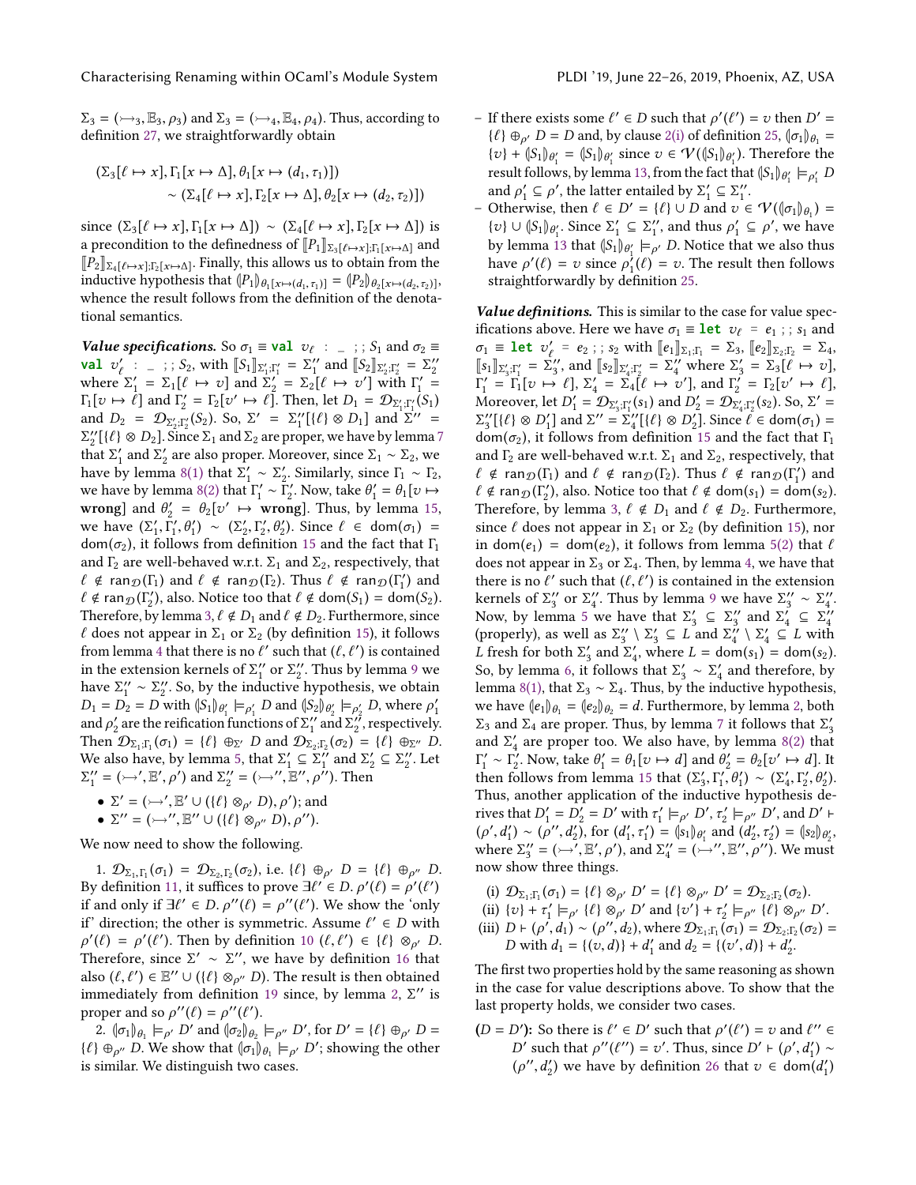$\Sigma_3 = (\rightarrowtail_3, \mathbb{E}_3, \rho_3)$ and $\Sigma_3 = (\rightarrowtail_4, \mathbb{E}_4, \rho_4)$. Thus, according to definition 27, we straightforwardly obtain

$$(\Sigma_3[\ell \mapsto x], \Gamma_1[x \mapsto \Delta], \theta_1[x \mapsto (d_1, \tau_1)]) \sim (\Sigma_4[\ell \mapsto x], \Gamma_2[x \mapsto \Delta], \theta_2[x \mapsto (d_2, \tau_2)])$$

since $(\Sigma_3[\ell \mapsto x], \Gamma_1[x \mapsto \Delta]) \sim (\Sigma_4[\ell \mapsto x], \Gamma_2[x \mapsto \Delta])$ is a precondition to the definedness of $[\![P_1]\!]_{\Sigma_3[\ell\mapsto x];\Gamma_1[x\mapsto\Delta]}$ and $[\![P_2]\!]_{\Sigma_4[\ell\mapsto x];\Gamma_2[x\mapsto\Delta]}$. Finally, this allows us to obtain from the inductive hypothesis that $(\!|P_1|\!)_{\theta_1[x\mapsto(d_1,\tau_1)]} = (\!|P_2|\!)_{\theta_2[x\mapsto(d_2,\tau_2)]}$, whence the result follows from the definition of the denotational semantics.

***Value specifications.*** So $\sigma_1 \equiv$ **val** $v_\ell$ : _ ; ; $S_1$ and $\sigma_2 \equiv$ **val** $v'_\ell$ : _ ; ; $S_2$, with $[\![S_1]\!]_{\Sigma'_1;\Gamma'_1} = \Sigma''_1$ and $[\![S_2]\!]_{\Sigma'_2;\Gamma'_2} = \Sigma''_2$ where $\Sigma'_1 = \Sigma_1[\ell \mapsto v]$ and $\Sigma'_2 = \Sigma_2[\ell \mapsto v']$ with $\Gamma'_1 = \Gamma_1[v \mapsto \ell]$ and $\Gamma'_2 = \Gamma_2[v' \mapsto \ell]$. Then, let $D_1 = \mathcal{D}_{\Sigma'_1;\Gamma'_1}(S_1)$ and $D_2 = \mathcal{D}_{\Sigma'_2;\Gamma'_2}(S_2)$. So, $\Sigma' = \Sigma''_1[\{\ell\} \otimes D_1]$ and $\Sigma'' = \Sigma''_2[\{\ell\} \otimes D_2]$. Since $\Sigma_1$ and $\Sigma_2$ are proper, we have by lemma 7 that $\Sigma'_1$ and $\Sigma'_2$ are also proper. Moreover, since $\Sigma_1 \sim \Sigma_2$, we have by lemma 8(1) that $\Sigma'_1 \sim \Sigma'_2$. Similarly, since $\Gamma_1 \sim \Gamma_2$, we have by lemma 8(2) that $\Gamma'_1 \sim \Gamma'_2$. Now, take $\theta'_1 = \theta_1[v \mapsto$ **wrong**$]$ and $\theta'_2 = \theta_2[v' \mapsto$ **wrong**$]$. Thus, by lemma 15, we have $(\Sigma'_1, \Gamma'_1, \theta'_1) \sim (\Sigma'_2, \Gamma'_2, \theta'_2)$. Since $\ell \in \mathsf{dom}(\sigma_1) = \mathsf{dom}(\sigma_2)$, it follows from definition 15 and the fact that $\Gamma_1$ and $\Gamma_2$ are well-behaved w.r.t. $\Sigma_1$ and $\Sigma_2$, respectively, that $\ell \notin \mathsf{ran}_{\mathcal{D}}(\Gamma_1)$ and $\ell \notin \mathsf{ran}_{\mathcal{D}}(\Gamma_2)$. Thus $\ell \notin \mathsf{ran}_{\mathcal{D}}(\Gamma'_1)$ and $\ell \notin \mathsf{ran}_{\mathcal{D}}(\Gamma'_2)$, also. Notice too that $\ell \notin \mathsf{dom}(S_1) = \mathsf{dom}(S_2)$. Therefore, by lemma 3, $\ell \notin D_1$ and $\ell \notin D_2$. Furthermore, since $\ell$ does not appear in $\Sigma_1$ or $\Sigma_2$ (by definition 15), it follows from lemma 4 that there is no $\ell'$ such that $(\ell, \ell')$ is contained in the extension kernels of $\Sigma''_1$ or $\Sigma''_2$. Thus by lemma 9 we have $\Sigma''_1 \sim \Sigma''_2$. So, by the inductive hypothesis, we obtain $D_1 = D_2 = D$ with $(\!|S_1|\!)_{\theta'_1} \models_{\rho'_1} D$ and $(\!|S_2|\!)_{\theta'_2} \models_{\rho'_2} D$, where $\rho'_1$ and $\rho'_2$ are the reification functions of $\Sigma''_1$ and $\Sigma''_2$, respectively. Then $\mathcal{D}_{\Sigma_1;\Gamma_1}(\sigma_1) = \{\ell\} \oplus_{\Sigma'} D$ and $\mathcal{D}_{\Sigma_2;\Gamma_2}(\sigma_2) = \{\ell\} \oplus_{\Sigma''} D$. We also have, by lemma 5, that $\Sigma'_1 \subseteq \Sigma''_1$ and $\Sigma'_2 \subseteq \Sigma''_2$. Let $\Sigma''_1 = (\rightarrowtail', \mathbb{E}', \rho')$ and $\Sigma''_2 = (\rightarrowtail'', \mathbb{E}'', \rho'')$. Then

- $\Sigma' = (\rightarrowtail', \mathbb{E}' \cup (\{\ell\} \otimes_{\rho'} D), \rho')$; and
- $\Sigma'' = (\rightarrowtail'', \mathbb{E}'' \cup (\{\ell\} \otimes_{\rho''} D), \rho'')$.

We now need to show the following.

1. $\mathcal{D}_{\Sigma_1,\Gamma_1}(\sigma_1) = \mathcal{D}_{\Sigma_2,\Gamma_2}(\sigma_2)$, i.e. $\{\ell\} \oplus_{\rho'} D = \{\ell\} \oplus_{\rho''} D$. By definition 11, it suffices to prove $\exists \ell' \in D. \rho'(\ell) = \rho'(\ell')$ if and only if $\exists \ell' \in D. \rho''(\ell) = \rho''(\ell')$. We show the 'only if' direction; the other is symmetric. Assume $\ell' \in D$ with $\rho'(\ell) = \rho'(\ell')$. Then by definition 10 $(\ell, \ell') \in \{\ell\} \otimes_{\rho'} D$. Therefore, since $\Sigma' \sim \Sigma''$, we have by definition 16 that also $(\ell, \ell') \in \mathbb{E}'' \cup (\{\ell\} \otimes_{\rho''} D)$. The result is then obtained immediately from definition 19 since, by lemma 2, $\Sigma''$ is proper and so $\rho''(\ell) = \rho''(\ell')$.

2. $(\!|\sigma_1|\!)_{\theta_1} \models_{\rho'} D'$ and $(\!|\sigma_2|\!)_{\theta_2} \models_{\rho''} D'$, for $D' = \{\ell\} \oplus_{\rho'} D = \{\ell\} \oplus_{\rho''} D$. We show that $(\!|\sigma_1|\!)_{\theta_1} \models_{\rho'} D'$; showing the other is similar. We distinguish two cases.

   – If there exists some $\ell' \in D$ such that $\rho'(\ell') = v$ then $D' = \{\ell\} \oplus_{\rho'} D = D$ and, by clause 2(i) of definition 25, $(\!|\sigma_1|\!)_{\theta_1} = \{v\} + (\!|S_1|\!)_{\theta'_1} = (\!|S_1|\!)_{\theta'_1}$ since $v \in \mathcal{V}((\!|S_1|\!)_{\theta'_1})$. Therefore the result follows, by lemma 13, from the fact that $(\!|S_1|\!)_{\theta'_1} \models_{\rho'_1} D$ and $\rho'_1 \subseteq \rho'$, the latter entailed by $\Sigma'_1 \subseteq \Sigma''_1$.

   – Otherwise, then $\ell \in D' = \{\ell\} \cup D$ and $v \in \mathcal{V}((\!|\sigma_1|\!)_{\theta_1}) = \{v\} \cup (\!|S_1|\!)_{\theta'_1}$. Since $\Sigma'_1 \subseteq \Sigma''_1$, and thus $\rho'_1 \subseteq \rho'$, we have by lemma 13 that $(\!|S_1|\!)_{\theta'_1} \models_{\rho'} D$. Notice that we also thus have $\rho'(\ell) = v$ since $\rho'_1(\ell) = v$. The result then follows straightforwardly by definition 25.

***Value definitions.*** This is similar to the case for value specifications above. Here we have $\sigma_1 \equiv$ **let** $v_\ell = e_1$ ; ; $s_1$ and $\sigma_1 \equiv$ **let** $v'_\ell = e_2$ ; ; $s_2$ with $[\![e_1]\!]_{\Sigma_1;\Gamma_1} = \Sigma_3$, $[\![e_2]\!]_{\Sigma_2;\Gamma_2} = \Sigma_4$, $[\![s_1]\!]_{\Sigma'_3;\Gamma'_1} = \Sigma''_3$, and $[\![s_2]\!]_{\Sigma'_4;\Gamma'_2} = \Sigma''_4$ where $\Sigma'_3 = \Sigma_3[\ell \mapsto v]$, $\Gamma'_1 = \Gamma_1[v \mapsto \ell]$, $\Sigma'_4 = \Sigma_4[\ell \mapsto v']$, and $\Gamma'_2 = \Gamma_2[v' \mapsto \ell]$. Moreover, let $D'_1 = \mathcal{D}_{\Sigma'_3;\Gamma'_1}(s_1)$ and $D'_2 = \mathcal{D}_{\Sigma'_4;\Gamma'_2}(s_2)$. So, $\Sigma' = \Sigma''_3[\{\ell\} \otimes D'_1]$ and $\Sigma'' = \Sigma''_4[\{\ell\} \otimes D'_2]$. Since $\ell \in \mathsf{dom}(\sigma_1) = \mathsf{dom}(\sigma_2)$, it follows from definition 15 and the fact that $\Gamma_1$ and $\Gamma_2$ are well-behaved w.r.t. $\Sigma_1$ and $\Sigma_2$, respectively, that $\ell \notin \mathsf{ran}_{\mathcal{D}}(\Gamma_1)$ and $\ell \notin \mathsf{ran}_{\mathcal{D}}(\Gamma_2)$. Thus $\ell \notin \mathsf{ran}_{\mathcal{D}}(\Gamma'_1)$ and $\ell \notin \mathsf{ran}_{\mathcal{D}}(\Gamma'_2)$, also. Notice too that $\ell \notin \mathsf{dom}(s_1) = \mathsf{dom}(s_2)$. Therefore, by lemma 3, $\ell \notin D_1$ and $\ell \notin D_2$. Furthermore, since $\ell$ does not appear in $\Sigma_1$ or $\Sigma_2$ (by definition 15), nor in $\mathsf{dom}(e_1) = \mathsf{dom}(e_2)$, it follows from lemma 5(2) that $\ell$ does not appear in $\Sigma_3$ or $\Sigma_4$. Then, by lemma 4, we have that there is no $\ell'$ such that $(\ell, \ell')$ is contained in the extension kernels of $\Sigma''_3$ or $\Sigma''_4$. Thus by lemma 9 we have $\Sigma''_3 \sim \Sigma''_4$. Now, by lemma 5 we have that $\Sigma'_3 \subseteq \Sigma''_3$ and $\Sigma'_4 \subseteq \Sigma''_4$ (properly), as well as $\Sigma''_3 \setminus \Sigma'_3 \subseteq L$ and $\Sigma''_4 \setminus \Sigma'_4 \subseteq L$ with $L$ fresh for both $\Sigma'_3$ and $\Sigma'_4$, where $L = \mathsf{dom}(s_1) = \mathsf{dom}(s_2)$. So, by lemma 6, it follows that $\Sigma'_3 \sim \Sigma'_4$ and therefore, by lemma 8(1), that $\Sigma_3 \sim \Sigma_4$. Thus, by the inductive hypothesis, we have $(\!|e_1|\!)_{\theta_1} = (\!|e_2|\!)_{\theta_2} = d$. Furthermore, by lemma 2, both $\Sigma_3$ and $\Sigma_4$ are proper. Thus by lemma 7 it follows that $\Sigma'_3$ and $\Sigma'_4$ are proper too. We also have, by lemma 8(2) that $\Gamma'_1 \sim \Gamma'_2$. Now, take $\theta'_1 = \theta_1[v \mapsto d]$ and $\theta'_2 = \theta_2[v' \mapsto d]$. It then follows from lemma 15 that $(\Sigma'_3, \Gamma'_1, \theta'_1) \sim (\Sigma'_4, \Gamma'_2, \theta'_2)$. Thus, another application of the inductive hypothesis derives that $D'_1 = D'_2 = D'$ with $\tau'_1 \models_{\rho'} D'$, $\tau'_2 \models_{\rho''} D'$, and $D' \vdash (\rho', d'_1) \sim (\rho'', d'_2)$, for $(d'_1, \tau'_1) = (\!|s_1|\!)_{\theta'_1}$ and $(d'_2, \tau'_2) = (\!|s_2|\!)_{\theta'_2}$, where $\Sigma''_3 = (\rightarrowtail', \mathbb{E}', \rho')$, and $\Sigma''_4 = (\rightarrowtail'', \mathbb{E}'', \rho'')$. We must now show three things.

(i) $\mathcal{D}_{\Sigma_1;\Gamma_1}(\sigma_1) = \{\ell\} \otimes_{\rho'} D' = \{\ell\} \otimes_{\rho''} D' = \mathcal{D}_{\Sigma_2;\Gamma_2}(\sigma_2)$.
(ii) $\{v\} + \tau'_1 \models_{\rho'} \{\ell\} \otimes_{\rho'} D'$ and $\{v'\} + \tau'_2 \models_{\rho''} \{\ell\} \otimes_{\rho''} D'$.
(iii) $D \vdash (\rho', d_1) \sim (\rho'', d_2)$, where $\mathcal{D}_{\Sigma_1;\Gamma_1}(\sigma_1) = \mathcal{D}_{\Sigma_2;\Gamma_2}(\sigma_2) = D$ with $d_1 = \{(v, d)\} + d'_1$ and $d_2 = \{(v', d)\} + d'_2$.

The first two properties hold by the same reasoning as shown in the case for value descriptions above. To show that the last property holds, we consider two cases.

**$(D = D')$:** So there is $\ell' \in D'$ such that $\rho'(\ell') = v$ and $\ell'' \in D'$ such that $\rho''(\ell'') = v'$. Thus, since $D' \vdash (\rho', d'_1) \sim (\rho'', d'_2)$ we have by definition 26 that $v \in \mathsf{dom}(d'_1)$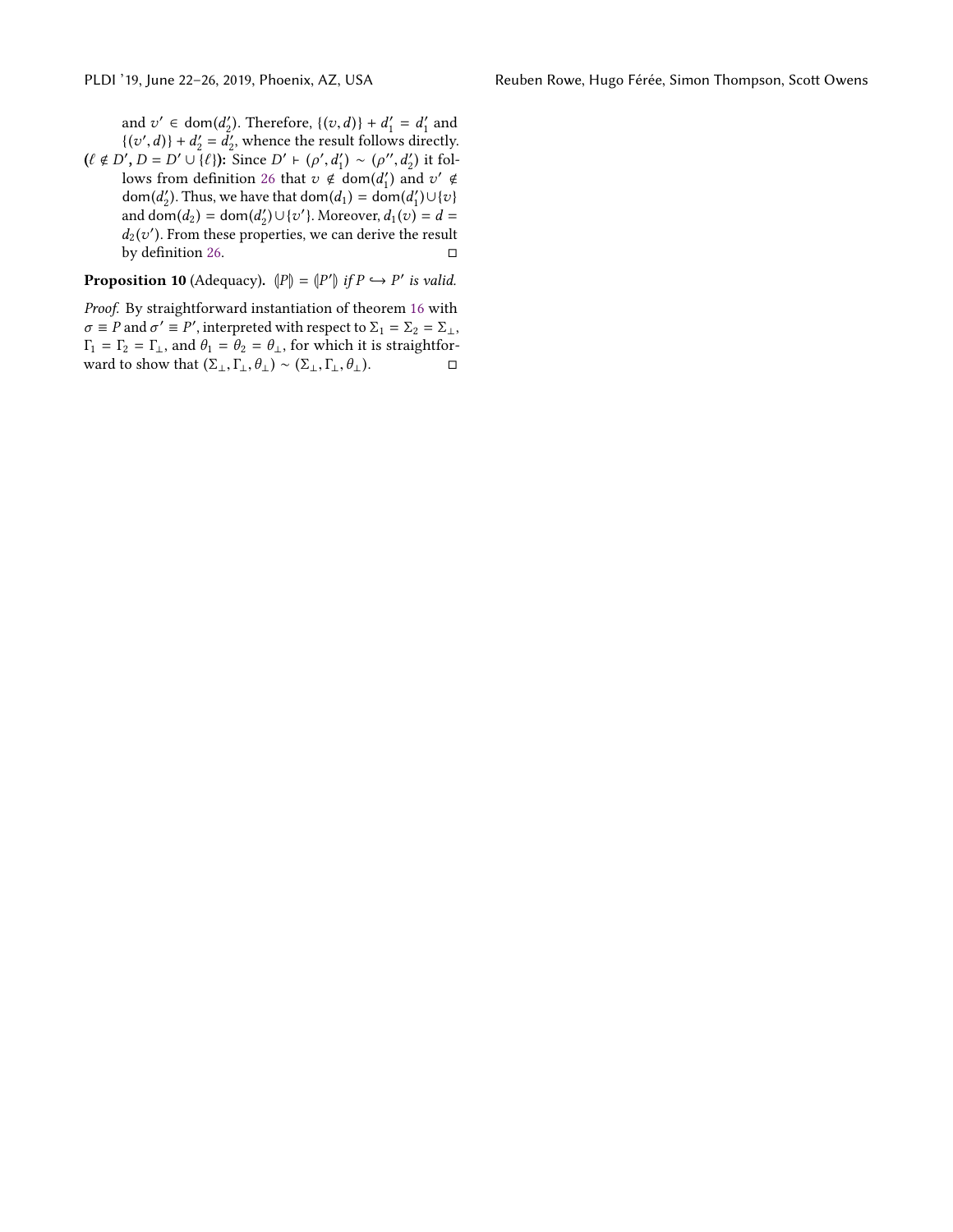and $v' \in \text{dom}(d'_2)$. Therefore, $\{(v, d)\} + d'_1 = d'_1$ and $\{(v', d)\} + d'_2 = d'_2$, whence the result follows directly.

**($\ell \notin D'$, $D = D' \cup \{\ell\}$):** Since $D' \vdash (\rho', d'_1) \sim (\rho'', d'_2)$ it follows from definition 26 that $v \notin \text{dom}(d'_1)$ and $v' \notin \text{dom}(d'_2)$. Thus, we have that $\text{dom}(d_1) = \text{dom}(d'_1) \cup \{v\}$ and $\text{dom}(d_2) = \text{dom}(d'_2) \cup \{v'\}$. Moreover, $d_1(v) = d = d_2(v')$. From these properties, we can derive the result by definition 26. ◻

**Proposition 10** (Adequacy). *$(\!|P|\!) = (\!|P'|\!)$ if $P \hookrightarrow P'$ is valid.*

*Proof.* By straightforward instantiation of theorem 16 with $\sigma \equiv P$ and $\sigma' \equiv P'$, interpreted with respect to $\Sigma_1 = \Sigma_2 = \Sigma_\perp$, $\Gamma_1 = \Gamma_2 = \Gamma_\perp$, and $\theta_1 = \theta_2 = \theta_\perp$, for which it is straightforward to show that $(\Sigma_\perp, \Gamma_\perp, \theta_\perp) \sim (\Sigma_\perp, \Gamma_\perp, \theta_\perp)$. ◻